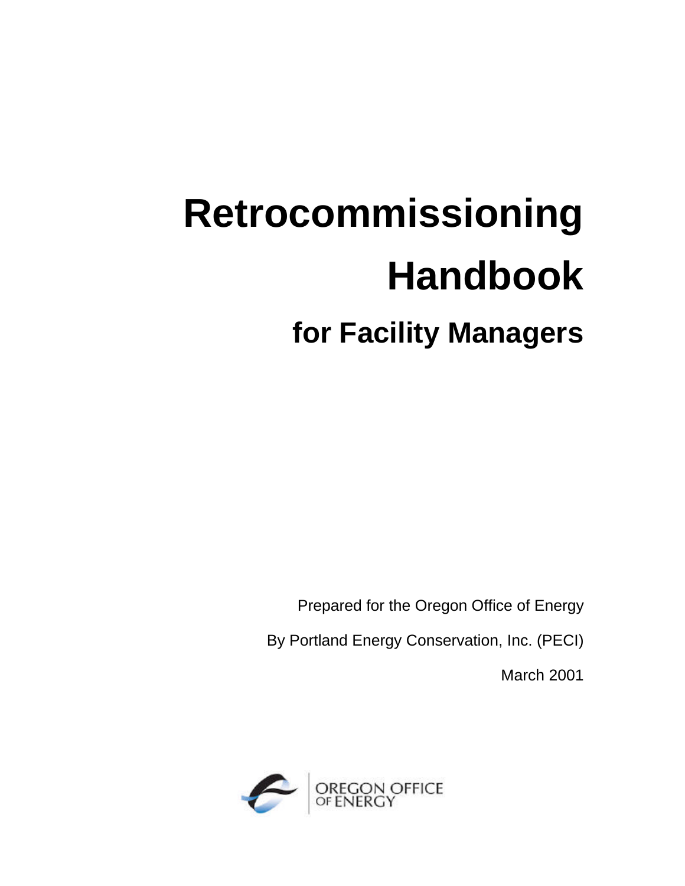# Retrocommissioning Handbook

## for Facility Managers

Prepared for the Oregon Office of Energy

By Portland Energy Conservation, Inc. (PECI)

March 2001

OREGON OFFICE OF ENERGY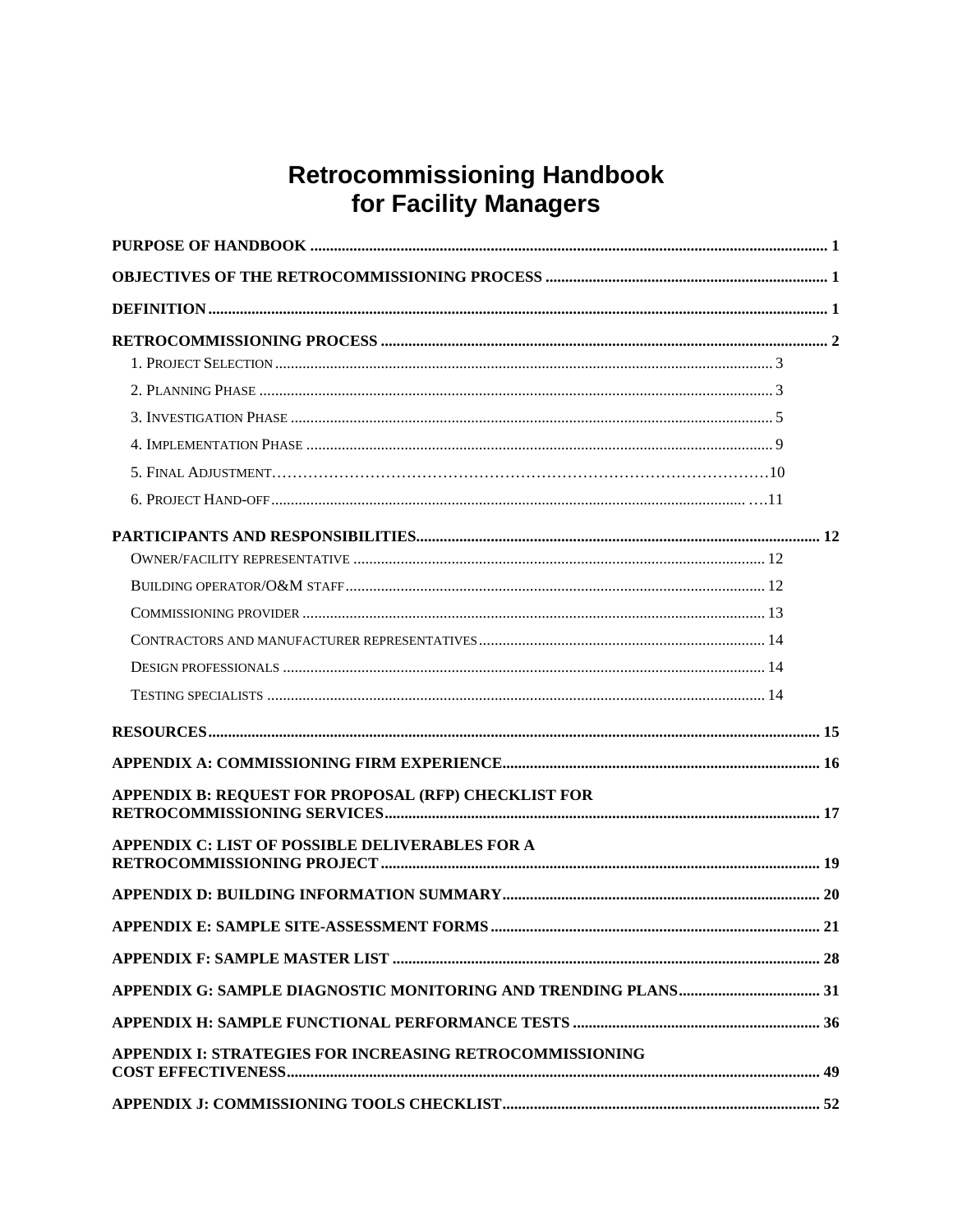# Retrocommissioning Handbook for Facility Managers

**PURPOSE OF HANDBOOK** ........................................................................................................ 1

**OBJECTIVES OF THE RETROCOMMISSIONING PROCESS** ........................................................ 1

**DEFINITION** ....................................................................................................................... 1

**RETROCOMMISSIONING PROCESS** ........................................................................................ 2

- 1. Project Selection ........................................................................................................ 3
- 2. Planning Phase ........................................................................................................... 3
- 3. Investigation Phase .................................................................................................... 5
- 4. Implementation Phase ................................................................................................ 9
- 5. Final Adjustment......................................................................................................10
- 6. Project Hand-off ......................................................................................................11

**PARTICIPANTS AND RESPONSIBILITIES** ................................................................................ 12

- Owner/facility representative ...................................................................................... 12
- Building operator/O&M staff ........................................................................................ 12
- Commissioning provider ............................................................................................. 13
- Contractors and manufacturer representatives ............................................................ 14
- Design professionals ................................................................................................... 14
- Testing specialists ...................................................................................................... 14

**RESOURCES** ....................................................................................................................... 15

**APPENDIX A: COMMISSIONING FIRM EXPERIENCE** ................................................................ 16

**APPENDIX B: REQUEST FOR PROPOSAL (RFP) CHECKLIST FOR RETROCOMMISSIONING SERVICES** ....................................................................................................................... 17

**APPENDIX C: LIST OF POSSIBLE DELIVERABLES FOR A RETROCOMMISSIONING PROJECT** ....................................................................................................................... 19

**APPENDIX D: BUILDING INFORMATION SUMMARY** ................................................................ 20

**APPENDIX E: SAMPLE SITE-ASSESSMENT FORMS** .................................................................. 21

**APPENDIX F: SAMPLE MASTER LIST** ....................................................................................... 28

**APPENDIX G: SAMPLE DIAGNOSTIC MONITORING AND TRENDING PLANS** ................................ 31

**APPENDIX H: SAMPLE FUNCTIONAL PERFORMANCE TESTS** ..................................................... 36

**APPENDIX I: STRATEGIES FOR INCREASING RETROCOMMISSIONING COST EFFECTIVENESS** ....................................................................................................................... 49

**APPENDIX J: COMMISSIONING TOOLS CHECKLIST** .................................................................. 52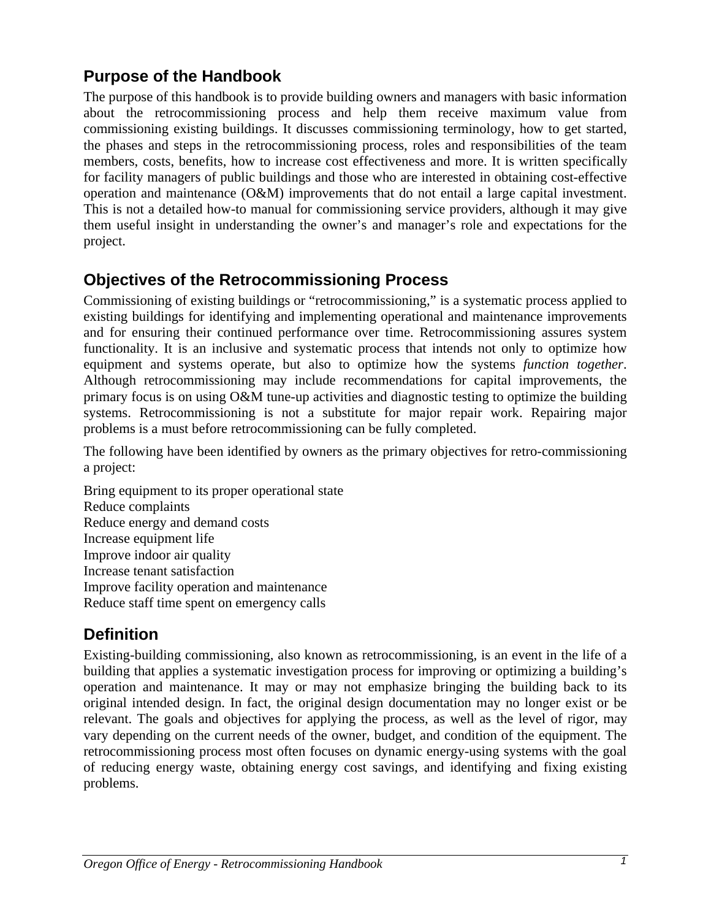## Purpose of the Handbook

The purpose of this handbook is to provide building owners and managers with basic information about the retrocommissioning process and help them receive maximum value from commissioning existing buildings. It discusses commissioning terminology, how to get started, the phases and steps in the retrocommissioning process, roles and responsibilities of the team members, costs, benefits, how to increase cost effectiveness and more. It is written specifically for facility managers of public buildings and those who are interested in obtaining cost-effective operation and maintenance (O&M) improvements that do not entail a large capital investment. This is not a detailed how-to manual for commissioning service providers, although it may give them useful insight in understanding the owner's and manager's role and expectations for the project.

## Objectives of the Retrocommissioning Process

Commissioning of existing buildings or "retrocommissioning," is a systematic process applied to existing buildings for identifying and implementing operational and maintenance improvements and for ensuring their continued performance over time. Retrocommissioning assures system functionality. It is an inclusive and systematic process that intends not only to optimize how equipment and systems operate, but also to optimize how the systems *function together*. Although retrocommissioning may include recommendations for capital improvements, the primary focus is on using O&M tune-up activities and diagnostic testing to optimize the building systems. Retrocommissioning is not a substitute for major repair work. Repairing major problems is a must before retrocommissioning can be fully completed.

The following have been identified by owners as the primary objectives for retro-commissioning a project:

Bring equipment to its proper operational state
Reduce complaints
Reduce energy and demand costs
Increase equipment life
Improve indoor air quality
Increase tenant satisfaction
Improve facility operation and maintenance
Reduce staff time spent on emergency calls

## Definition

Existing-building commissioning, also known as retrocommissioning, is an event in the life of a building that applies a systematic investigation process for improving or optimizing a building's operation and maintenance. It may or may not emphasize bringing the building back to its original intended design. In fact, the original design documentation may no longer exist or be relevant. The goals and objectives for applying the process, as well as the level of rigor, may vary depending on the current needs of the owner, budget, and condition of the equipment. The retrocommissioning process most often focuses on dynamic energy-using systems with the goal of reducing energy waste, obtaining energy cost savings, and identifying and fixing existing problems.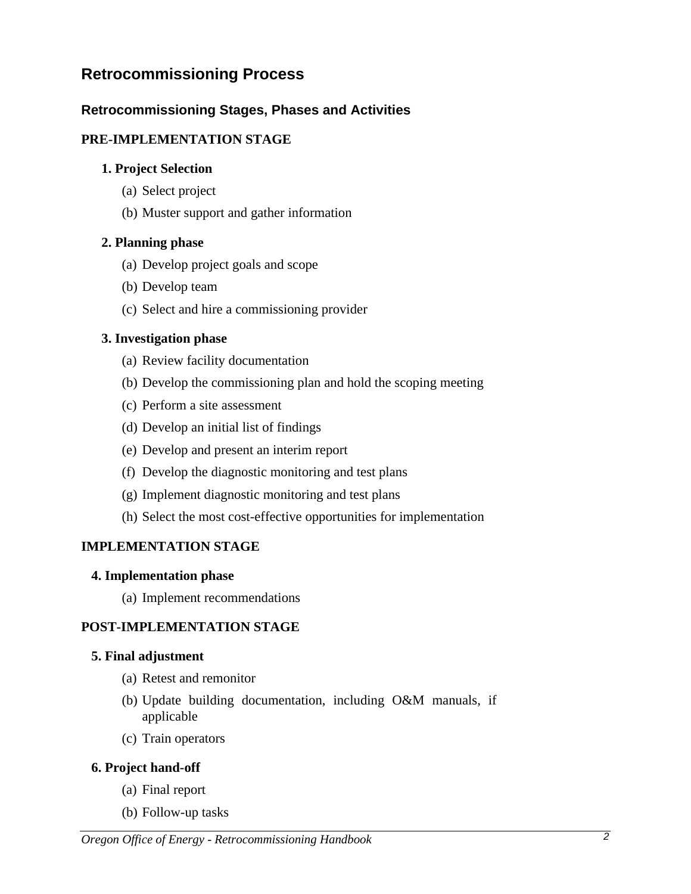## Retrocommissioning Process

### Retrocommissioning Stages, Phases and Activities

**PRE-IMPLEMENTATION STAGE**

**1. Project Selection**

(a) Select project

(b) Muster support and gather information

**2. Planning phase**

(a) Develop project goals and scope

(b) Develop team

(c) Select and hire a commissioning provider

**3. Investigation phase**

(a) Review facility documentation

(b) Develop the commissioning plan and hold the scoping meeting

(c) Perform a site assessment

(d) Develop an initial list of findings

(e) Develop and present an interim report

(f) Develop the diagnostic monitoring and test plans

(g) Implement diagnostic monitoring and test plans

(h) Select the most cost-effective opportunities for implementation

**IMPLEMENTATION STAGE**

**4. Implementation phase**

(a) Implement recommendations

**POST-IMPLEMENTATION STAGE**

**5. Final adjustment**

(a) Retest and remonitor

(b) Update building documentation, including O&M manuals, if applicable

(c) Train operators

**6. Project hand-off**

(a) Final report

(b) Follow-up tasks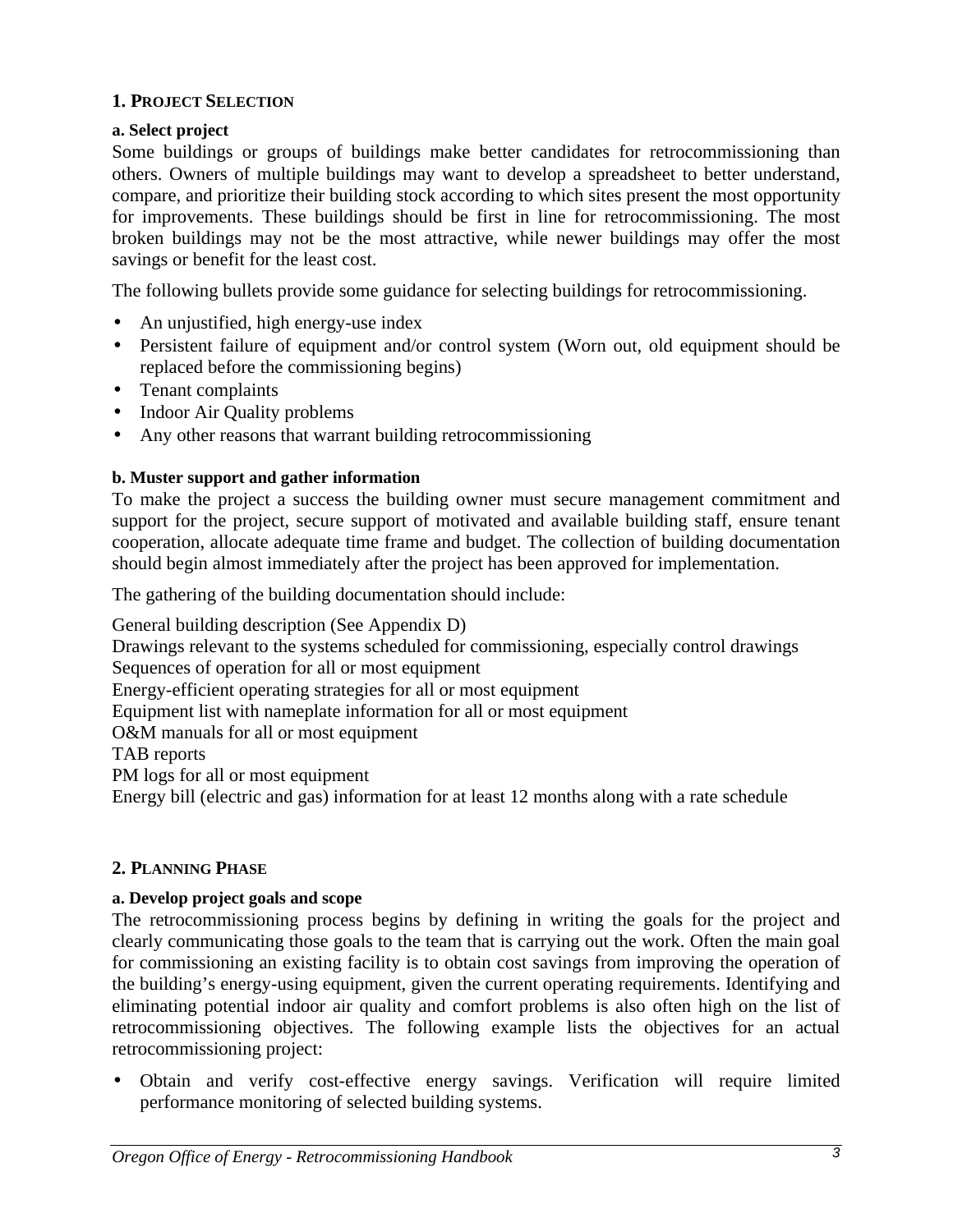## 1. Project Selection

### a. Select project

Some buildings or groups of buildings make better candidates for retrocommissioning than others. Owners of multiple buildings may want to develop a spreadsheet to better understand, compare, and prioritize their building stock according to which sites present the most opportunity for improvements. These buildings should be first in line for retrocommissioning. The most broken buildings may not be the most attractive, while newer buildings may offer the most savings or benefit for the least cost.

The following bullets provide some guidance for selecting buildings for retrocommissioning.

- An unjustified, high energy-use index
- Persistent failure of equipment and/or control system (Worn out, old equipment should be replaced before the commissioning begins)
- Tenant complaints
- Indoor Air Quality problems
- Any other reasons that warrant building retrocommissioning

### b. Muster support and gather information

To make the project a success the building owner must secure management commitment and support for the project, secure support of motivated and available building staff, ensure tenant cooperation, allocate adequate time frame and budget. The collection of building documentation should begin almost immediately after the project has been approved for implementation.

The gathering of the building documentation should include:

General building description (See Appendix D)
Drawings relevant to the systems scheduled for commissioning, especially control drawings
Sequences of operation for all or most equipment
Energy-efficient operating strategies for all or most equipment
Equipment list with nameplate information for all or most equipment
O&M manuals for all or most equipment
TAB reports
PM logs for all or most equipment
Energy bill (electric and gas) information for at least 12 months along with a rate schedule

## 2. Planning Phase

### a. Develop project goals and scope

The retrocommissioning process begins by defining in writing the goals for the project and clearly communicating those goals to the team that is carrying out the work. Often the main goal for commissioning an existing facility is to obtain cost savings from improving the operation of the building's energy-using equipment, given the current operating requirements. Identifying and eliminating potential indoor air quality and comfort problems is also often high on the list of retrocommissioning objectives. The following example lists the objectives for an actual retrocommissioning project:

- Obtain and verify cost-effective energy savings. Verification will require limited performance monitoring of selected building systems.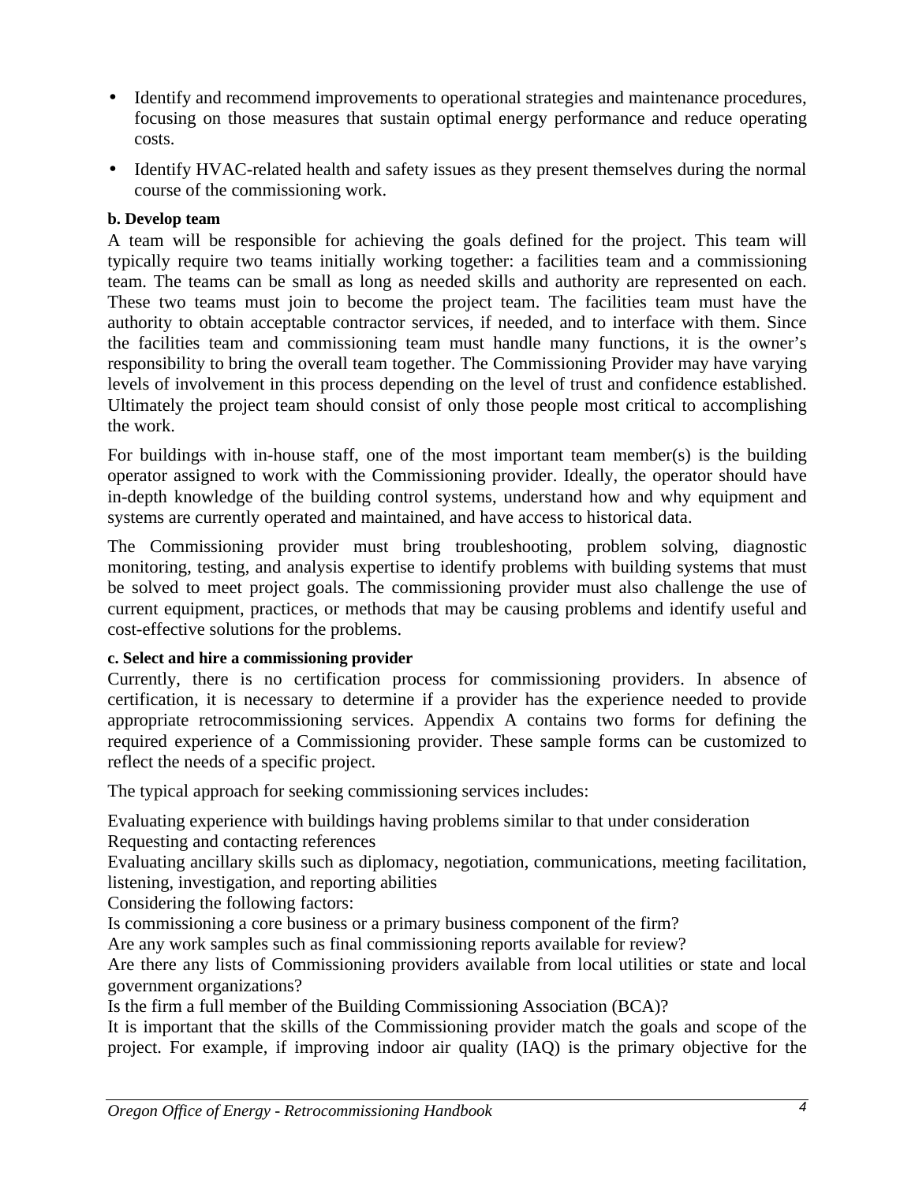- Identify and recommend improvements to operational strategies and maintenance procedures, focusing on those measures that sustain optimal energy performance and reduce operating costs.
- Identify HVAC-related health and safety issues as they present themselves during the normal course of the commissioning work.

**b. Develop team**

A team will be responsible for achieving the goals defined for the project. This team will typically require two teams initially working together: a facilities team and a commissioning team. The teams can be small as long as needed skills and authority are represented on each. These two teams must join to become the project team. The facilities team must have the authority to obtain acceptable contractor services, if needed, and to interface with them. Since the facilities team and commissioning team must handle many functions, it is the owner's responsibility to bring the overall team together. The Commissioning Provider may have varying levels of involvement in this process depending on the level of trust and confidence established. Ultimately the project team should consist of only those people most critical to accomplishing the work.

For buildings with in-house staff, one of the most important team member(s) is the building operator assigned to work with the Commissioning provider. Ideally, the operator should have in-depth knowledge of the building control systems, understand how and why equipment and systems are currently operated and maintained, and have access to historical data.

The Commissioning provider must bring troubleshooting, problem solving, diagnostic monitoring, testing, and analysis expertise to identify problems with building systems that must be solved to meet project goals. The commissioning provider must also challenge the use of current equipment, practices, or methods that may be causing problems and identify useful and cost-effective solutions for the problems.

**c. Select and hire a commissioning provider**

Currently, there is no certification process for commissioning providers. In absence of certification, it is necessary to determine if a provider has the experience needed to provide appropriate retrocommissioning services. Appendix A contains two forms for defining the required experience of a Commissioning provider. These sample forms can be customized to reflect the needs of a specific project.

The typical approach for seeking commissioning services includes:

Evaluating experience with buildings having problems similar to that under consideration
Requesting and contacting references
Evaluating ancillary skills such as diplomacy, negotiation, communications, meeting facilitation, listening, investigation, and reporting abilities
Considering the following factors:
Is commissioning a core business or a primary business component of the firm?
Are any work samples such as final commissioning reports available for review?
Are there any lists of Commissioning providers available from local utilities or state and local government organizations?
Is the firm a full member of the Building Commissioning Association (BCA)?
It is important that the skills of the Commissioning provider match the goals and scope of the project. For example, if improving indoor air quality (IAQ) is the primary objective for the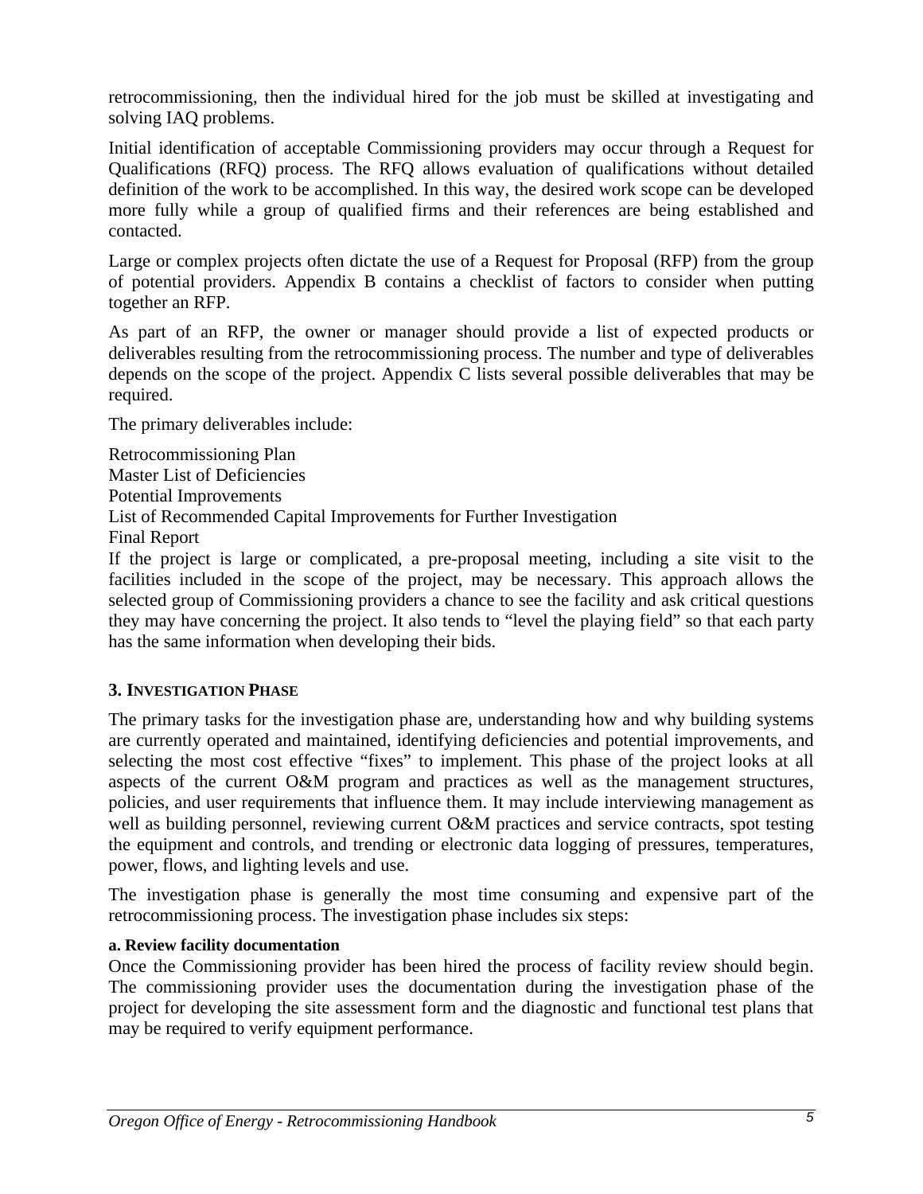retrocommissioning, then the individual hired for the job must be skilled at investigating and solving IAQ problems.

Initial identification of acceptable Commissioning providers may occur through a Request for Qualifications (RFQ) process. The RFQ allows evaluation of qualifications without detailed definition of the work to be accomplished. In this way, the desired work scope can be developed more fully while a group of qualified firms and their references are being established and contacted.

Large or complex projects often dictate the use of a Request for Proposal (RFP) from the group of potential providers. Appendix B contains a checklist of factors to consider when putting together an RFP.

As part of an RFP, the owner or manager should provide a list of expected products or deliverables resulting from the retrocommissioning process. The number and type of deliverables depends on the scope of the project. Appendix C lists several possible deliverables that may be required.

The primary deliverables include:

Retrocommissioning Plan  
Master List of Deficiencies  
Potential Improvements  
List of Recommended Capital Improvements for Further Investigation  
Final Report  
If the project is large or complicated, a pre-proposal meeting, including a site visit to the facilities included in the scope of the project, may be necessary. This approach allows the selected group of Commissioning providers a chance to see the facility and ask critical questions they may have concerning the project. It also tends to "level the playing field" so that each party has the same information when developing their bids.

### 3. Investigation Phase

The primary tasks for the investigation phase are, understanding how and why building systems are currently operated and maintained, identifying deficiencies and potential improvements, and selecting the most cost effective "fixes" to implement. This phase of the project looks at all aspects of the current O&M program and practices as well as the management structures, policies, and user requirements that influence them. It may include interviewing management as well as building personnel, reviewing current O&M practices and service contracts, spot testing the equipment and controls, and trending or electronic data logging of pressures, temperatures, power, flows, and lighting levels and use.

The investigation phase is generally the most time consuming and expensive part of the retrocommissioning process. The investigation phase includes six steps:

#### a. Review facility documentation

Once the Commissioning provider has been hired the process of facility review should begin. The commissioning provider uses the documentation during the investigation phase of the project for developing the site assessment form and the diagnostic and functional test plans that may be required to verify equipment performance.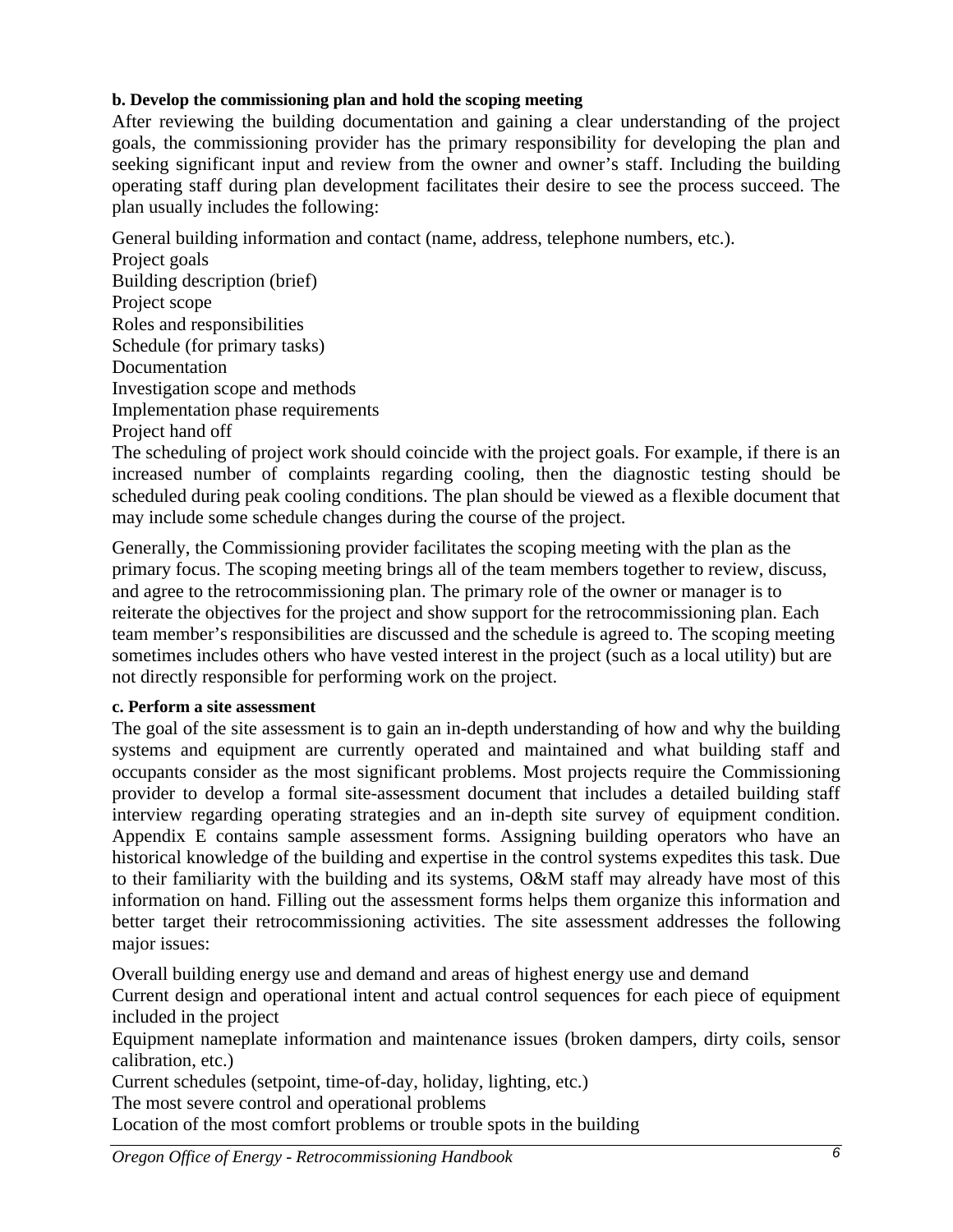**b. Develop the commissioning plan and hold the scoping meeting**

After reviewing the building documentation and gaining a clear understanding of the project goals, the commissioning provider has the primary responsibility for developing the plan and seeking significant input and review from the owner and owner's staff. Including the building operating staff during plan development facilitates their desire to see the process succeed. The plan usually includes the following:

- General building information and contact (name, address, telephone numbers, etc.).
- Project goals
- Building description (brief)
- Project scope
- Roles and responsibilities
- Schedule (for primary tasks)
- Documentation
- Investigation scope and methods
- Implementation phase requirements
- Project hand off

The scheduling of project work should coincide with the project goals. For example, if there is an increased number of complaints regarding cooling, then the diagnostic testing should be scheduled during peak cooling conditions. The plan should be viewed as a flexible document that may include some schedule changes during the course of the project.

Generally, the Commissioning provider facilitates the scoping meeting with the plan as the primary focus. The scoping meeting brings all of the team members together to review, discuss, and agree to the retrocommissioning plan. The primary role of the owner or manager is to reiterate the objectives for the project and show support for the retrocommissioning plan. Each team member's responsibilities are discussed and the schedule is agreed to. The scoping meeting sometimes includes others who have vested interest in the project (such as a local utility) but are not directly responsible for performing work on the project.

**c. Perform a site assessment**

The goal of the site assessment is to gain an in-depth understanding of how and why the building systems and equipment are currently operated and maintained and what building staff and occupants consider as the most significant problems. Most projects require the Commissioning provider to develop a formal site-assessment document that includes a detailed building staff interview regarding operating strategies and an in-depth site survey of equipment condition. Appendix E contains sample assessment forms. Assigning building operators who have an historical knowledge of the building and expertise in the control systems expedites this task. Due to their familiarity with the building and its systems, O&M staff may already have most of this information on hand. Filling out the assessment forms helps them organize this information and better target their retrocommissioning activities. The site assessment addresses the following major issues:

- Overall building energy use and demand and areas of highest energy use and demand
- Current design and operational intent and actual control sequences for each piece of equipment included in the project
- Equipment nameplate information and maintenance issues (broken dampers, dirty coils, sensor calibration, etc.)
- Current schedules (setpoint, time-of-day, holiday, lighting, etc.)
- The most severe control and operational problems
- Location of the most comfort problems or trouble spots in the building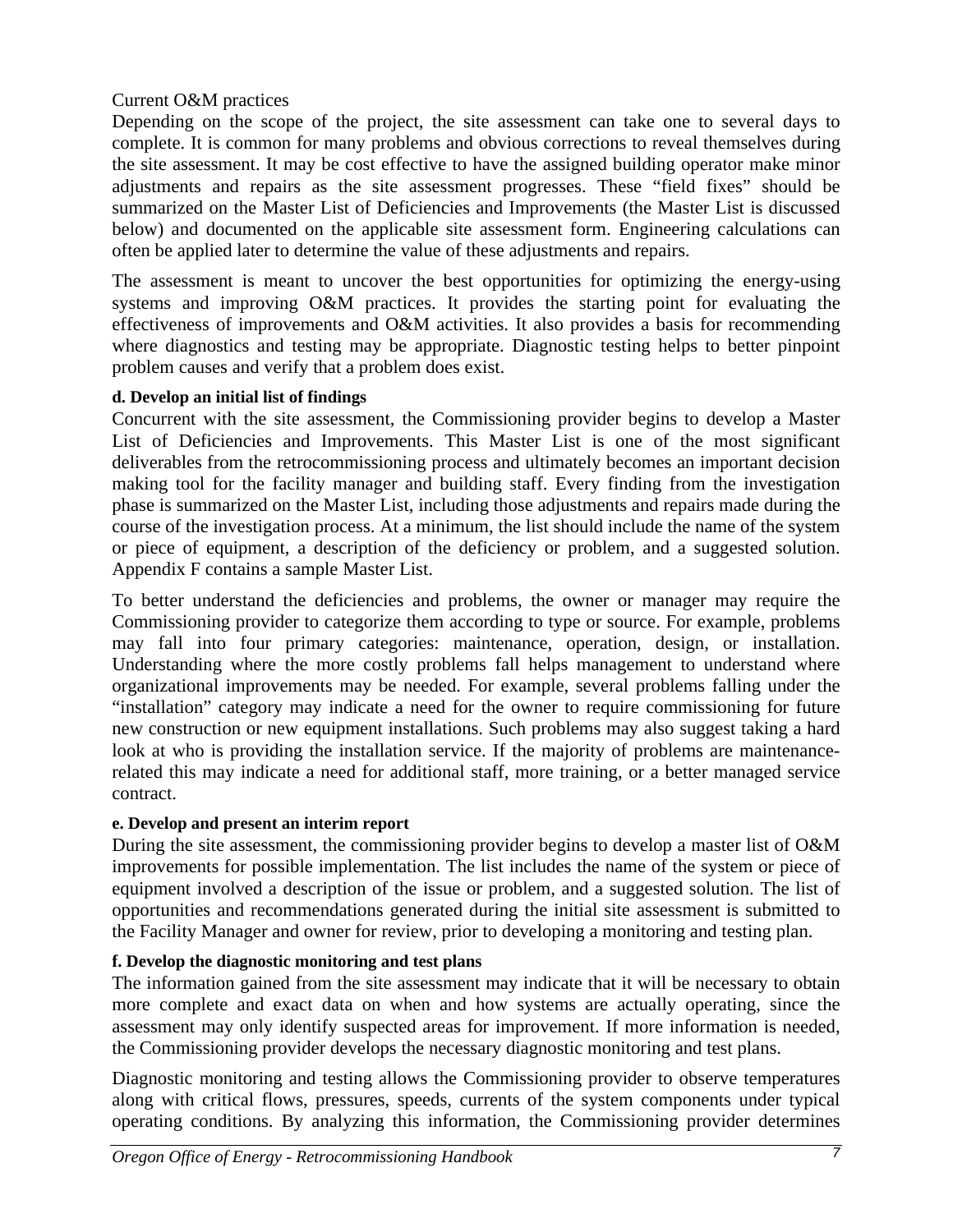Current O&M practices

Depending on the scope of the project, the site assessment can take one to several days to complete. It is common for many problems and obvious corrections to reveal themselves during the site assessment. It may be cost effective to have the assigned building operator make minor adjustments and repairs as the site assessment progresses. These "field fixes" should be summarized on the Master List of Deficiencies and Improvements (the Master List is discussed below) and documented on the applicable site assessment form. Engineering calculations can often be applied later to determine the value of these adjustments and repairs.

The assessment is meant to uncover the best opportunities for optimizing the energy-using systems and improving O&M practices. It provides the starting point for evaluating the effectiveness of improvements and O&M activities. It also provides a basis for recommending where diagnostics and testing may be appropriate. Diagnostic testing helps to better pinpoint problem causes and verify that a problem does exist.

**d. Develop an initial list of findings**

Concurrent with the site assessment, the Commissioning provider begins to develop a Master List of Deficiencies and Improvements. This Master List is one of the most significant deliverables from the retrocommissioning process and ultimately becomes an important decision making tool for the facility manager and building staff. Every finding from the investigation phase is summarized on the Master List, including those adjustments and repairs made during the course of the investigation process. At a minimum, the list should include the name of the system or piece of equipment, a description of the deficiency or problem, and a suggested solution. Appendix F contains a sample Master List.

To better understand the deficiencies and problems, the owner or manager may require the Commissioning provider to categorize them according to type or source. For example, problems may fall into four primary categories: maintenance, operation, design, or installation. Understanding where the more costly problems fall helps management to understand where organizational improvements may be needed. For example, several problems falling under the "installation" category may indicate a need for the owner to require commissioning for future new construction or new equipment installations. Such problems may also suggest taking a hard look at who is providing the installation service. If the majority of problems are maintenance-related this may indicate a need for additional staff, more training, or a better managed service contract.

**e. Develop and present an interim report**

During the site assessment, the commissioning provider begins to develop a master list of O&M improvements for possible implementation. The list includes the name of the system or piece of equipment involved a description of the issue or problem, and a suggested solution. The list of opportunities and recommendations generated during the initial site assessment is submitted to the Facility Manager and owner for review, prior to developing a monitoring and testing plan.

**f. Develop the diagnostic monitoring and test plans**

The information gained from the site assessment may indicate that it will be necessary to obtain more complete and exact data on when and how systems are actually operating, since the assessment may only identify suspected areas for improvement. If more information is needed, the Commissioning provider develops the necessary diagnostic monitoring and test plans.

Diagnostic monitoring and testing allows the Commissioning provider to observe temperatures along with critical flows, pressures, speeds, currents of the system components under typical operating conditions. By analyzing this information, the Commissioning provider determines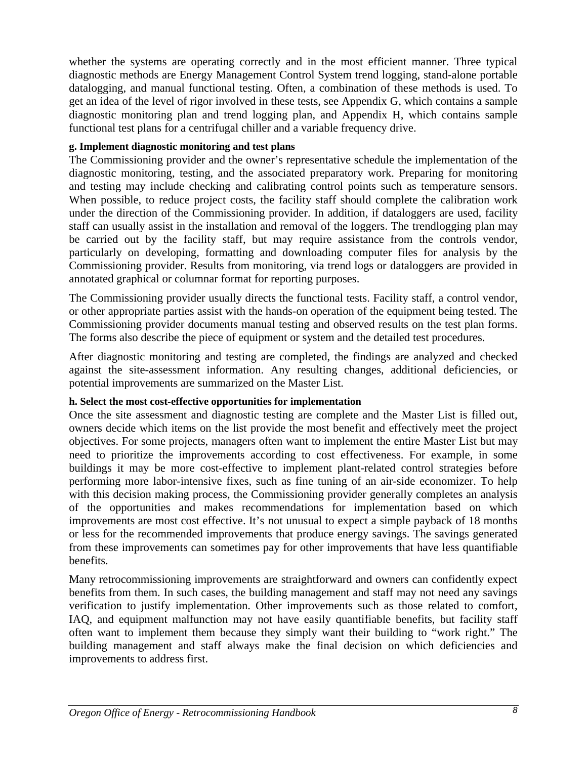whether the systems are operating correctly and in the most efficient manner. Three typical diagnostic methods are Energy Management Control System trend logging, stand-alone portable datalogging, and manual functional testing. Often, a combination of these methods is used. To get an idea of the level of rigor involved in these tests, see Appendix G, which contains a sample diagnostic monitoring plan and trend logging plan, and Appendix H, which contains sample functional test plans for a centrifugal chiller and a variable frequency drive.

**g. Implement diagnostic monitoring and test plans**

The Commissioning provider and the owner's representative schedule the implementation of the diagnostic monitoring, testing, and the associated preparatory work. Preparing for monitoring and testing may include checking and calibrating control points such as temperature sensors. When possible, to reduce project costs, the facility staff should complete the calibration work under the direction of the Commissioning provider. In addition, if dataloggers are used, facility staff can usually assist in the installation and removal of the loggers. The trendlogging plan may be carried out by the facility staff, but may require assistance from the controls vendor, particularly on developing, formatting and downloading computer files for analysis by the Commissioning provider. Results from monitoring, via trend logs or dataloggers are provided in annotated graphical or columnar format for reporting purposes.

The Commissioning provider usually directs the functional tests. Facility staff, a control vendor, or other appropriate parties assist with the hands-on operation of the equipment being tested. The Commissioning provider documents manual testing and observed results on the test plan forms. The forms also describe the piece of equipment or system and the detailed test procedures.

After diagnostic monitoring and testing are completed, the findings are analyzed and checked against the site-assessment information. Any resulting changes, additional deficiencies, or potential improvements are summarized on the Master List.

**h. Select the most cost-effective opportunities for implementation**

Once the site assessment and diagnostic testing are complete and the Master List is filled out, owners decide which items on the list provide the most benefit and effectively meet the project objectives. For some projects, managers often want to implement the entire Master List but may need to prioritize the improvements according to cost effectiveness. For example, in some buildings it may be more cost-effective to implement plant-related control strategies before performing more labor-intensive fixes, such as fine tuning of an air-side economizer. To help with this decision making process, the Commissioning provider generally completes an analysis of the opportunities and makes recommendations for implementation based on which improvements are most cost effective. It's not unusual to expect a simple payback of 18 months or less for the recommended improvements that produce energy savings. The savings generated from these improvements can sometimes pay for other improvements that have less quantifiable benefits.

Many retrocommissioning improvements are straightforward and owners can confidently expect benefits from them. In such cases, the building management and staff may not need any savings verification to justify implementation. Other improvements such as those related to comfort, IAQ, and equipment malfunction may not have easily quantifiable benefits, but facility staff often want to implement them because they simply want their building to "work right." The building management and staff always make the final decision on which deficiencies and improvements to address first.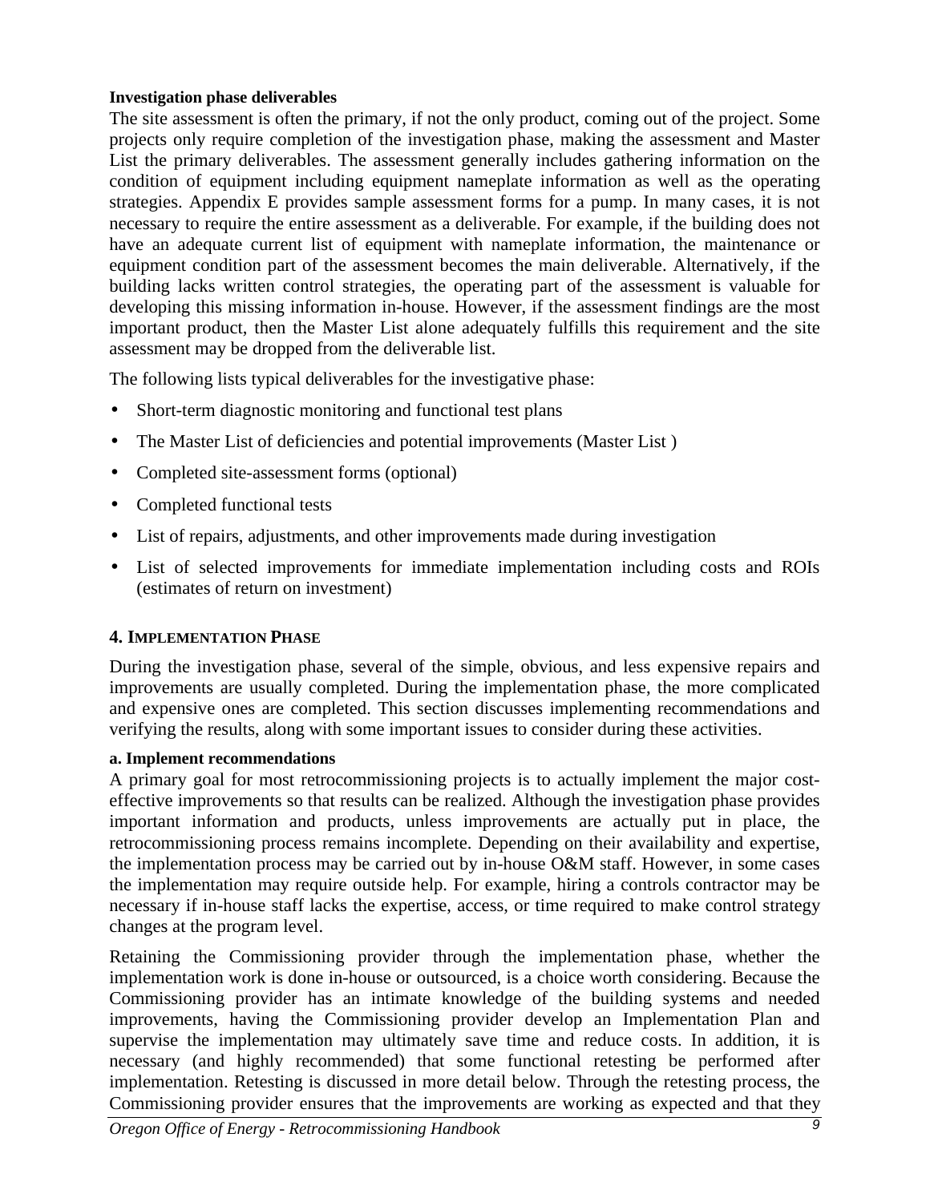**Investigation phase deliverables**

The site assessment is often the primary, if not the only product, coming out of the project. Some projects only require completion of the investigation phase, making the assessment and Master List the primary deliverables. The assessment generally includes gathering information on the condition of equipment including equipment nameplate information as well as the operating strategies. Appendix E provides sample assessment forms for a pump. In many cases, it is not necessary to require the entire assessment as a deliverable. For example, if the building does not have an adequate current list of equipment with nameplate information, the maintenance or equipment condition part of the assessment becomes the main deliverable. Alternatively, if the building lacks written control strategies, the operating part of the assessment is valuable for developing this missing information in-house. However, if the assessment findings are the most important product, then the Master List alone adequately fulfills this requirement and the site assessment may be dropped from the deliverable list.

The following lists typical deliverables for the investigative phase:

- Short-term diagnostic monitoring and functional test plans
- The Master List of deficiencies and potential improvements (Master List )
- Completed site-assessment forms (optional)
- Completed functional tests
- List of repairs, adjustments, and other improvements made during investigation
- List of selected improvements for immediate implementation including costs and ROIs (estimates of return on investment)

## 4. Implementation Phase

During the investigation phase, several of the simple, obvious, and less expensive repairs and improvements are usually completed. During the implementation phase, the more complicated and expensive ones are completed. This section discusses implementing recommendations and verifying the results, along with some important issues to consider during these activities.

**a. Implement recommendations**

A primary goal for most retrocommissioning projects is to actually implement the major cost-effective improvements so that results can be realized. Although the investigation phase provides important information and products, unless improvements are actually put in place, the retrocommissioning process remains incomplete. Depending on their availability and expertise, the implementation process may be carried out by in-house O&M staff. However, in some cases the implementation may require outside help. For example, hiring a controls contractor may be necessary if in-house staff lacks the expertise, access, or time required to make control strategy changes at the program level.

Retaining the Commissioning provider through the implementation phase, whether the implementation work is done in-house or outsourced, is a choice worth considering. Because the Commissioning provider has an intimate knowledge of the building systems and needed improvements, having the Commissioning provider develop an Implementation Plan and supervise the implementation may ultimately save time and reduce costs. In addition, it is necessary (and highly recommended) that some functional retesting be performed after implementation. Retesting is discussed in more detail below. Through the retesting process, the Commissioning provider ensures that the improvements are working as expected and that they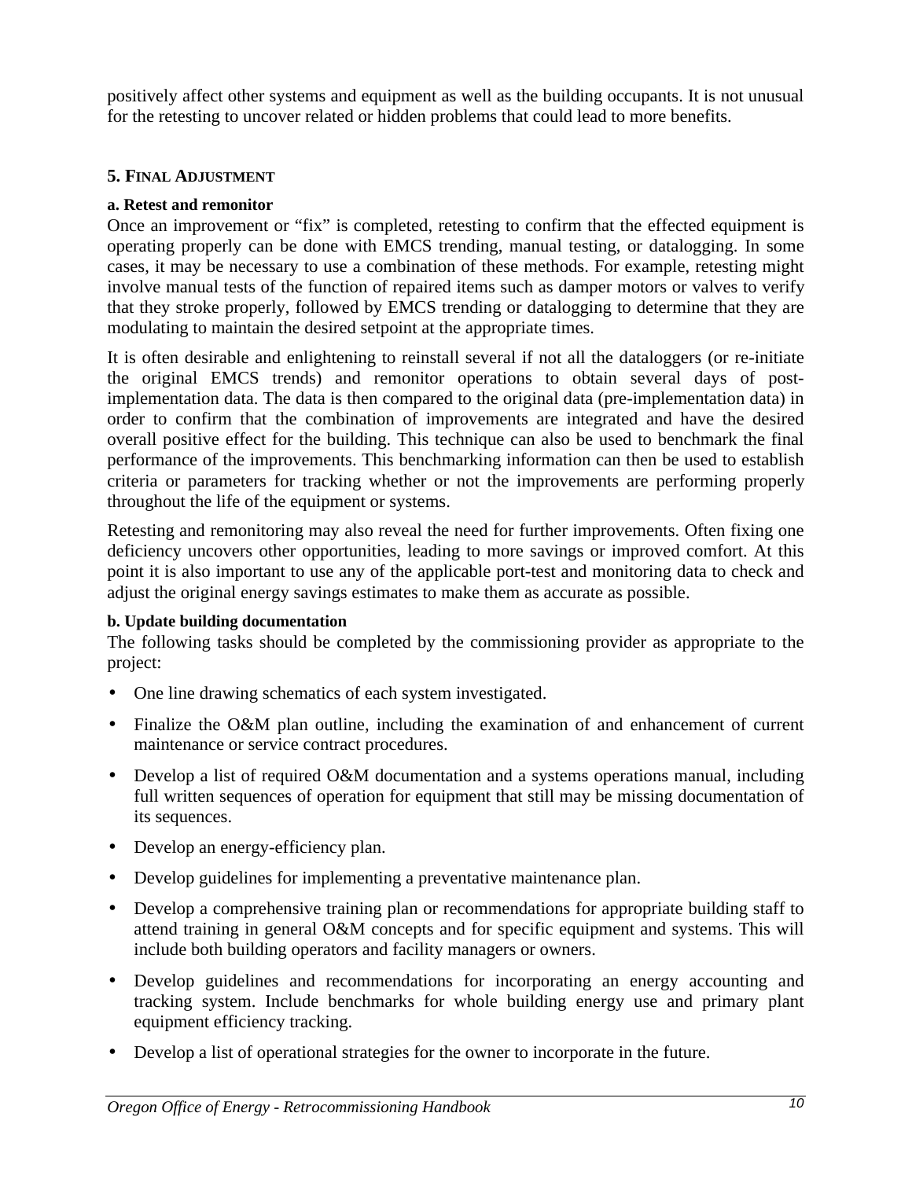positively affect other systems and equipment as well as the building occupants. It is not unusual for the retesting to uncover related or hidden problems that could lead to more benefits.

### 5. Final Adjustment

**a. Retest and remonitor**

Once an improvement or "fix" is completed, retesting to confirm that the effected equipment is operating properly can be done with EMCS trending, manual testing, or datalogging. In some cases, it may be necessary to use a combination of these methods. For example, retesting might involve manual tests of the function of repaired items such as damper motors or valves to verify that they stroke properly, followed by EMCS trending or datalogging to determine that they are modulating to maintain the desired setpoint at the appropriate times.

It is often desirable and enlightening to reinstall several if not all the dataloggers (or re-initiate the original EMCS trends) and remonitor operations to obtain several days of post-implementation data. The data is then compared to the original data (pre-implementation data) in order to confirm that the combination of improvements are integrated and have the desired overall positive effect for the building. This technique can also be used to benchmark the final performance of the improvements. This benchmarking information can then be used to establish criteria or parameters for tracking whether or not the improvements are performing properly throughout the life of the equipment or systems.

Retesting and remonitoring may also reveal the need for further improvements. Often fixing one deficiency uncovers other opportunities, leading to more savings or improved comfort. At this point it is also important to use any of the applicable port-test and monitoring data to check and adjust the original energy savings estimates to make them as accurate as possible.

**b. Update building documentation**

The following tasks should be completed by the commissioning provider as appropriate to the project:

- One line drawing schematics of each system investigated.
- Finalize the O&M plan outline, including the examination of and enhancement of current maintenance or service contract procedures.
- Develop a list of required O&M documentation and a systems operations manual, including full written sequences of operation for equipment that still may be missing documentation of its sequences.
- Develop an energy-efficiency plan.
- Develop guidelines for implementing a preventative maintenance plan.
- Develop a comprehensive training plan or recommendations for appropriate building staff to attend training in general O&M concepts and for specific equipment and systems. This will include both building operators and facility managers or owners.
- Develop guidelines and recommendations for incorporating an energy accounting and tracking system. Include benchmarks for whole building energy use and primary plant equipment efficiency tracking.
- Develop a list of operational strategies for the owner to incorporate in the future.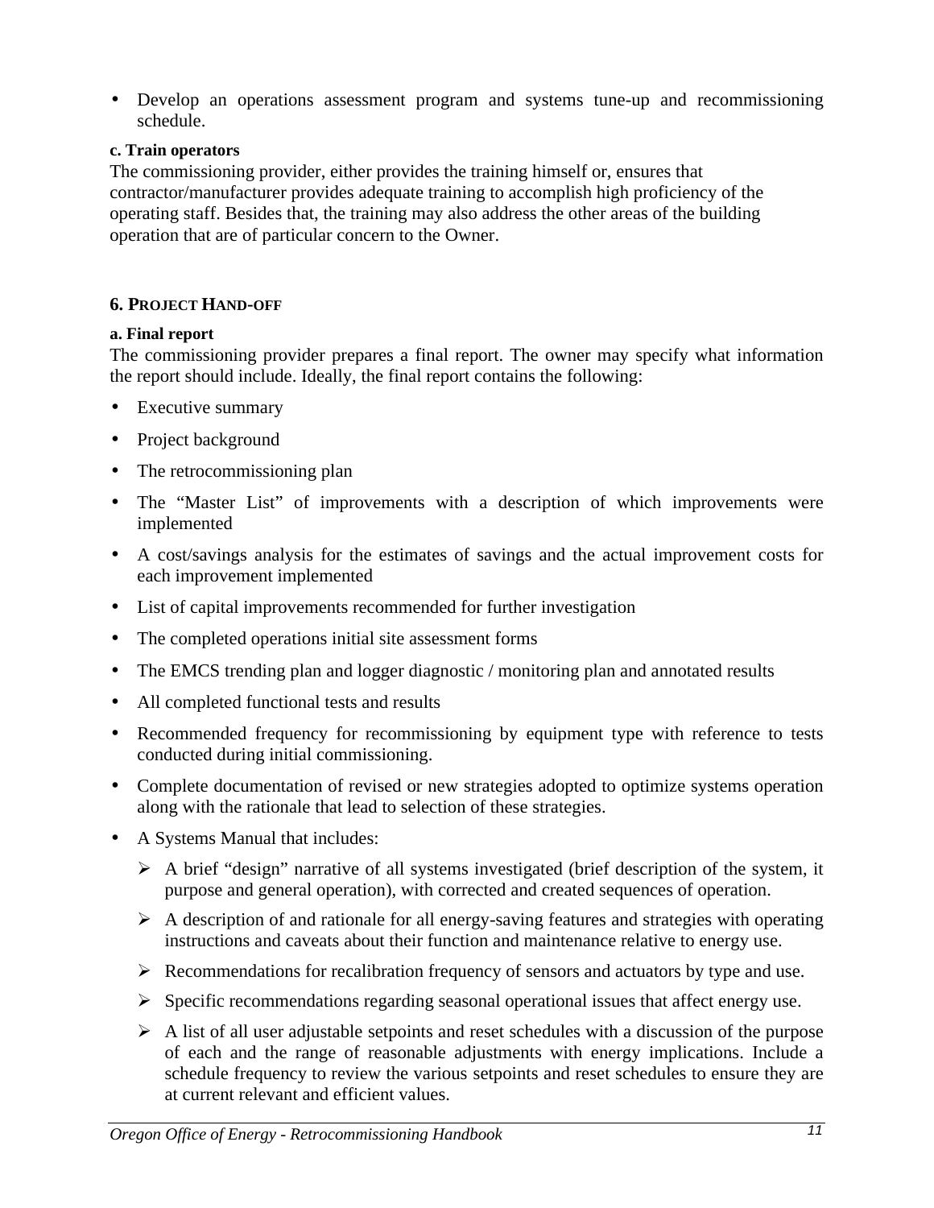- Develop an operations assessment program and systems tune-up and recommissioning schedule.

**c. Train operators**

The commissioning provider, either provides the training himself or, ensures that contractor/manufacturer provides adequate training to accomplish high proficiency of the operating staff. Besides that, the training may also address the other areas of the building operation that are of particular concern to the Owner.

## 6. Project Hand-off

**a. Final report**

The commissioning provider prepares a final report. The owner may specify what information the report should include. Ideally, the final report contains the following:

- Executive summary
- Project background
- The retrocommissioning plan
- The "Master List" of improvements with a description of which improvements were implemented
- A cost/savings analysis for the estimates of savings and the actual improvement costs for each improvement implemented
- List of capital improvements recommended for further investigation
- The completed operations initial site assessment forms
- The EMCS trending plan and logger diagnostic / monitoring plan and annotated results
- All completed functional tests and results
- Recommended frequency for recommissioning by equipment type with reference to tests conducted during initial commissioning.
- Complete documentation of revised or new strategies adopted to optimize systems operation along with the rationale that lead to selection of these strategies.
- A Systems Manual that includes:
    - A brief "design" narrative of all systems investigated (brief description of the system, it purpose and general operation), with corrected and created sequences of operation.
    - A description of and rationale for all energy-saving features and strategies with operating instructions and caveats about their function and maintenance relative to energy use.
    - Recommendations for recalibration frequency of sensors and actuators by type and use.
    - Specific recommendations regarding seasonal operational issues that affect energy use.
    - A list of all user adjustable setpoints and reset schedules with a discussion of the purpose of each and the range of reasonable adjustments with energy implications. Include a schedule frequency to review the various setpoints and reset schedules to ensure they are at current relevant and efficient values.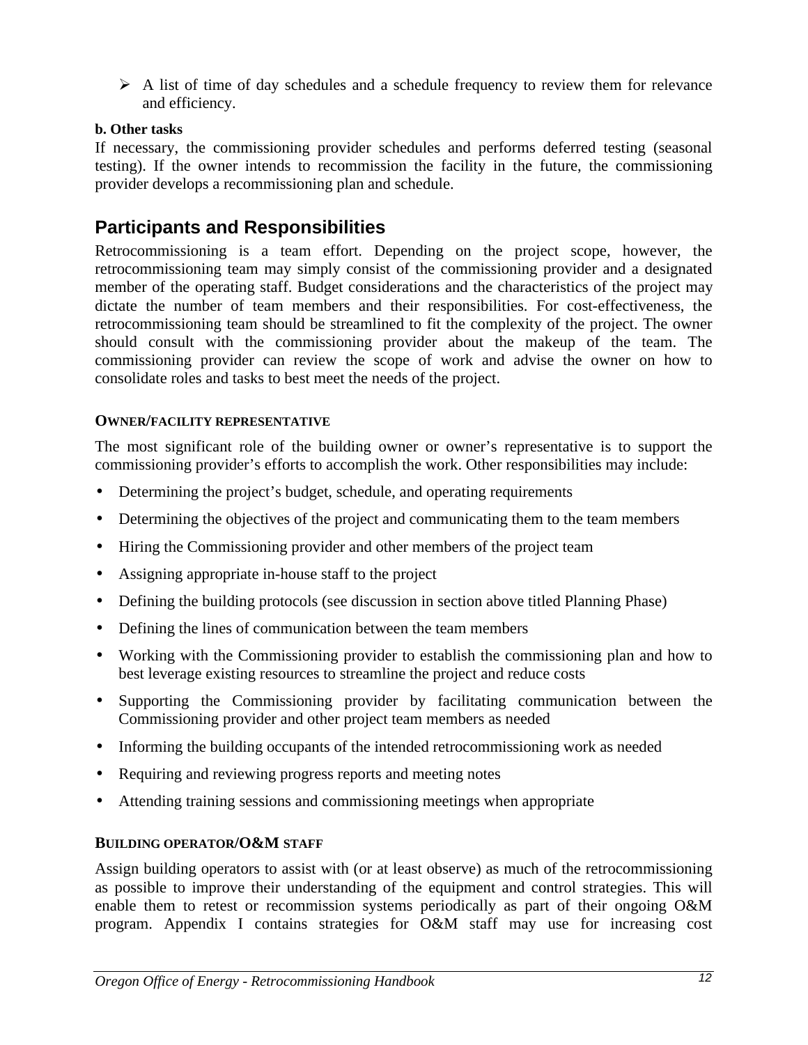- A list of time of day schedules and a schedule frequency to review them for relevance and efficiency.

**b. Other tasks**

If necessary, the commissioning provider schedules and performs deferred testing (seasonal testing). If the owner intends to recommission the facility in the future, the commissioning provider develops a recommissioning plan and schedule.

## Participants and Responsibilities

Retrocommissioning is a team effort. Depending on the project scope, however, the retrocommissioning team may simply consist of the commissioning provider and a designated member of the operating staff. Budget considerations and the characteristics of the project may dictate the number of team members and their responsibilities. For cost-effectiveness, the retrocommissioning team should be streamlined to fit the complexity of the project. The owner should consult with the commissioning provider about the makeup of the team. The commissioning provider can review the scope of work and advise the owner on how to consolidate roles and tasks to best meet the needs of the project.

### OWNER/FACILITY REPRESENTATIVE

The most significant role of the building owner or owner's representative is to support the commissioning provider's efforts to accomplish the work. Other responsibilities may include:

- Determining the project's budget, schedule, and operating requirements
- Determining the objectives of the project and communicating them to the team members
- Hiring the Commissioning provider and other members of the project team
- Assigning appropriate in-house staff to the project
- Defining the building protocols (see discussion in section above titled Planning Phase)
- Defining the lines of communication between the team members
- Working with the Commissioning provider to establish the commissioning plan and how to best leverage existing resources to streamline the project and reduce costs
- Supporting the Commissioning provider by facilitating communication between the Commissioning provider and other project team members as needed
- Informing the building occupants of the intended retrocommissioning work as needed
- Requiring and reviewing progress reports and meeting notes
- Attending training sessions and commissioning meetings when appropriate

### BUILDING OPERATOR/O&M STAFF

Assign building operators to assist with (or at least observe) as much of the retrocommissioning as possible to improve their understanding of the equipment and control strategies. This will enable them to retest or recommission systems periodically as part of their ongoing O&M program. Appendix I contains strategies for O&M staff may use for increasing cost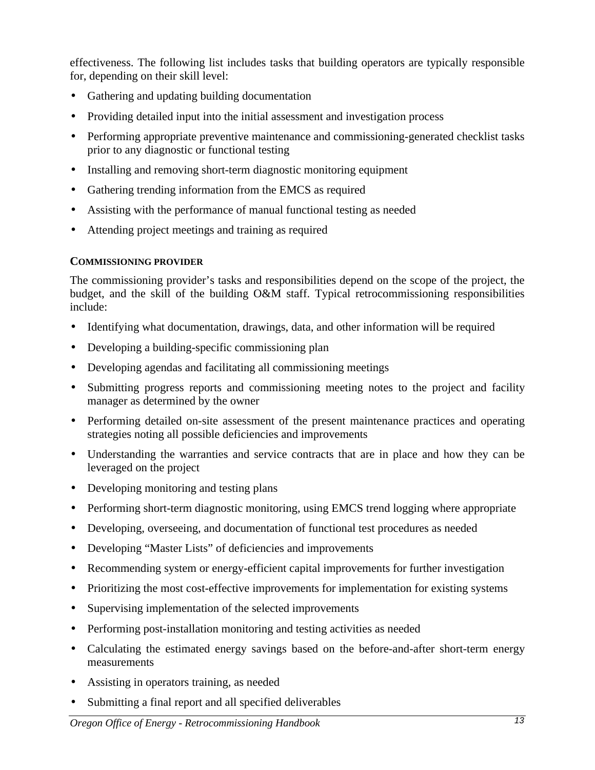effectiveness. The following list includes tasks that building operators are typically responsible for, depending on their skill level:

- Gathering and updating building documentation
- Providing detailed input into the initial assessment and investigation process
- Performing appropriate preventive maintenance and commissioning-generated checklist tasks prior to any diagnostic or functional testing
- Installing and removing short-term diagnostic monitoring equipment
- Gathering trending information from the EMCS as required
- Assisting with the performance of manual functional testing as needed
- Attending project meetings and training as required

#### COMMISSIONING PROVIDER

The commissioning provider's tasks and responsibilities depend on the scope of the project, the budget, and the skill of the building O&M staff. Typical retrocommissioning responsibilities include:

- Identifying what documentation, drawings, data, and other information will be required
- Developing a building-specific commissioning plan
- Developing agendas and facilitating all commissioning meetings
- Submitting progress reports and commissioning meeting notes to the project and facility manager as determined by the owner
- Performing detailed on-site assessment of the present maintenance practices and operating strategies noting all possible deficiencies and improvements
- Understanding the warranties and service contracts that are in place and how they can be leveraged on the project
- Developing monitoring and testing plans
- Performing short-term diagnostic monitoring, using EMCS trend logging where appropriate
- Developing, overseeing, and documentation of functional test procedures as needed
- Developing "Master Lists" of deficiencies and improvements
- Recommending system or energy-efficient capital improvements for further investigation
- Prioritizing the most cost-effective improvements for implementation for existing systems
- Supervising implementation of the selected improvements
- Performing post-installation monitoring and testing activities as needed
- Calculating the estimated energy savings based on the before-and-after short-term energy measurements
- Assisting in operators training, as needed
- Submitting a final report and all specified deliverables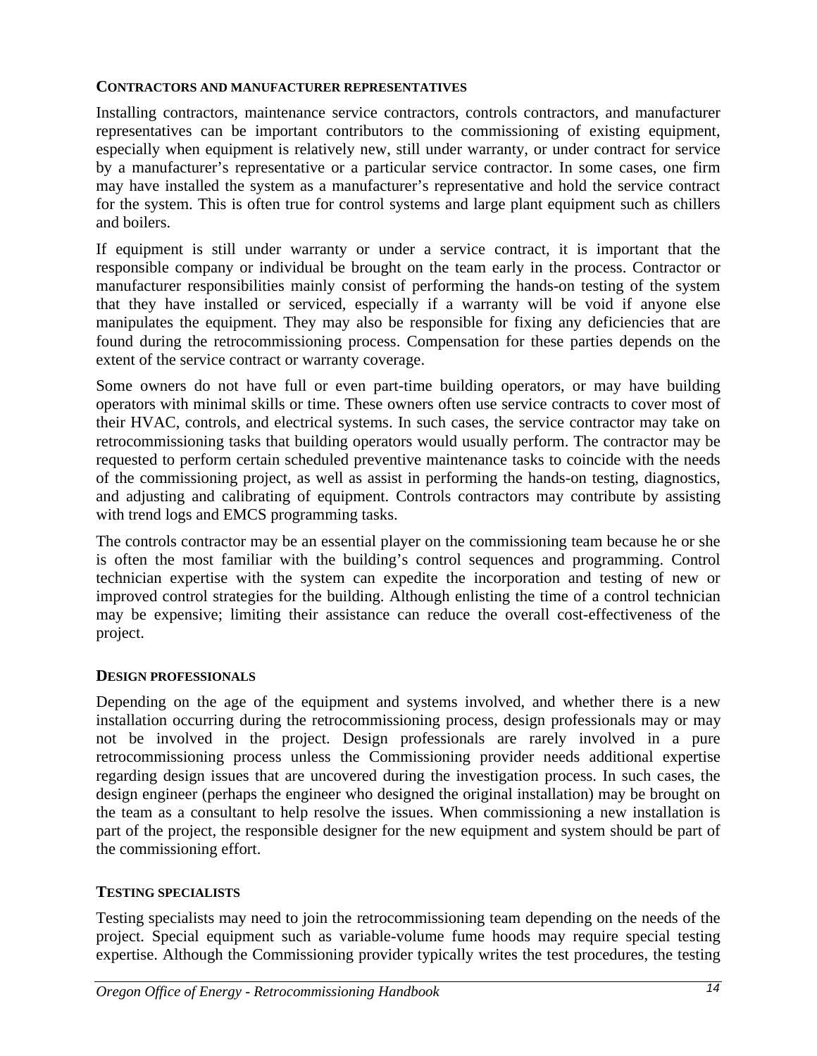### CONTRACTORS AND MANUFACTURER REPRESENTATIVES

Installing contractors, maintenance service contractors, controls contractors, and manufacturer representatives can be important contributors to the commissioning of existing equipment, especially when equipment is relatively new, still under warranty, or under contract for service by a manufacturer's representative or a particular service contractor. In some cases, one firm may have installed the system as a manufacturer's representative and hold the service contract for the system. This is often true for control systems and large plant equipment such as chillers and boilers.

If equipment is still under warranty or under a service contract, it is important that the responsible company or individual be brought on the team early in the process. Contractor or manufacturer responsibilities mainly consist of performing the hands-on testing of the system that they have installed or serviced, especially if a warranty will be void if anyone else manipulates the equipment. They may also be responsible for fixing any deficiencies that are found during the retrocommissioning process. Compensation for these parties depends on the extent of the service contract or warranty coverage.

Some owners do not have full or even part-time building operators, or may have building operators with minimal skills or time. These owners often use service contracts to cover most of their HVAC, controls, and electrical systems. In such cases, the service contractor may take on retrocommissioning tasks that building operators would usually perform. The contractor may be requested to perform certain scheduled preventive maintenance tasks to coincide with the needs of the commissioning project, as well as assist in performing the hands-on testing, diagnostics, and adjusting and calibrating of equipment. Controls contractors may contribute by assisting with trend logs and EMCS programming tasks.

The controls contractor may be an essential player on the commissioning team because he or she is often the most familiar with the building's control sequences and programming. Control technician expertise with the system can expedite the incorporation and testing of new or improved control strategies for the building. Although enlisting the time of a control technician may be expensive; limiting their assistance can reduce the overall cost-effectiveness of the project.

### DESIGN PROFESSIONALS

Depending on the age of the equipment and systems involved, and whether there is a new installation occurring during the retrocommissioning process, design professionals may or may not be involved in the project. Design professionals are rarely involved in a pure retrocommissioning process unless the Commissioning provider needs additional expertise regarding design issues that are uncovered during the investigation process. In such cases, the design engineer (perhaps the engineer who designed the original installation) may be brought on the team as a consultant to help resolve the issues. When commissioning a new installation is part of the project, the responsible designer for the new equipment and system should be part of the commissioning effort.

### TESTING SPECIALISTS

Testing specialists may need to join the retrocommissioning team depending on the needs of the project. Special equipment such as variable-volume fume hoods may require special testing expertise. Although the Commissioning provider typically writes the test procedures, the testing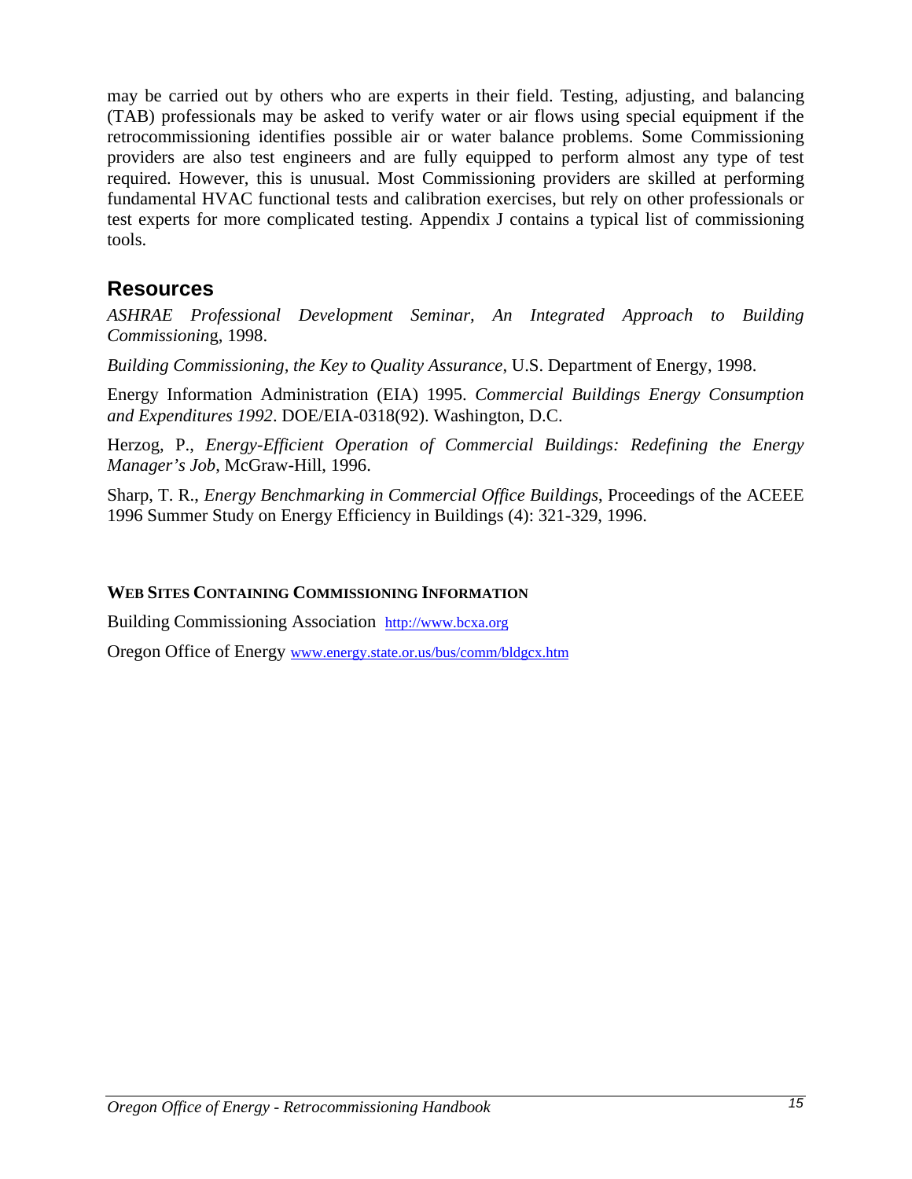may be carried out by others who are experts in their field. Testing, adjusting, and balancing (TAB) professionals may be asked to verify water or air flows using special equipment if the retrocommissioning identifies possible air or water balance problems. Some Commissioning providers are also test engineers and are fully equipped to perform almost any type of test required. However, this is unusual. Most Commissioning providers are skilled at performing fundamental HVAC functional tests and calibration exercises, but rely on other professionals or test experts for more complicated testing. Appendix J contains a typical list of commissioning tools.

## Resources

*ASHRAE Professional Development Seminar, An Integrated Approach to Building Commissionin*g, 1998.

*Building Commissioning, the Key to Quality Assurance*, U.S. Department of Energy, 1998.

Energy Information Administration (EIA) 1995. *Commercial Buildings Energy Consumption and Expenditures 1992*. DOE/EIA-0318(92). Washington, D.C.

Herzog, P., *Energy-Efficient Operation of Commercial Buildings: Redefining the Energy Manager's Job*, McGraw-Hill, 1996.

Sharp, T. R., *Energy Benchmarking in Commercial Office Buildings*, Proceedings of the ACEEE 1996 Summer Study on Energy Efficiency in Buildings (4): 321-329, 1996.

#### WEB SITES CONTAINING COMMISSIONING INFORMATION

Building Commissioning Association http://www.bcxa.org

Oregon Office of Energy www.energy.state.or.us/bus/comm/bldgcx.htm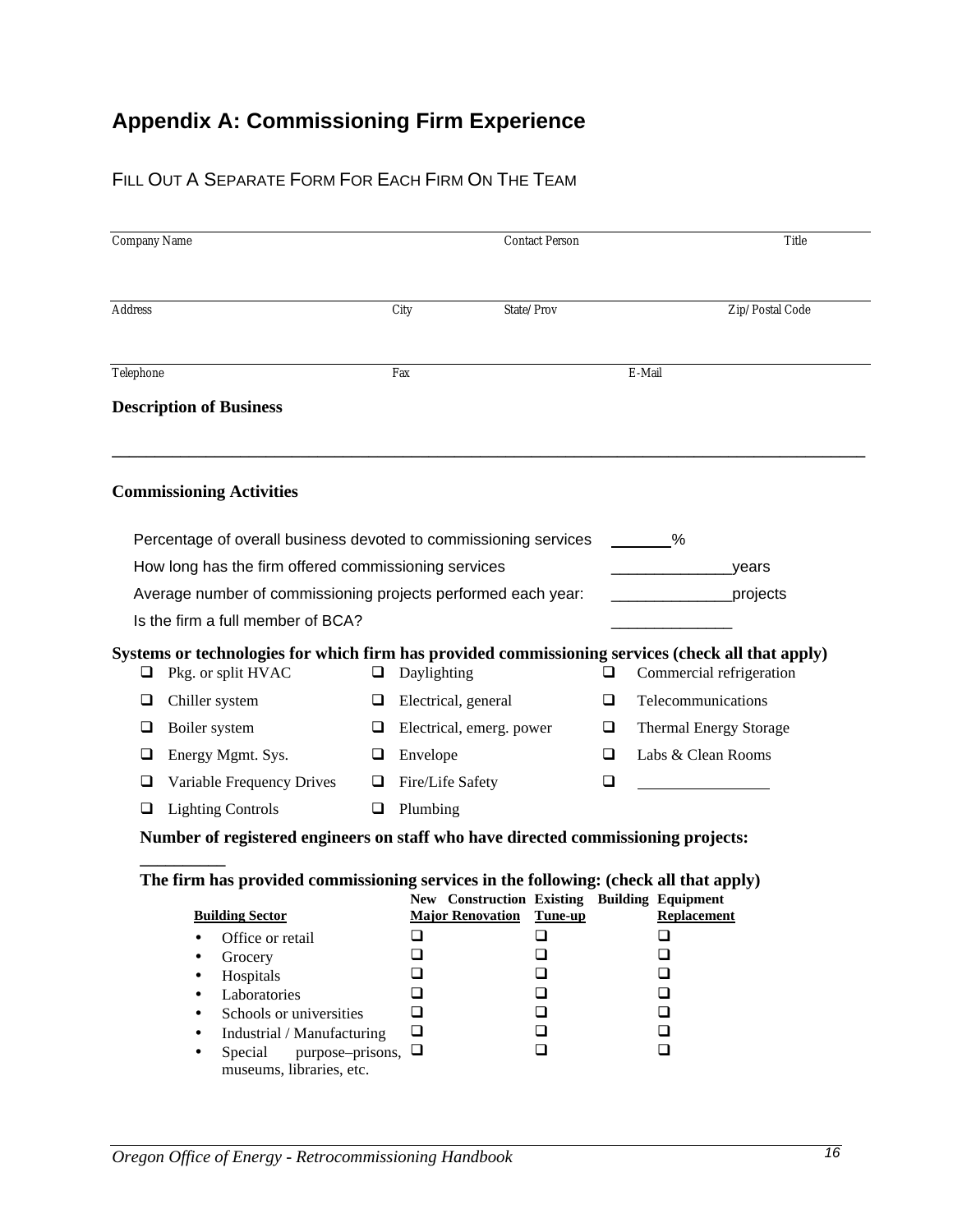# Appendix A: Commissioning Firm Experience

FILL OUT A SEPARATE FORM FOR EACH FIRM ON THE TEAM

| Company Name | | Contact Person | | Title |
|---|---|---|---|---|
| | | | | |
| **Address** | **City** | **State/Prov** | | **Zip/Postal Code** |
| | | | | |
| **Telephone** | **Fax** | | **E-Mail** | |

**Description of Business**

______________________________________________________________________________

**Commissioning Activities**

Percentage of overall business devoted to commissioning services ________%

How long has the firm offered commissioning services ______________years

Average number of commissioning projects performed each year: ______________projects

Is the firm a full member of BCA? ______________

**Systems or technologies for which firm has provided commissioning services (check all that apply)**

| | | |
|---|---|---|
| ❑ Pkg. or split HVAC | ❑ Daylighting | ❑ Commercial refrigeration |
| ❑ Chiller system | ❑ Electrical, general | ❑ Telecommunications |
| ❑ Boiler system | ❑ Electrical, emerg. power | ❑ Thermal Energy Storage |
| ❑ Energy Mgmt. Sys. | ❑ Envelope | ❑ Labs & Clean Rooms |
| ❑ Variable Frequency Drives | ❑ Fire/Life Safety | ❑ ________________ |
| ❑ Lighting Controls | ❑ Plumbing | |

**Number of registered engineers on staff who have directed commissioning projects: __________**

**The firm has provided commissioning services in the following: (check all that apply)**

| Building Sector | New Construction Major Renovation | Existing Building Tune-up | Equipment Replacement |
|---|---|---|---|
| • Office or retail | ❑ | ❑ | ❑ |
| • Grocery | ❑ | ❑ | ❑ |
| • Hospitals | ❑ | ❑ | ❑ |
| • Laboratories | ❑ | ❑ | ❑ |
| • Schools or universities | ❑ | ❑ | ❑ |
| • Industrial / Manufacturing | ❑ | ❑ | ❑ |
| • Special purpose–prisons, museums, libraries, etc. | ❑ | ❑ | ❑ |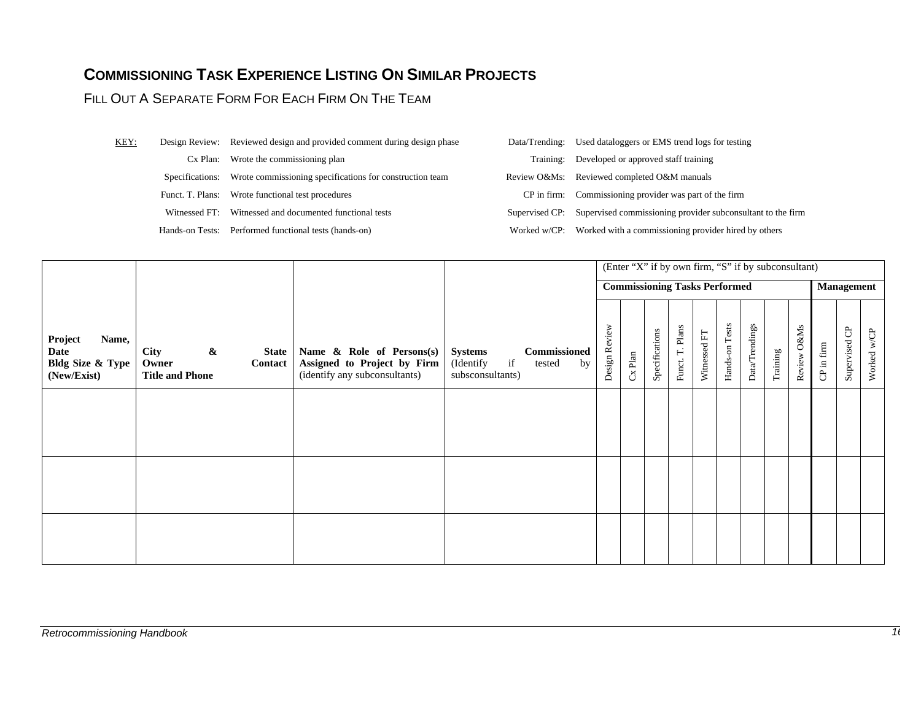## Commissioning Task Experience Listing On Similar Projects

Fill Out A Separate Form For Each Firm On The Team

| KEY: | | | |
|---|---|---|---|
| Design Review: | Reviewed design and provided comment during design phase | Data/Trending: | Used dataloggers or EMS trend logs for testing |
| Cx Plan: | Wrote the commissioning plan | Training: | Developed or approved staff training |
| Specifications: | Wrote commissioning specifications for construction team | Review O&Ms: | Reviewed completed O&M manuals |
| Funct. T. Plans: | Wrote functional test procedures | CP in firm: | Commissioning provider was part of the firm |
| Witnessed FT: | Witnessed and documented functional tests | Supervised CP: | Supervised commissioning provider subconsultant to the firm |
| Hands-on Tests: | Performed functional tests (hands-on) | Worked w/CP: | Worked with a commissioning provider hired by others |

| | | | | (Enter "X" if by own firm, "S" if by subconsultant) | | | | | | | | | | | |
|---|---|---|---|---|---|---|---|---|---|---|---|---|---|---|---|
| | | | | **Commissioning Tasks Performed** | | | | | | | | | **Management** | | |
| **Project Name, Date Bldg Size & Type (New/Exist)** | **City & State Owner Contact Title and Phone** | **Name & Role of Persons(s) Assigned to Project by Firm** (identify any subconsultants) | **Systems Commissioned** (Identify if tested by subsconsultants) | Design Review | Cx Plan | Specifications | Funct. T. Plans | Witnessed FT | Hands-on Tests | Data/Trendings | Training | Review O&Ms | CP in firm | Supervised CP | Worked w/CP |
| | | | | | | | | | | | | | | | |
| | | | | | | | | | | | | | | | |
| | | | | | | | | | | | | | | | |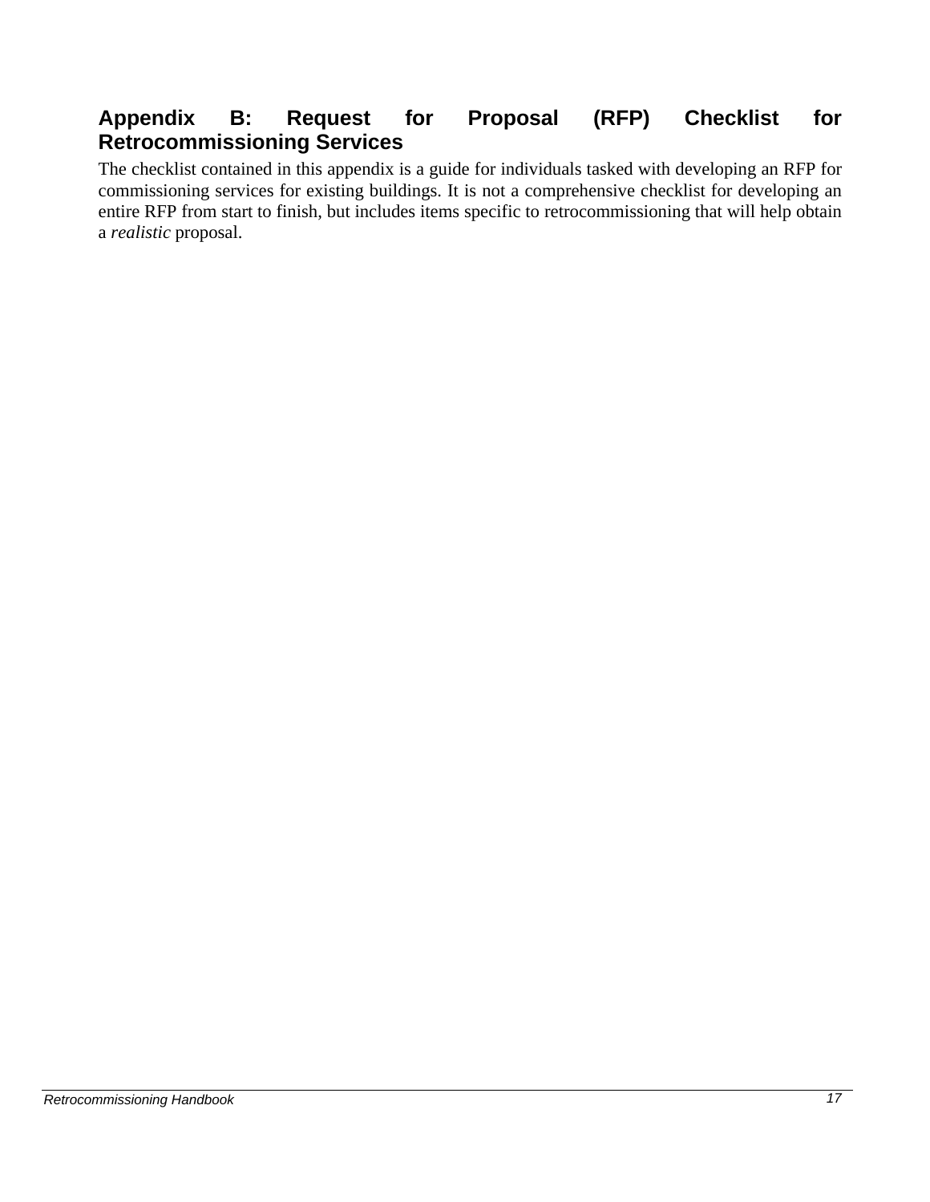## Appendix B: Request for Proposal (RFP) Checklist for Retrocommissioning Services

The checklist contained in this appendix is a guide for individuals tasked with developing an RFP for commissioning services for existing buildings. It is not a comprehensive checklist for developing an entire RFP from start to finish, but includes items specific to retrocommissioning that will help obtain a *realistic* proposal.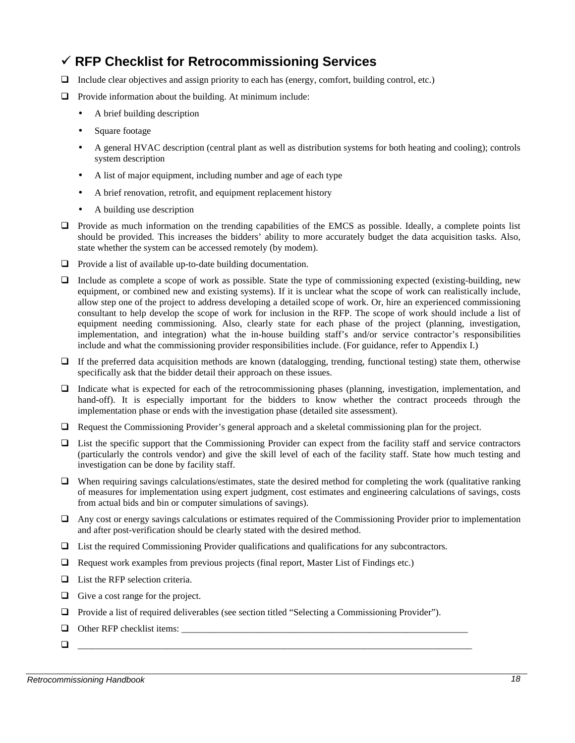## ✓ RFP Checklist for Retrocommissioning Services

- ❑ Include clear objectives and assign priority to each has (energy, comfort, building control, etc.)
- ❑ Provide information about the building. At minimum include:
  - A brief building description
  - Square footage
  - A general HVAC description (central plant as well as distribution systems for both heating and cooling); controls system description
  - A list of major equipment, including number and age of each type
  - A brief renovation, retrofit, and equipment replacement history
  - A building use description
- ❑ Provide as much information on the trending capabilities of the EMCS as possible. Ideally, a complete points list should be provided. This increases the bidders' ability to more accurately budget the data acquisition tasks. Also, state whether the system can be accessed remotely (by modem).
- ❑ Provide a list of available up-to-date building documentation.
- ❑ Include as complete a scope of work as possible. State the type of commissioning expected (existing-building, new equipment, or combined new and existing systems). If it is unclear what the scope of work can realistically include, allow step one of the project to address developing a detailed scope of work. Or, hire an experienced commissioning consultant to help develop the scope of work for inclusion in the RFP. The scope of work should include a list of equipment needing commissioning. Also, clearly state for each phase of the project (planning, investigation, implementation, and integration) what the in-house building staff's and/or service contractor's responsibilities include and what the commissioning provider responsibilities include. (For guidance, refer to Appendix I.)
- ❑ If the preferred data acquisition methods are known (datalogging, trending, functional testing) state them, otherwise specifically ask that the bidder detail their approach on these issues.
- ❑ Indicate what is expected for each of the retrocommissioning phases (planning, investigation, implementation, and hand-off). It is especially important for the bidders to know whether the contract proceeds through the implementation phase or ends with the investigation phase (detailed site assessment).
- ❑ Request the Commissioning Provider's general approach and a skeletal commissioning plan for the project.
- ❑ List the specific support that the Commissioning Provider can expect from the facility staff and service contractors (particularly the controls vendor) and give the skill level of each of the facility staff. State how much testing and investigation can be done by facility staff.
- ❑ When requiring savings calculations/estimates, state the desired method for completing the work (qualitative ranking of measures for implementation using expert judgment, cost estimates and engineering calculations of savings, costs from actual bids and bin or computer simulations of savings).
- ❑ Any cost or energy savings calculations or estimates required of the Commissioning Provider prior to implementation and after post-verification should be clearly stated with the desired method.
- ❑ List the required Commissioning Provider qualifications and qualifications for any subcontractors.
- ❑ Request work examples from previous projects (final report, Master List of Findings etc.)
- ❑ List the RFP selection criteria.
- ❑ Give a cost range for the project.
- ❑ Provide a list of required deliverables (see section titled "Selecting a Commissioning Provider").
- ❑ Other RFP checklist items: _______________________________________________________________
- ❑ _______________________________________________________________________________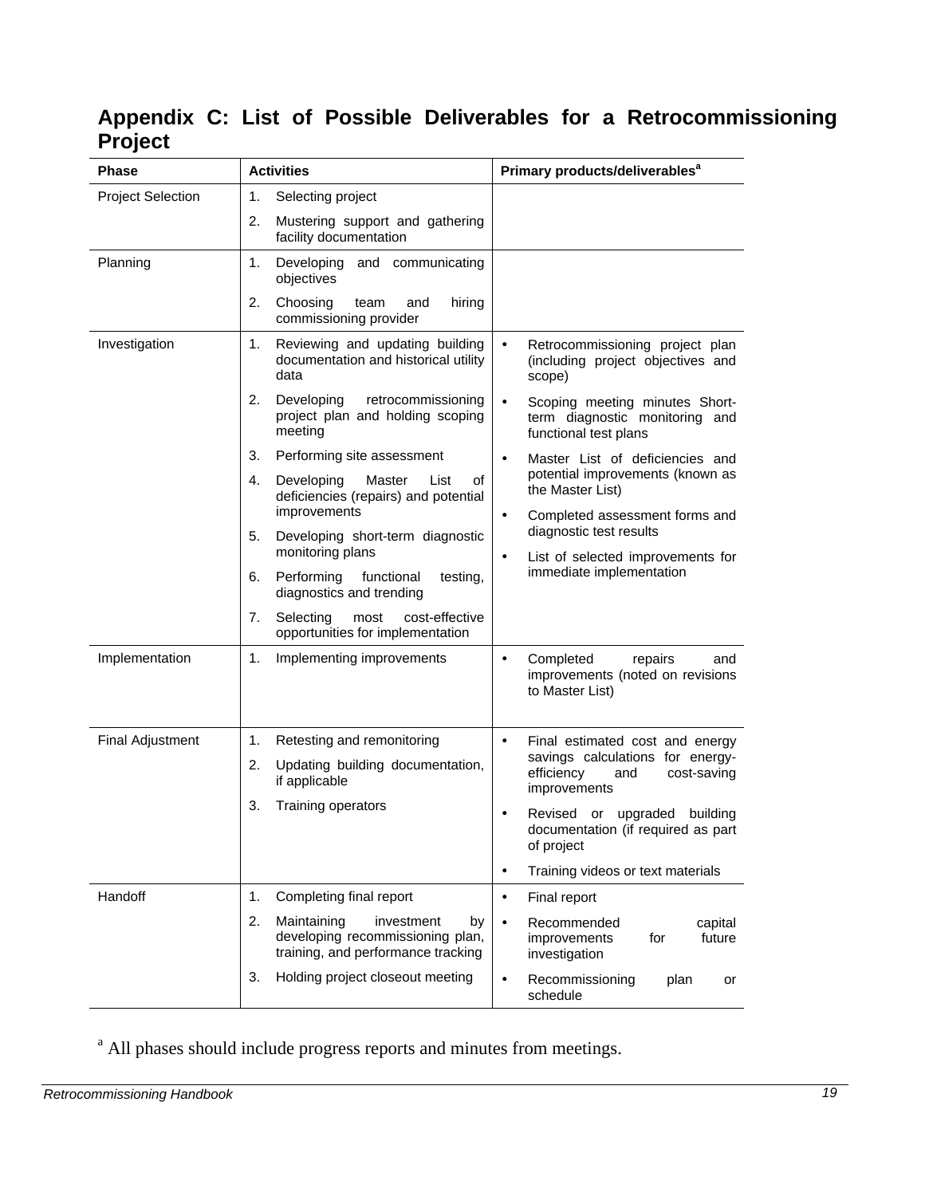## Appendix C: List of Possible Deliverables for a Retrocommissioning Project

| Phase | Activities | Primary products/deliverables[a] |
|---|---|---|
| Project Selection | 1. Selecting project<br>2. Mustering support and gathering facility documentation | |
| Planning | 1. Developing and communicating objectives<br>2. Choosing team and hiring commissioning provider | |
| Investigation | 1. Reviewing and updating building documentation and historical utility data<br>2. Developing retrocommissioning project plan and holding scoping meeting<br>3. Performing site assessment<br>4. Developing Master List of deficiencies (repairs) and potential improvements<br>5. Developing short-term diagnostic monitoring plans<br>6. Performing functional testing, diagnostics and trending<br>7. Selecting most cost-effective opportunities for implementation | • Retrocommissioning project plan (including project objectives and scope)<br>• Scoping meeting minutes Short-term diagnostic monitoring and functional test plans<br>• Master List of deficiencies and potential improvements (known as the Master List)<br>• Completed assessment forms and diagnostic test results<br>• List of selected improvements for immediate implementation |
| Implementation | 1. Implementing improvements | • Completed repairs and improvements (noted on revisions to Master List) |
| Final Adjustment | 1. Retesting and remonitoring<br>2. Updating building documentation, if applicable<br>3. Training operators | • Final estimated cost and energy savings calculations for energy-efficiency and cost-saving improvements<br>• Revised or upgraded building documentation (if required as part of project<br>• Training videos or text materials |
| Handoff | 1. Completing final report<br>2. Maintaining investment by developing recommissioning plan, training, and performance tracking<br>3. Holding project closeout meeting | • Final report<br>• Recommended capital improvements for future investigation<br>• Recommissioning plan or schedule |

[a] All phases should include progress reports and minutes from meetings.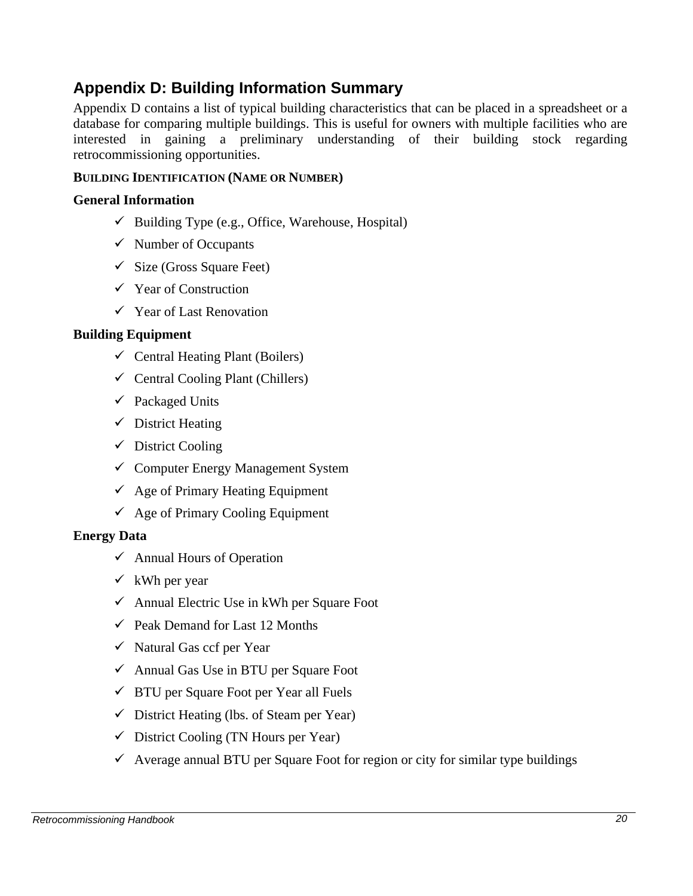## Appendix D: Building Information Summary

Appendix D contains a list of typical building characteristics that can be placed in a spreadsheet or a database for comparing multiple buildings. This is useful for owners with multiple facilities who are interested in gaining a preliminary understanding of their building stock regarding retrocommissioning opportunities.

**BUILDING IDENTIFICATION (NAME OR NUMBER)**

**General Information**

- ✓ Building Type (e.g., Office, Warehouse, Hospital)
- ✓ Number of Occupants
- ✓ Size (Gross Square Feet)
- ✓ Year of Construction
- ✓ Year of Last Renovation

**Building Equipment**

- ✓ Central Heating Plant (Boilers)
- ✓ Central Cooling Plant (Chillers)
- ✓ Packaged Units
- ✓ District Heating
- ✓ District Cooling
- ✓ Computer Energy Management System
- ✓ Age of Primary Heating Equipment
- ✓ Age of Primary Cooling Equipment

**Energy Data**

- ✓ Annual Hours of Operation
- ✓ kWh per year
- ✓ Annual Electric Use in kWh per Square Foot
- ✓ Peak Demand for Last 12 Months
- ✓ Natural Gas ccf per Year
- ✓ Annual Gas Use in BTU per Square Foot
- ✓ BTU per Square Foot per Year all Fuels
- ✓ District Heating (lbs. of Steam per Year)
- ✓ District Cooling (TN Hours per Year)
- ✓ Average annual BTU per Square Foot for region or city for similar type buildings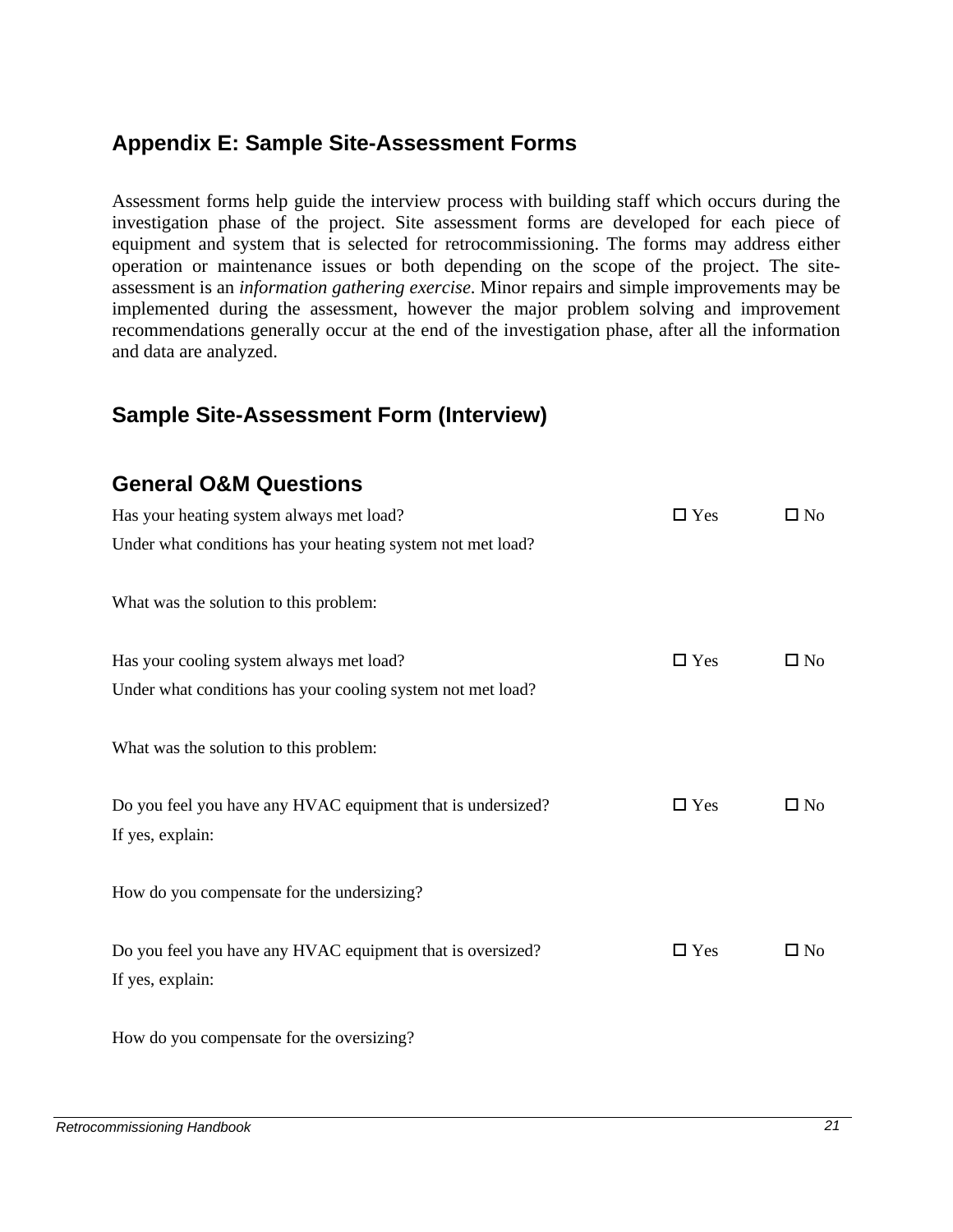## Appendix E: Sample Site-Assessment Forms

Assessment forms help guide the interview process with building staff which occurs during the investigation phase of the project. Site assessment forms are developed for each piece of equipment and system that is selected for retrocommissioning. The forms may address either operation or maintenance issues or both depending on the scope of the project. The site-assessment is an *information gathering exercise*. Minor repairs and simple improvements may be implemented during the assessment, however the major problem solving and improvement recommendations generally occur at the end of the investigation phase, after all the information and data are analyzed.

## Sample Site-Assessment Form (Interview)

### General O&M Questions

Has your heating system always met load? ☐ Yes ☐ No

Under what conditions has your heating system not met load?

What was the solution to this problem:

Has your cooling system always met load? ☐ Yes ☐ No

Under what conditions has your cooling system not met load?

What was the solution to this problem:

Do you feel you have any HVAC equipment that is undersized? ☐ Yes ☐ No

If yes, explain:

How do you compensate for the undersizing?

Do you feel you have any HVAC equipment that is oversized? ☐ Yes ☐ No

If yes, explain:

How do you compensate for the oversizing?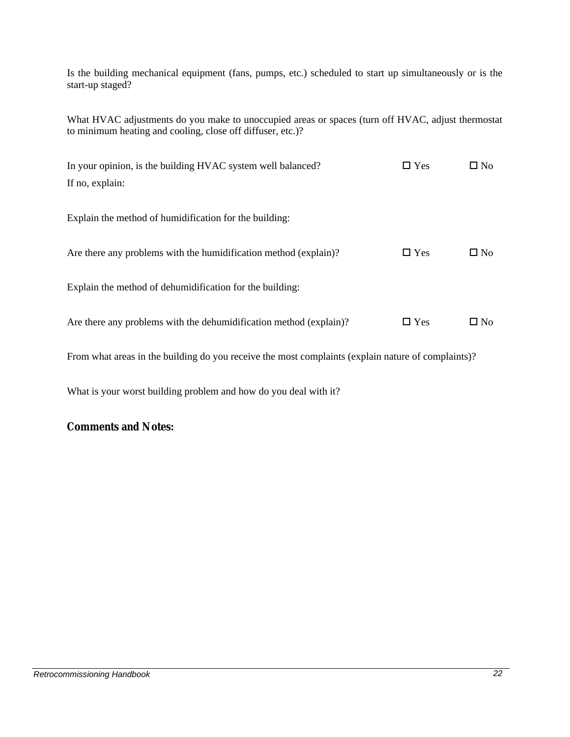Is the building mechanical equipment (fans, pumps, etc.) scheduled to start up simultaneously or is the start-up staged?

What HVAC adjustments do you make to unoccupied areas or spaces (turn off HVAC, adjust thermostat to minimum heating and cooling, close off diffuser, etc.)?

In your opinion, is the building HVAC system well balanced? ☐ Yes ☐ No

If no, explain:

Explain the method of humidification for the building:

Are there any problems with the humidification method (explain)? ☐ Yes ☐ No

Explain the method of dehumidification for the building:

Are there any problems with the dehumidification method (explain)? ☐ Yes ☐ No

From what areas in the building do you receive the most complaints (explain nature of complaints)?

What is your worst building problem and how do you deal with it?

**Comments and Notes:**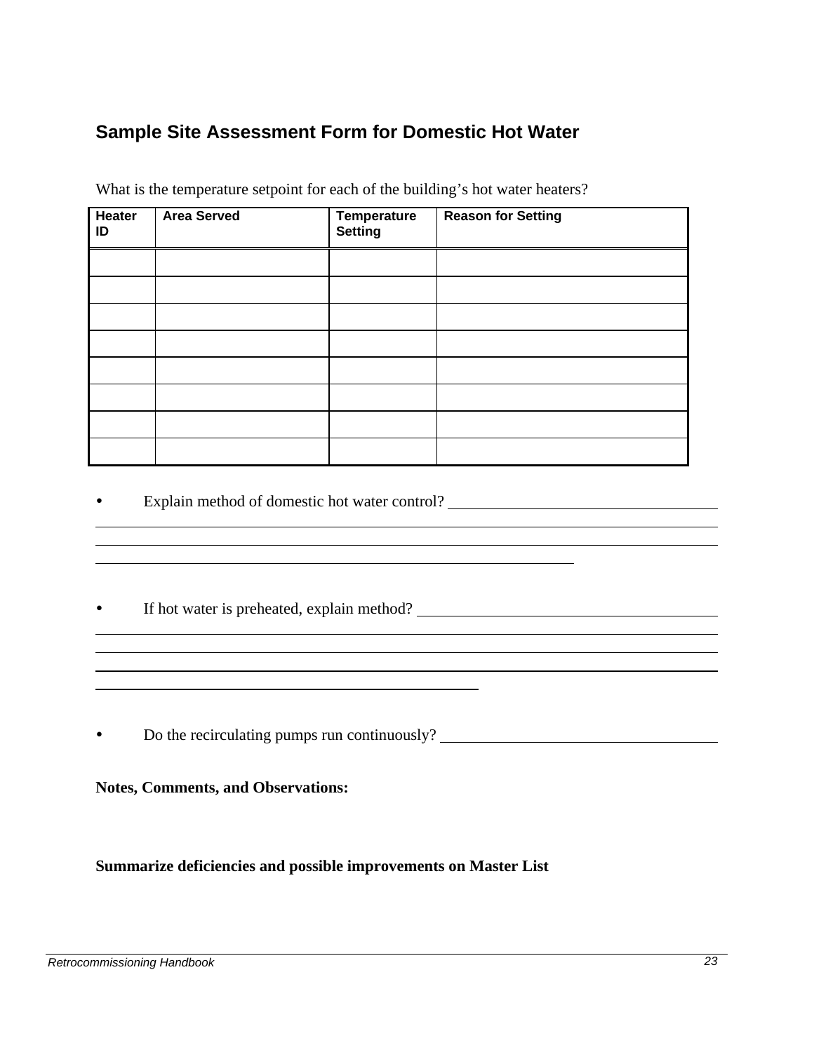## Sample Site Assessment Form for Domestic Hot Water

What is the temperature setpoint for each of the building's hot water heaters?

| Heater ID | Area Served | Temperature Setting | Reason for Setting |
|---|---|---|---|
| | | | |
| | | | |
| | | | |
| | | | |
| | | | |
| | | | |
| | | | |
| | | | |

- Explain method of domestic hot water control? ______________________________

- If hot water is preheated, explain method? ______________________________

- Do the recirculating pumps run continuously? ______________________________

**Notes, Comments, and Observations:**

**Summarize deficiencies and possible improvements on Master List**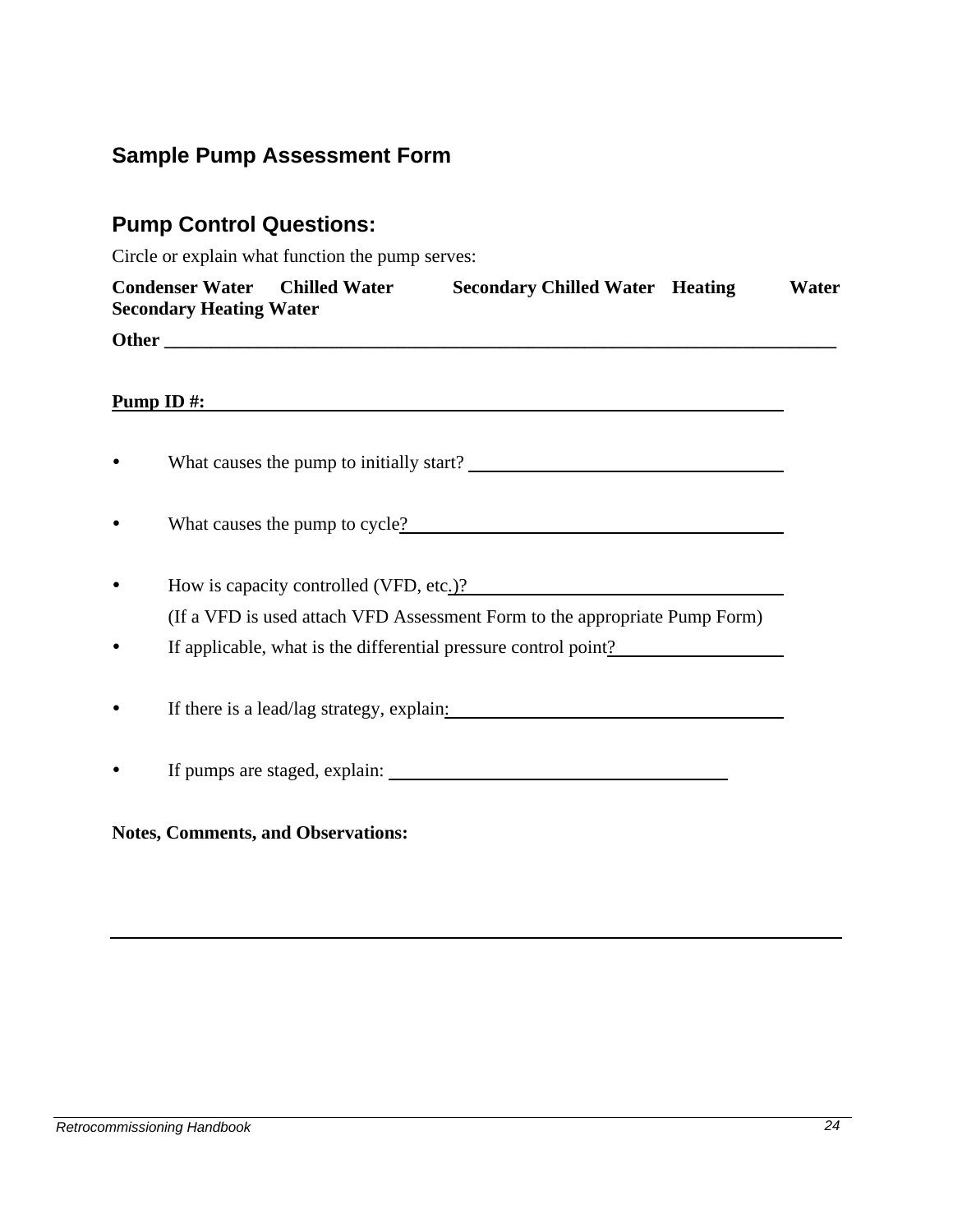## Sample Pump Assessment Form

## Pump Control Questions:

Circle or explain what function the pump serves:

**Condenser Water     Chilled Water     Secondary Chilled Water     Heating Water     Secondary Heating Water**

**Other** ____________________________________________________________

**Pump ID #:** ____________________________________________________________

- What causes the pump to initially start? ______________________________
- What causes the pump to cycle? ______________________________
- How is capacity controlled (VFD, etc.)? ______________________________
  (If a VFD is used attach VFD Assessment Form to the appropriate Pump Form)
- If applicable, what is the differential pressure control point? ______________
- If there is a lead/lag strategy, explain: ______________________________
- If pumps are staged, explain: ______________________________

**Notes, Comments, and Observations:**

____________________________________________________________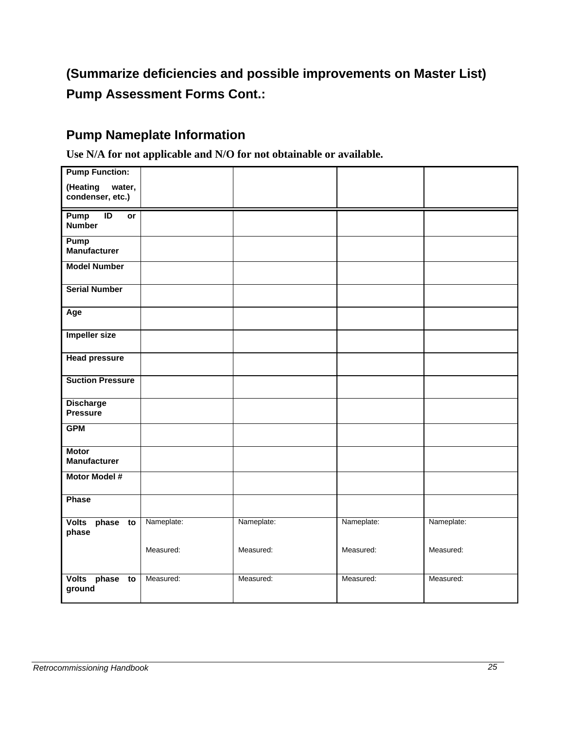**(Summarize deficiencies and possible improvements on Master List)**

## Pump Assessment Forms Cont.:

### Pump Nameplate Information

**Use N/A for not applicable and N/O for not obtainable or available.**

| **Pump Function:** (Heating water, condenser, etc.) | | | | |
|---|---|---|---|---|
| **Pump ID or Number** | | | | |
| **Pump Manufacturer** | | | | |
| **Model Number** | | | | |
| **Serial Number** | | | | |
| **Age** | | | | |
| **Impeller size** | | | | |
| **Head pressure** | | | | |
| **Suction Pressure** | | | | |
| **Discharge Pressure** | | | | |
| **GPM** | | | | |
| **Motor Manufacturer** | | | | |
| **Motor Model #** | | | | |
| **Phase** | | | | |
| **Volts phase to phase** | Nameplate:<br><br>Measured: | Nameplate:<br><br>Measured: | Nameplate:<br><br>Measured: | Nameplate:<br><br>Measured: |
| **Volts phase to ground** | Measured: | Measured: | Measured: | Measured: |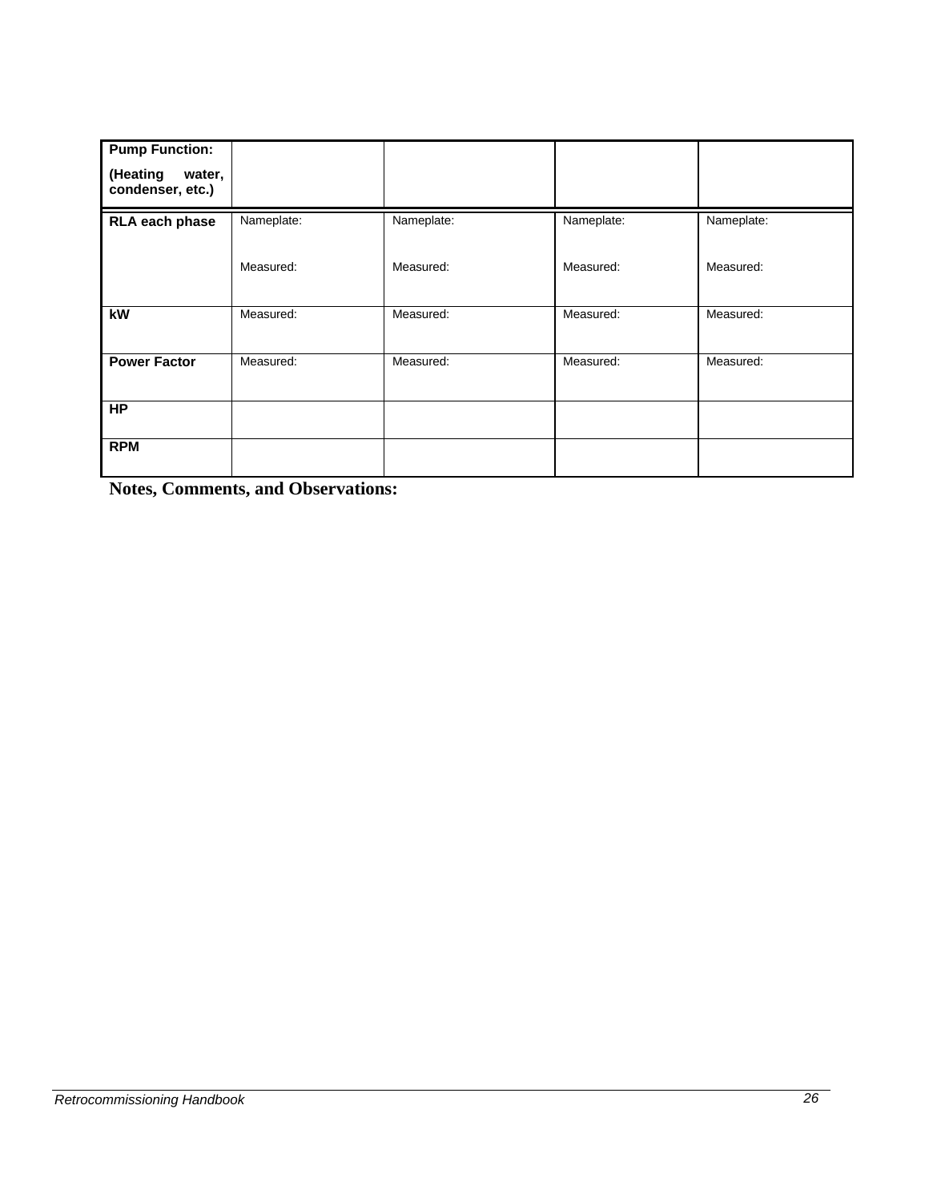| **Pump Function:** (Heating water, condenser, etc.) | | | | |
|---|---|---|---|---|
| **RLA each phase** | Nameplate: Measured: | Nameplate: Measured: | Nameplate: Measured: | Nameplate: Measured: |
| **kW** | Measured: | Measured: | Measured: | Measured: |
| **Power Factor** | Measured: | Measured: | Measured: | Measured: |
| **HP** | | | | |
| **RPM** | | | | |

**Notes, Comments, and Observations:**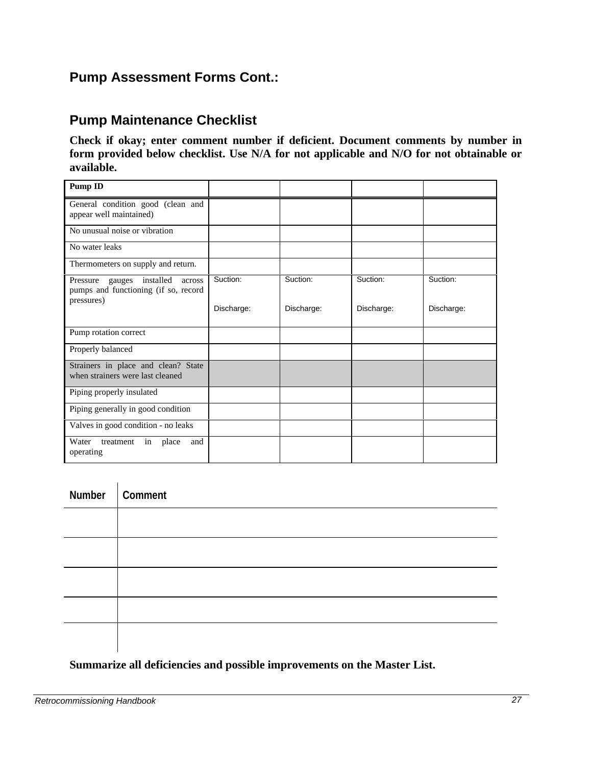## Pump Assessment Forms Cont.:

## Pump Maintenance Checklist

**Check if okay; enter comment number if deficient. Document comments by number in form provided below checklist. Use N/A for not applicable and N/O for not obtainable or available.**

| Pump ID | | | | |
|---|---|---|---|---|
| General condition good (clean and appear well maintained) | | | | |
| No unusual noise or vibration | | | | |
| No water leaks | | | | |
| Thermometers on supply and return. | | | | |
| Pressure gauges installed across pumps and functioning (if so, record pressures) | Suction:<br><br>Discharge: | Suction:<br><br>Discharge: | Suction:<br><br>Discharge: | Suction:<br><br>Discharge: |
| Pump rotation correct | | | | |
| Properly balanced | | | | |
| Strainers in place and clean? State when strainers were last cleaned | | | | |
| Piping properly insulated | | | | |
| Piping generally in good condition | | | | |
| Valves in good condition - no leaks | | | | |
| Water treatment in place and operating | | | | |

| Number | Comment |
|---|---|
| | |
| | |
| | |
| | |
| | |

**Summarize all deficiencies and possible improvements on the Master List.**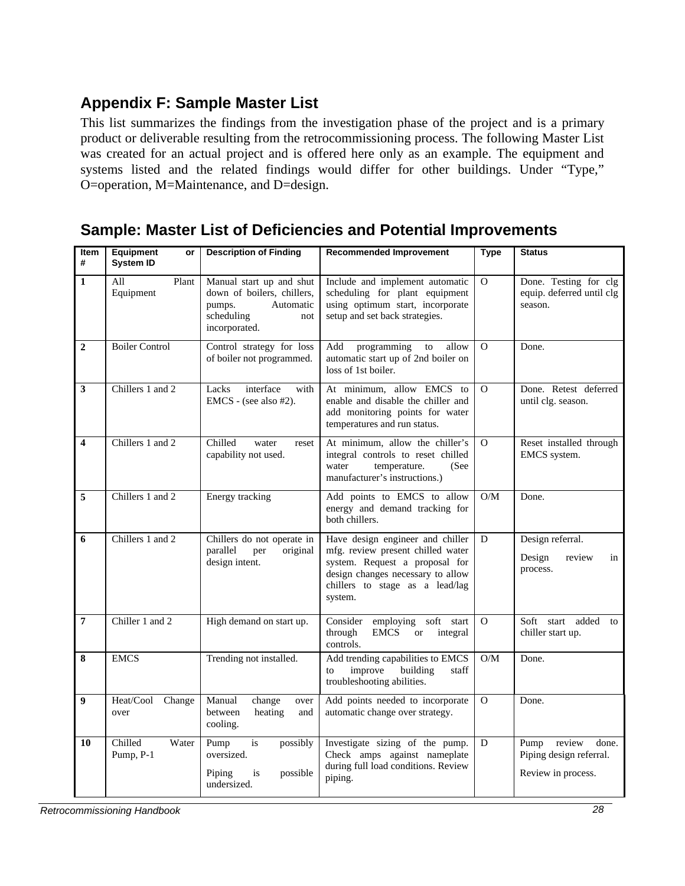## Appendix F: Sample Master List

This list summarizes the findings from the investigation phase of the project and is a primary product or deliverable resulting from the retrocommissioning process. The following Master List was created for an actual project and is offered here only as an example. The equipment and systems listed and the related findings would differ for other buildings. Under "Type," O=operation, M=Maintenance, and D=design.

## Sample: Master List of Deficiencies and Potential Improvements

| Item # | Equipment or System ID | Description of Finding | Recommended Improvement | Type | Status |
|---|---|---|---|---|---|
| **1** | All Plant Equipment | Manual start up and shut down of boilers, chillers, pumps. Automatic scheduling not incorporated. | Include and implement automatic scheduling for plant equipment using optimum start, incorporate setup and set back strategies. | O | Done. Testing for clg equip. deferred until clg season. |
| **2** | Boiler Control | Control strategy for loss of boiler not programmed. | Add programming to allow automatic start up of 2nd boiler on loss of 1st boiler. | O | Done. |
| **3** | Chillers 1 and 2 | Lacks interface with EMCS - (see also #2). | At minimum, allow EMCS to enable and disable the chiller and add monitoring points for water temperatures and run status. | O | Done. Retest deferred until clg. season. |
| **4** | Chillers 1 and 2 | Chilled water reset capability not used. | At minimum, allow the chiller's integral controls to reset chilled water temperature. (See manufacturer's instructions.) | O | Reset installed through EMCS system. |
| **5** | Chillers 1 and 2 | Energy tracking | Add points to EMCS to allow energy and demand tracking for both chillers. | O/M | Done. |
| **6** | Chillers 1 and 2 | Chillers do not operate in parallel per original design intent. | Have design engineer and chiller mfg. review present chilled water system. Request a proposal for design changes necessary to allow chillers to stage as a lead/lag system. | D | Design referral.<br><br>Design review in process. |
| **7** | Chiller 1 and 2 | High demand on start up. | Consider employing soft start through EMCS or integral controls. | O | Soft start added to chiller start up. |
| **8** | EMCS | Trending not installed. | Add trending capabilities to EMCS to improve building staff troubleshooting abilities. | O/M | Done. |
| **9** | Heat/Cool Change over | Manual change over between heating and cooling. | Add points needed to incorporate automatic change over strategy. | O | Done. |
| **10** | Chilled Water Pump, P-1 | Pump is possibly oversized.<br><br>Piping is possible undersized. | Investigate sizing of the pump. Check amps against nameplate during full load conditions. Review piping. | D | Pump review done. Piping design referral.<br><br>Review in process. |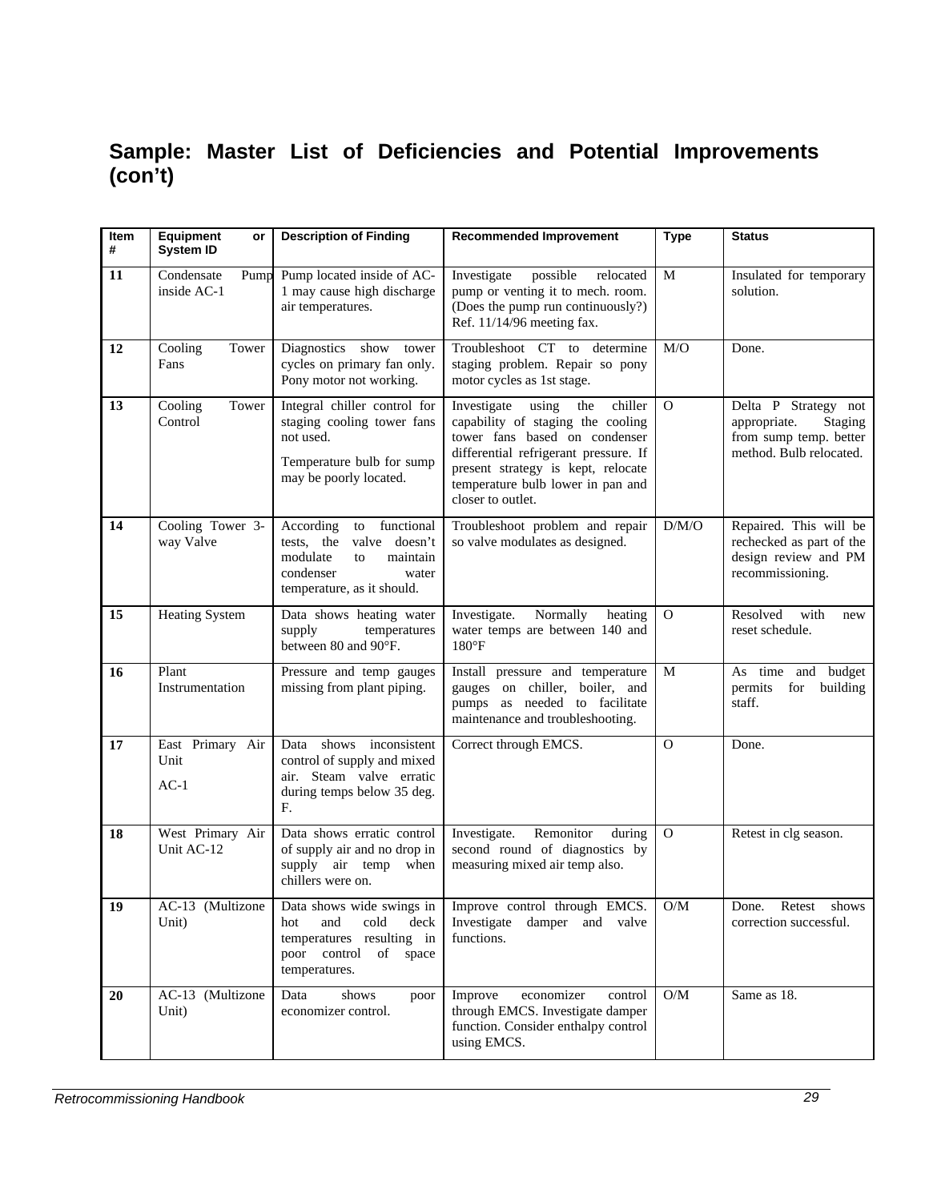## Sample: Master List of Deficiencies and Potential Improvements (con't)

| Item # | Equipment or System ID | Description of Finding | Recommended Improvement | Type | Status |
|---|---|---|---|---|---|
| 11 | Condensate Pump inside AC-1 | Pump located inside of AC-1 may cause high discharge air temperatures. | Investigate possible relocated pump or venting it to mech. room. (Does the pump run continuously?) Ref. 11/14/96 meeting fax. | M | Insulated for temporary solution. |
| 12 | Cooling Tower Fans | Diagnostics show tower cycles on primary fan only. Pony motor not working. | Troubleshoot CT to determine staging problem. Repair so pony motor cycles as 1st stage. | M/O | Done. |
| 13 | Cooling Tower Control | Integral chiller control for staging cooling tower fans not used.<br>Temperature bulb for sump may be poorly located. | Investigate using the chiller capability of staging the cooling tower fans based on condenser differential refrigerant pressure. If present strategy is kept, relocate temperature bulb lower in pan and closer to outlet. | O | Delta P Strategy not appropriate. Staging from sump temp. better method. Bulb relocated. |
| 14 | Cooling Tower 3-way Valve | According to functional tests, the valve doesn't modulate to maintain condenser water temperature, as it should. | Troubleshoot problem and repair so valve modulates as designed. | D/M/O | Repaired. This will be rechecked as part of the design review and PM recommissioning. |
| 15 | Heating System | Data shows heating water supply temperatures between 80 and 90°F. | Investigate. Normally heating water temps are between 140 and 180°F | O | Resolved with new reset schedule. |
| 16 | Plant Instrumentation | Pressure and temp gauges missing from plant piping. | Install pressure and temperature gauges on chiller, boiler, and pumps as needed to facilitate maintenance and troubleshooting. | M | As time and budget permits for building staff. |
| 17 | East Primary Air Unit<br>AC-1 | Data shows inconsistent control of supply and mixed air. Steam valve erratic during temps below 35 deg. F. | Correct through EMCS. | O | Done. |
| 18 | West Primary Air Unit AC-12 | Data shows erratic control of supply air and no drop in supply air temp when chillers were on. | Investigate. Remonitor during second round of diagnostics by measuring mixed air temp also. | O | Retest in clg season. |
| 19 | AC-13 (Multizone Unit) | Data shows wide swings in hot and cold deck temperatures resulting in poor control of space temperatures. | Improve control through EMCS. Investigate damper and valve functions. | O/M | Done. Retest shows correction successful. |
| 20 | AC-13 (Multizone Unit) | Data shows poor economizer control. | Improve economizer control through EMCS. Investigate damper function. Consider enthalpy control using EMCS. | O/M | Same as 18. |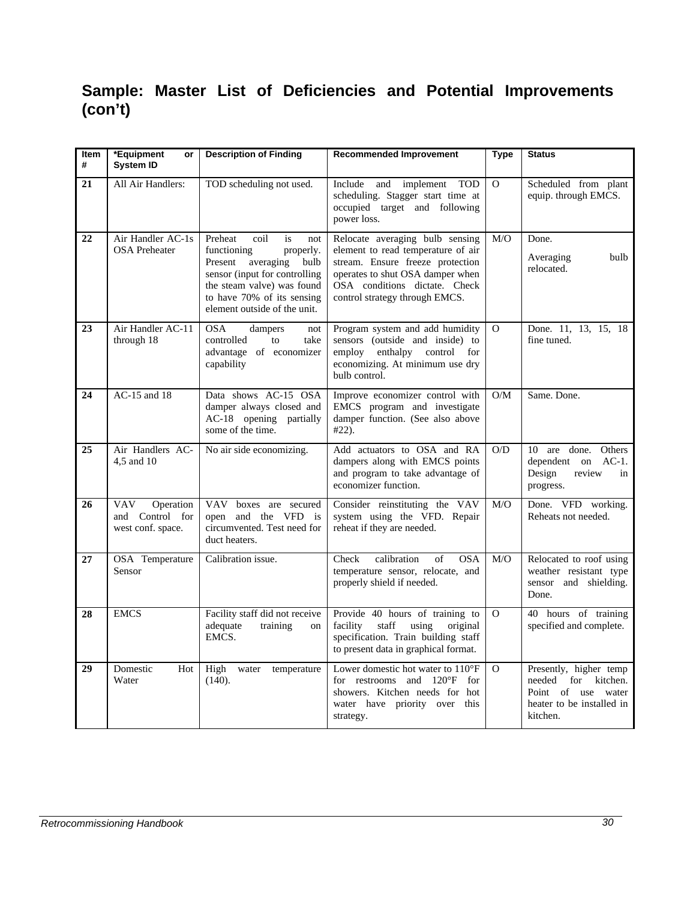## Sample: Master List of Deficiencies and Potential Improvements (con't)

| Item # | *Equipment or System ID | Description of Finding | Recommended Improvement | Type | Status |
|---|---|---|---|---|---|
| 21 | All Air Handlers: | TOD scheduling not used. | Include and implement TOD scheduling. Stagger start time at occupied target and following power loss. | O | Scheduled from plant equip. through EMCS. |
| 22 | Air Handler AC-1s OSA Preheater | Preheat coil is not functioning properly. Present averaging bulb sensor (input for controlling the steam valve) was found to have 70% of its sensing element outside of the unit. | Relocate averaging bulb sensing element to read temperature of air stream. Ensure freeze protection operates to shut OSA damper when OSA conditions dictate. Check control strategy through EMCS. | M/O | Done.<br><br>Averaging bulb relocated. |
| 23 | Air Handler AC-11 through 18 | OSA dampers not controlled to take advantage of economizer capability | Program system and add humidity sensors (outside and inside) to employ enthalpy control for economizing. At minimum use dry bulb control. | O | Done. 11, 13, 15, 18 fine tuned. |
| 24 | AC-15 and 18 | Data shows AC-15 OSA damper always closed and AC-18 opening partially some of the time. | Improve economizer control with EMCS program and investigate damper function. (See also above #22). | O/M | Same. Done. |
| 25 | Air Handlers AC-4,5 and 10 | No air side economizing. | Add actuators to OSA and RA dampers along with EMCS points and program to take advantage of economizer function. | O/D | 10 are done. Others dependent on AC-1. Design review in progress. |
| 26 | VAV Operation and Control for west conf. space. | VAV boxes are secured open and the VFD is circumvented. Test need for duct heaters. | Consider reinstituting the VAV system using the VFD. Repair reheat if they are needed. | M/O | Done. VFD working. Reheats not needed. |
| 27 | OSA Temperature Sensor | Calibration issue. | Check calibration of OSA temperature sensor, relocate, and properly shield if needed. | M/O | Relocated to roof using weather resistant type sensor and shielding. Done. |
| 28 | EMCS | Facility staff did not receive adequate training on EMCS. | Provide 40 hours of training to facility staff using original specification. Train building staff to present data in graphical format. | O | 40 hours of training specified and complete. |
| 29 | Domestic Hot Water | High water temperature (140). | Lower domestic hot water to 110°F for restrooms and 120°F for showers. Kitchen needs for hot water have priority over this strategy. | O | Presently, higher temp needed for kitchen. Point of use water heater to be installed in kitchen. |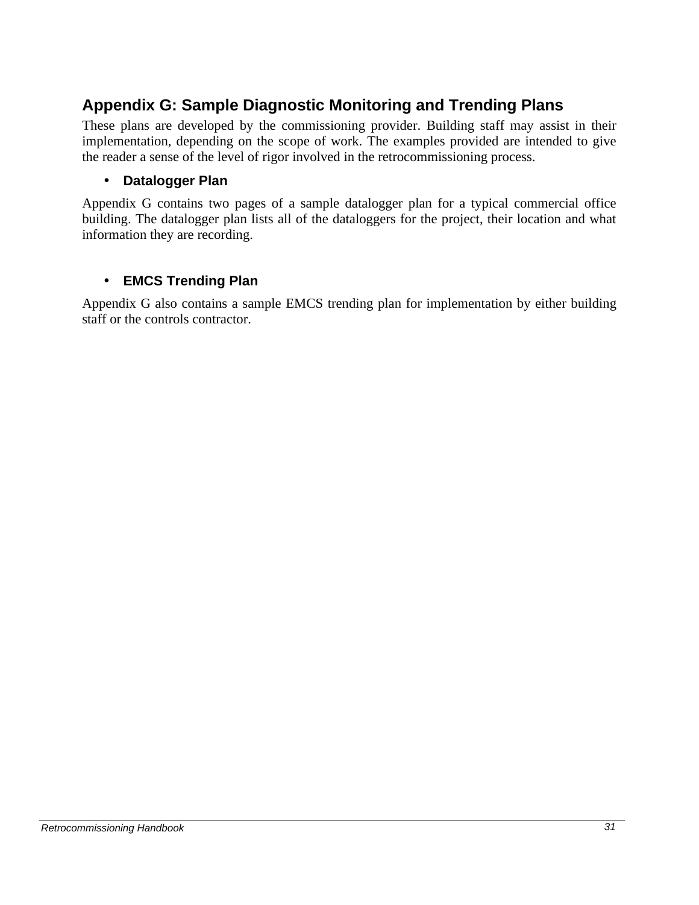## Appendix G: Sample Diagnostic Monitoring and Trending Plans

These plans are developed by the commissioning provider. Building staff may assist in their implementation, depending on the scope of work. The examples provided are intended to give the reader a sense of the level of rigor involved in the retrocommissioning process.

- **Datalogger Plan**

Appendix G contains two pages of a sample datalogger plan for a typical commercial office building. The datalogger plan lists all of the dataloggers for the project, their location and what information they are recording.

- **EMCS Trending Plan**

Appendix G also contains a sample EMCS trending plan for implementation by either building staff or the controls contractor.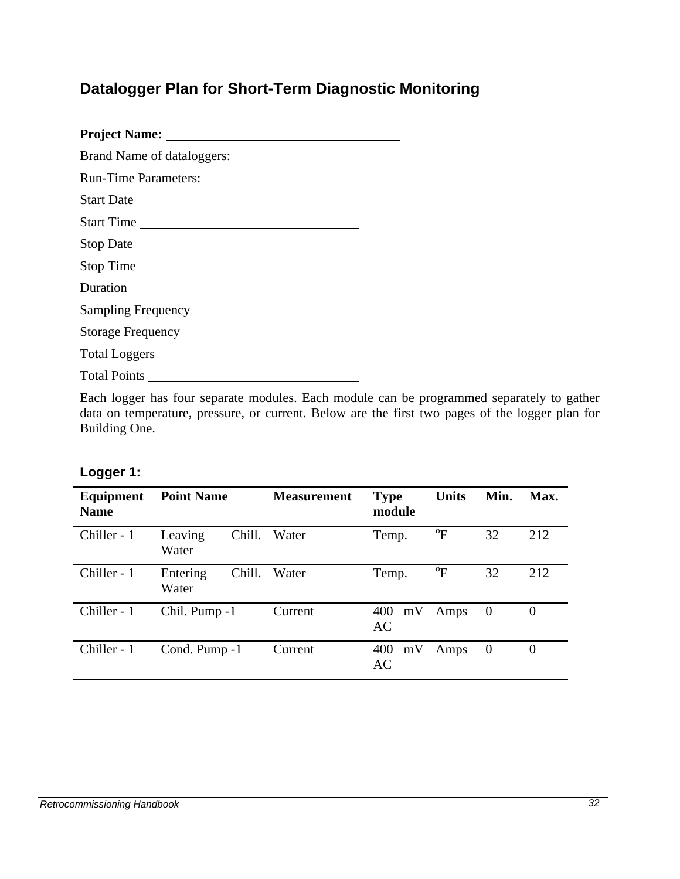## Datalogger Plan for Short-Term Diagnostic Monitoring

**Project Name:** ____________________

Brand Name of dataloggers: ____________________

Run-Time Parameters:

Start Date ____________________

Start Time ____________________

Stop Date ____________________

Stop Time ____________________

Duration ____________________

Sampling Frequency ____________________

Storage Frequency ____________________

Total Loggers ____________________

Total Points ____________________

Each logger has four separate modules. Each module can be programmed separately to gather data on temperature, pressure, or current. Below are the first two pages of the logger plan for Building One.

### Logger 1:

| Equipment Name | Point Name | Measurement | Type module | Units | Min. | Max. |
|---|---|---|---|---|---|---|
| Chiller - 1 | Leaving Chill. Water | Water | Temp. | $^{o}F$ | 32 | 212 |
| Chiller - 1 | Entering Chill. Water | Water | Temp. | $^{o}F$ | 32 | 212 |
| Chiller - 1 | Chil. Pump -1 | Current | 400 mV AC | Amps | 0 | 0 |
| Chiller - 1 | Cond. Pump -1 | Current | 400 mV AC | Amps | 0 | 0 |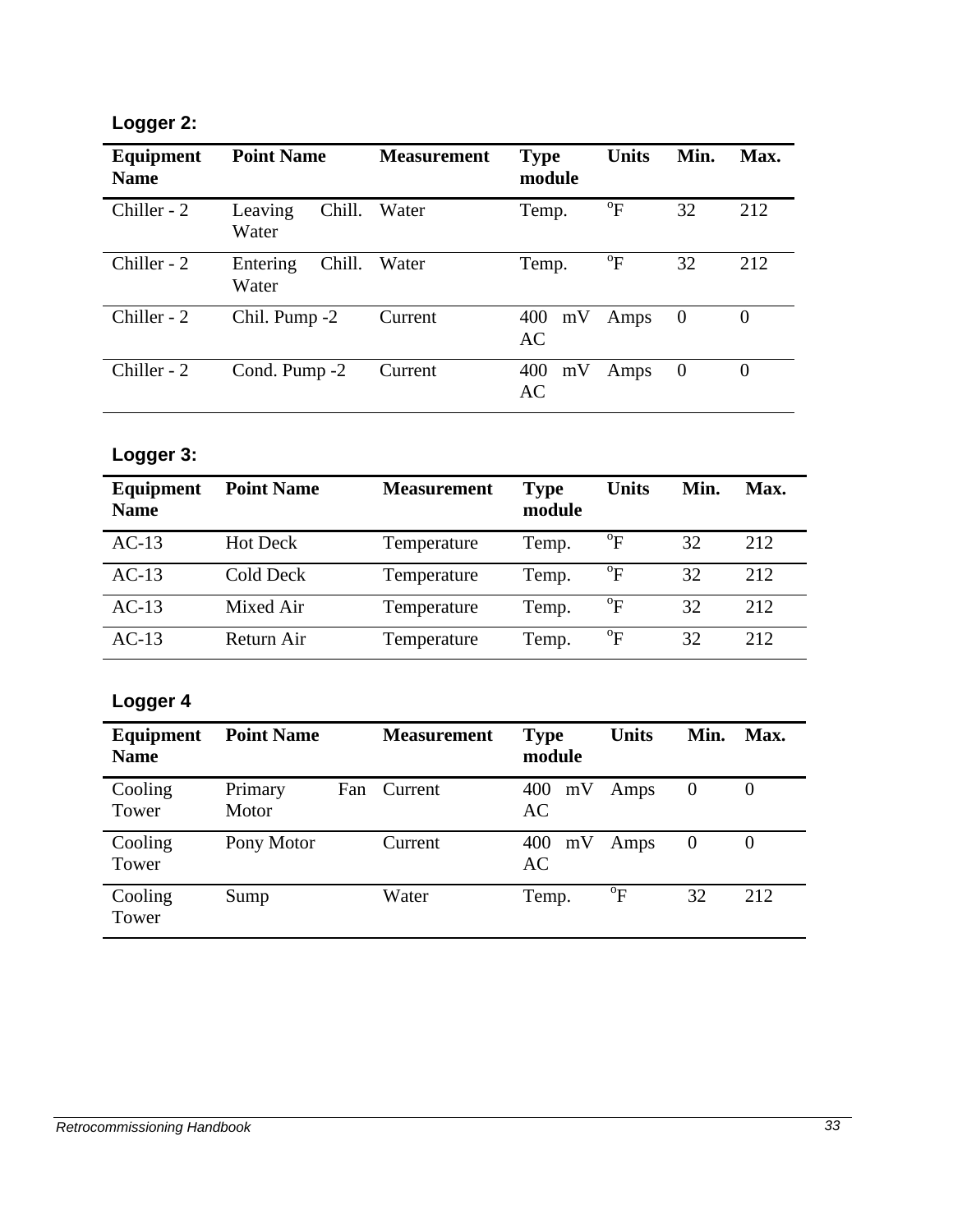**Logger 2:**

| Equipment Name | Point Name | Measurement | Type module | Units | Min. | Max. |
|---|---|---|---|---|---|---|
| Chiller - 2 | Leaving Chill. Water | Water | Temp. | $^{o}$F | 32 | 212 |
| Chiller - 2 | Entering Chill. Water | Water | Temp. | $^{o}$F | 32 | 212 |
| Chiller - 2 | Chil. Pump -2 | Current | 400 mV AC | Amps | 0 | 0 |
| Chiller - 2 | Cond. Pump -2 | Current | 400 mV AC | Amps | 0 | 0 |

**Logger 3:**

| Equipment Name | Point Name | Measurement | Type module | Units | Min. | Max. |
|---|---|---|---|---|---|---|
| AC-13 | Hot Deck | Temperature | Temp. | $^{o}$F | 32 | 212 |
| AC-13 | Cold Deck | Temperature | Temp. | $^{o}$F | 32 | 212 |
| AC-13 | Mixed Air | Temperature | Temp. | $^{o}$F | 32 | 212 |
| AC-13 | Return Air | Temperature | Temp. | $^{o}$F | 32 | 212 |

**Logger 4**

| Equipment Name | Point Name | Measurement | Type module | Units | Min. | Max. |
|---|---|---|---|---|---|---|
| Cooling Tower | Primary Fan Motor | Current | 400 mV AC | Amps | 0 | 0 |
| Cooling Tower | Pony Motor | Current | 400 mV AC | Amps | 0 | 0 |
| Cooling Tower | Sump | Water | Temp. | $^{o}$F | 32 | 212 |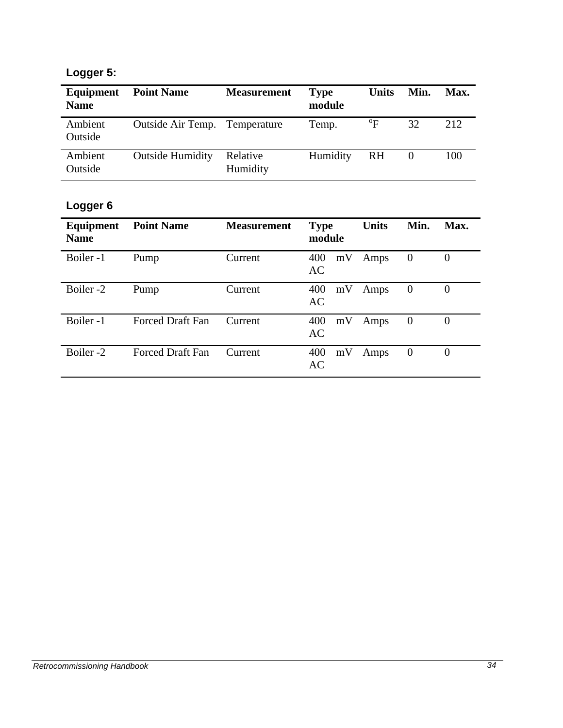### Logger 5:

| Equipment Name | Point Name | Measurement | Type module | Units | Min. | Max. |
|---|---|---|---|---|---|---|
| Ambient Outside | Outside Air Temp. | Temperature | Temp. | $^{o}$F | 32 | 212 |
| Ambient Outside | Outside Humidity | Relative Humidity | Humidity | RH | 0 | 100 |

### Logger 6

| Equipment Name | Point Name | Measurement | Type module | Units | Min. | Max. |
|---|---|---|---|---|---|---|
| Boiler -1 | Pump | Current | 400 mV AC | Amps | 0 | 0 |
| Boiler -2 | Pump | Current | 400 mV AC | Amps | 0 | 0 |
| Boiler -1 | Forced Draft Fan | Current | 400 mV AC | Amps | 0 | 0 |
| Boiler -2 | Forced Draft Fan | Current | 400 mV AC | Amps | 0 | 0 |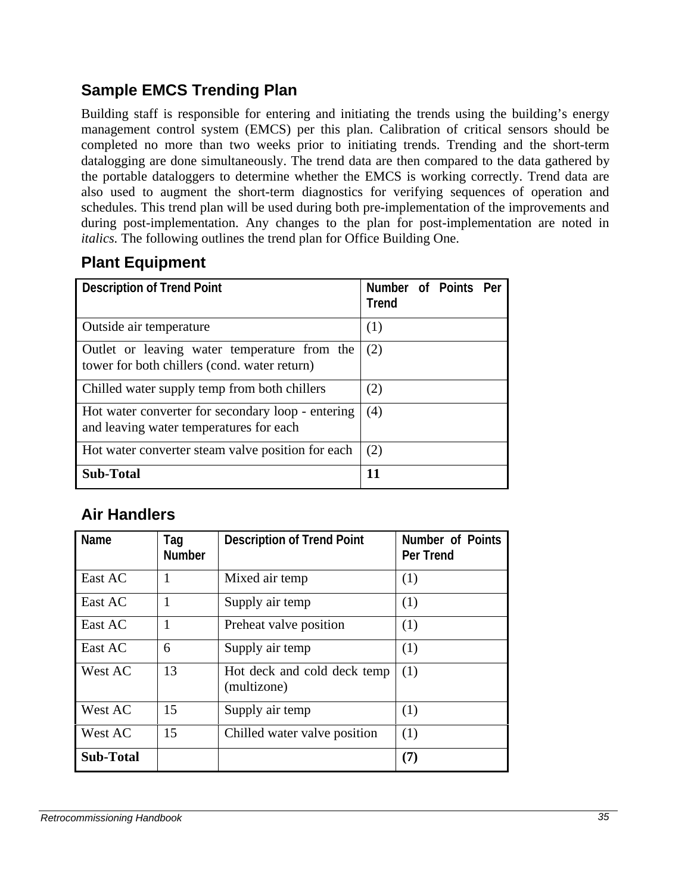## Sample EMCS Trending Plan

Building staff is responsible for entering and initiating the trends using the building's energy management control system (EMCS) per this plan. Calibration of critical sensors should be completed no more than two weeks prior to initiating trends. Trending and the short-term datalogging are done simultaneously. The trend data are then compared to the data gathered by the portable dataloggers to determine whether the EMCS is working correctly. Trend data are also used to augment the short-term diagnostics for verifying sequences of operation and schedules. This trend plan will be used during both pre-implementation of the improvements and during post-implementation. Any changes to the plan for post-implementation are noted in *italics.* The following outlines the trend plan for Office Building One.

### Plant Equipment

| Description of Trend Point | Number of Points Per Trend |
|---|---|
| Outside air temperature | (1) |
| Outlet or leaving water temperature from the tower for both chillers (cond. water return) | (2) |
| Chilled water supply temp from both chillers | (2) |
| Hot water converter for secondary loop - entering and leaving water temperatures for each | (4) |
| Hot water converter steam valve position for each | (2) |
| **Sub-Total** | **11** |

### Air Handlers

| Name | Tag Number | Description of Trend Point | Number of Points Per Trend |
|---|---|---|---|
| East AC | 1 | Mixed air temp | (1) |
| East AC | 1 | Supply air temp | (1) |
| East AC | 1 | Preheat valve position | (1) |
| East AC | 6 | Supply air temp | (1) |
| West AC | 13 | Hot deck and cold deck temp (multizone) | (1) |
| West AC | 15 | Supply air temp | (1) |
| West AC | 15 | Chilled water valve position | (1) |
| **Sub-Total** | | | **(7)** |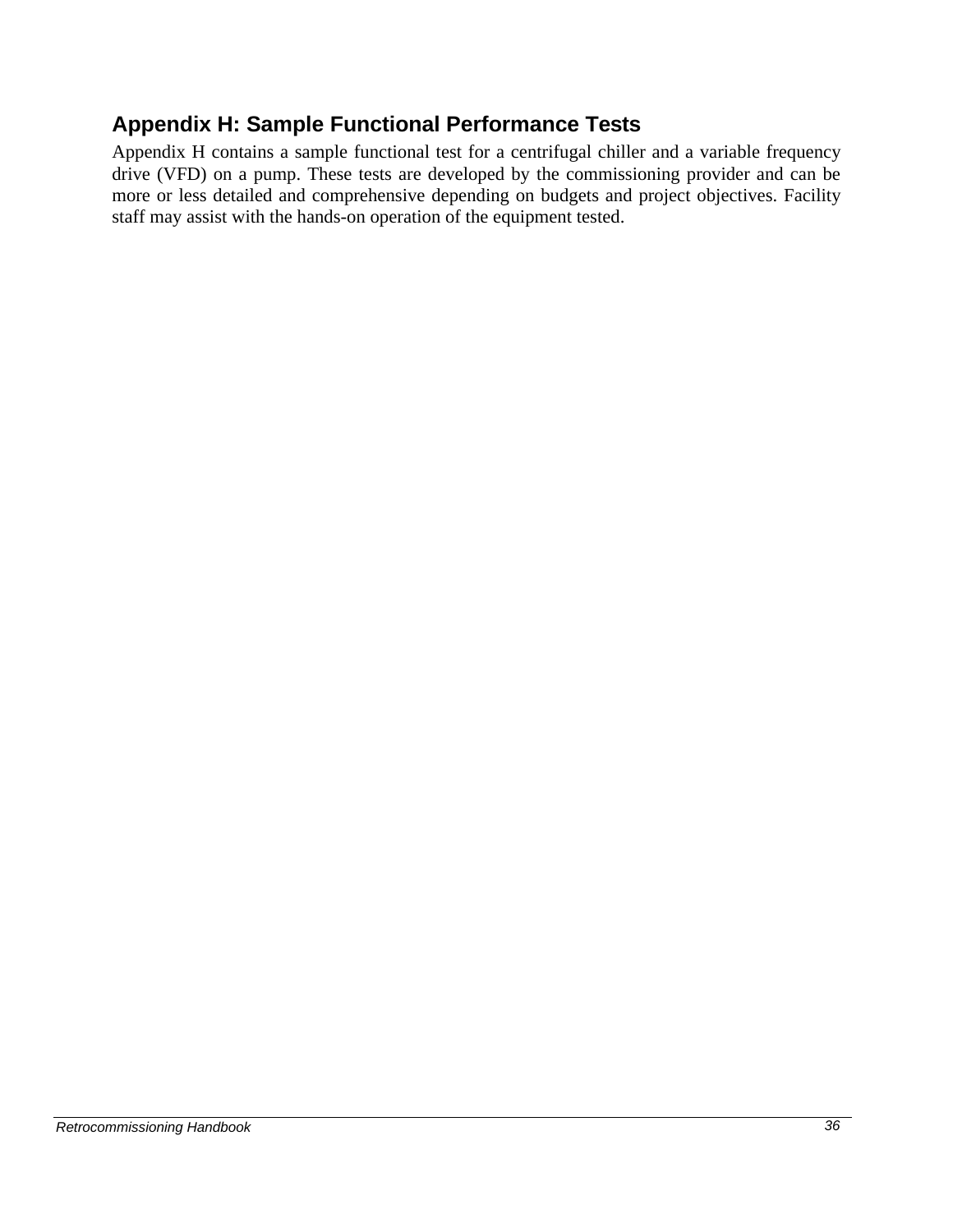## Appendix H: Sample Functional Performance Tests

Appendix H contains a sample functional test for a centrifugal chiller and a variable frequency drive (VFD) on a pump. These tests are developed by the commissioning provider and can be more or less detailed and comprehensive depending on budgets and project objectives. Facility staff may assist with the hands-on operation of the equipment tested.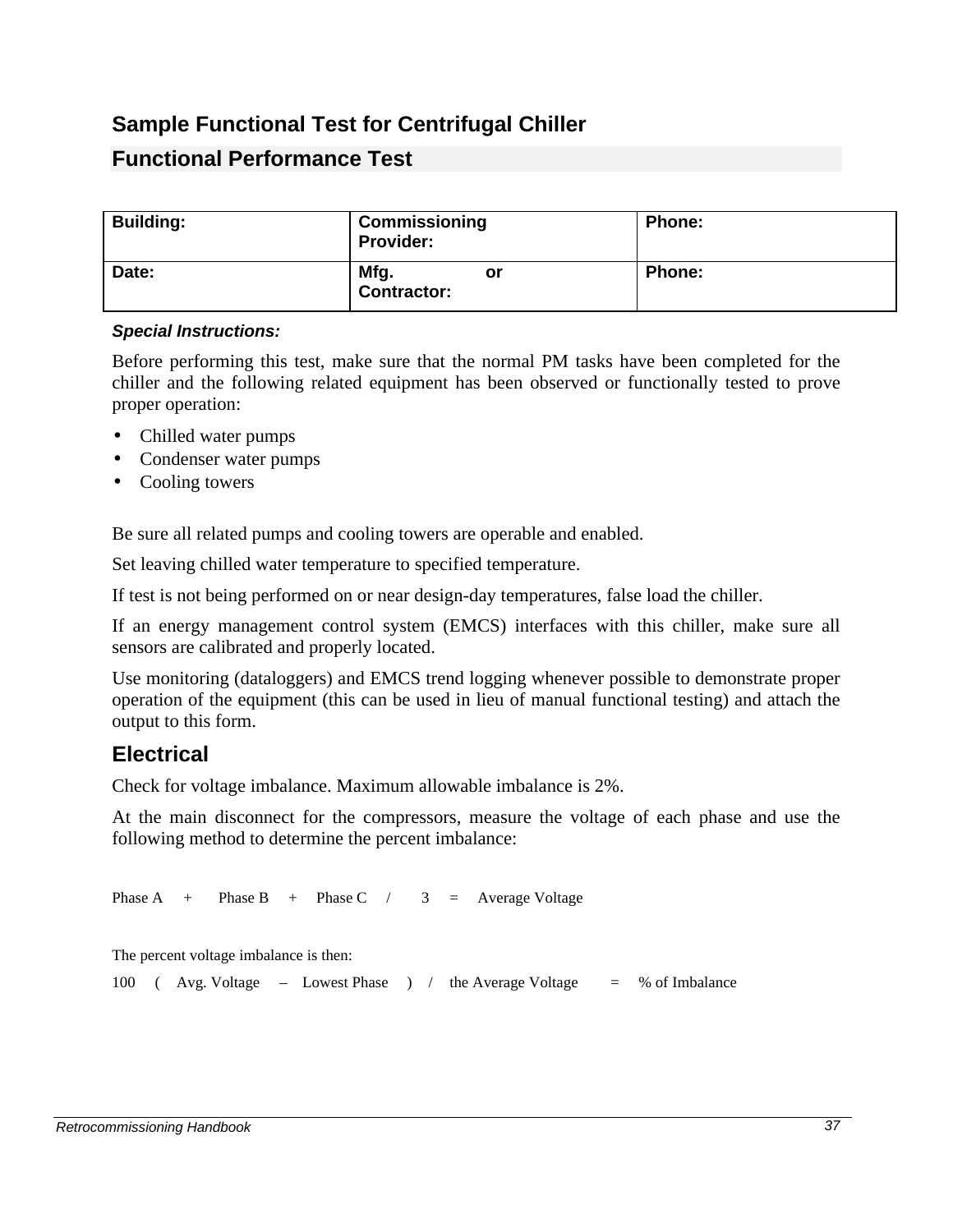# Sample Functional Test for Centrifugal Chiller

## Functional Performance Test

| Building: | Commissioning Provider: | Phone: |
|---|---|---|
| Date: | Mfg. or Contractor: | Phone: |

***Special Instructions:***

Before performing this test, make sure that the normal PM tasks have been completed for the chiller and the following related equipment has been observed or functionally tested to prove proper operation:

- Chilled water pumps
- Condenser water pumps
- Cooling towers

Be sure all related pumps and cooling towers are operable and enabled.

Set leaving chilled water temperature to specified temperature.

If test is not being performed on or near design-day temperatures, false load the chiller.

If an energy management control system (EMCS) interfaces with this chiller, make sure all sensors are calibrated and properly located.

Use monitoring (dataloggers) and EMCS trend logging whenever possible to demonstrate proper operation of the equipment (this can be used in lieu of manual functional testing) and attach the output to this form.

## Electrical

Check for voltage imbalance. Maximum allowable imbalance is 2%.

At the main disconnect for the compressors, measure the voltage of each phase and use the following method to determine the percent imbalance:

Phase A + Phase B + Phase C / 3 = Average Voltage

The percent voltage imbalance is then:

100 ( Avg. Voltage – Lowest Phase ) / the Average Voltage = % of Imbalance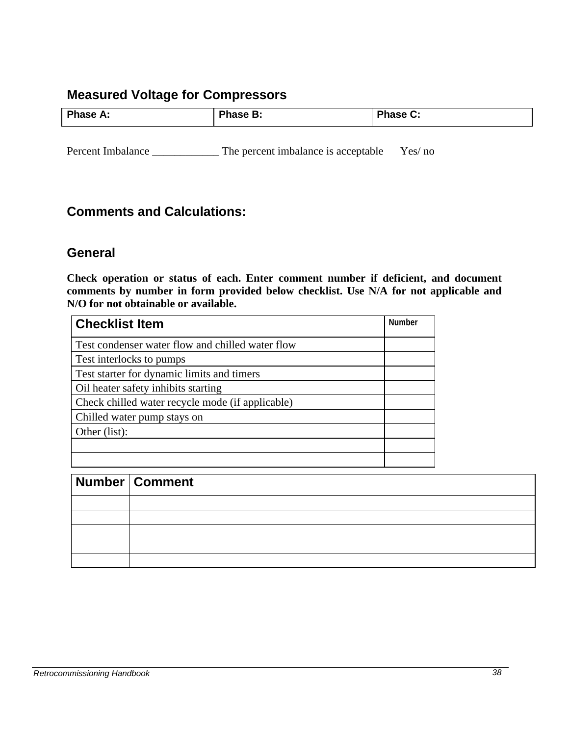## Measured Voltage for Compressors

| Phase A: | Phase B: | Phase C: |
|---|---|---|

Percent Imbalance ____________ The percent imbalance is acceptable Yes/ no

## Comments and Calculations:

## General

**Check operation or status of each. Enter comment number if deficient, and document comments by number in form provided below checklist. Use N/A for not applicable and N/O for not obtainable or available.**

| Checklist Item | Number |
|---|---|
| Test condenser water flow and chilled water flow | |
| Test interlocks to pumps | |
| Test starter for dynamic limits and timers | |
| Oil heater safety inhibits starting | |
| Check chilled water recycle mode (if applicable) | |
| Chilled water pump stays on | |
| Other (list): | |
| | |
| | |

| Number | Comment |
|---|---|
| | |
| | |
| | |
| | |
| | |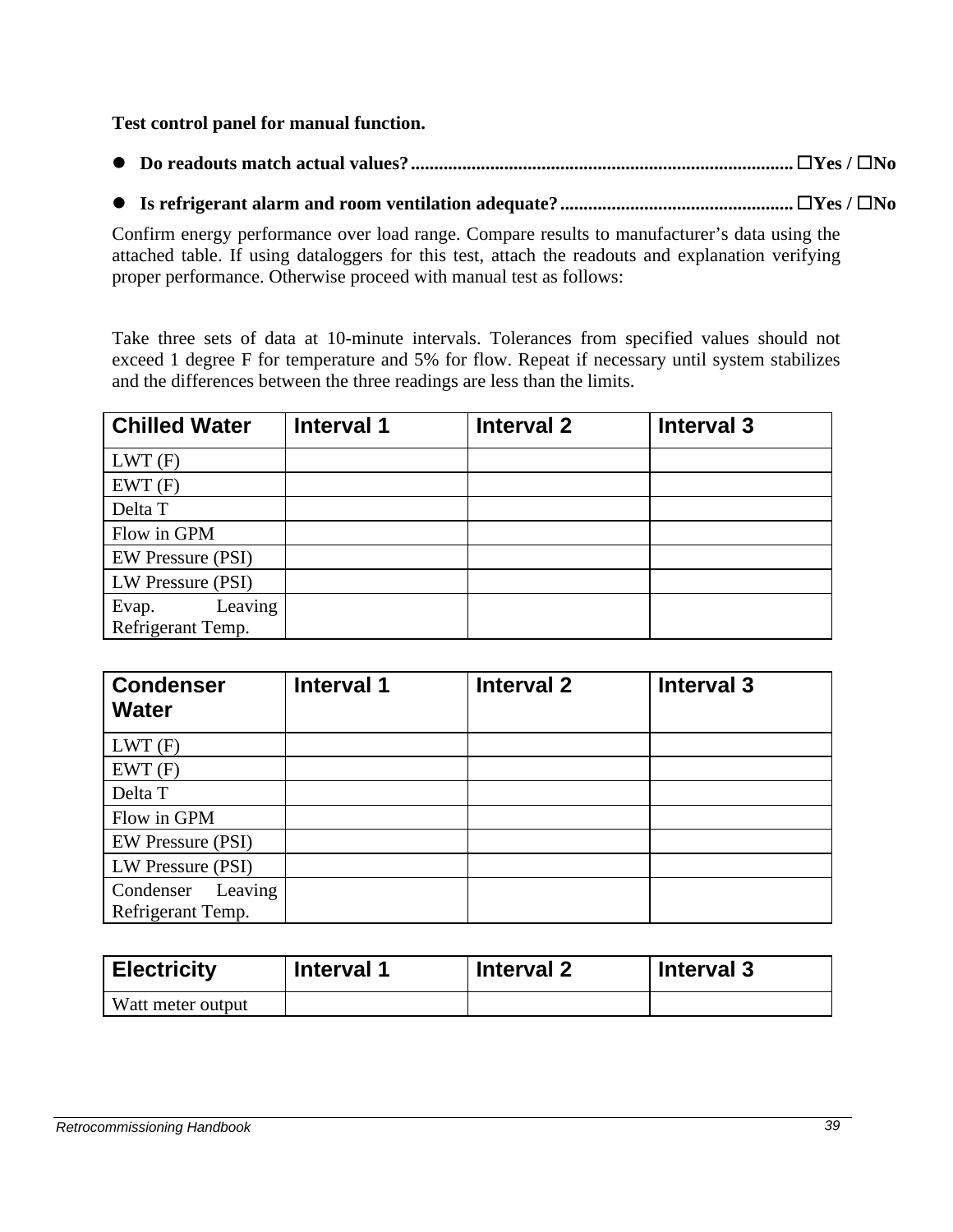**Test control panel for manual function.**

- **Do readouts match actual values?** ................................................................................ ☐Yes / ☐No
- **Is refrigerant alarm and room ventilation adequate?** ................................................. ☐Yes / ☐No

Confirm energy performance over load range. Compare results to manufacturer's data using the attached table. If using dataloggers for this test, attach the readouts and explanation verifying proper performance. Otherwise proceed with manual test as follows:

Take three sets of data at 10-minute intervals. Tolerances from specified values should not exceed 1 degree F for temperature and 5% for flow. Repeat if necessary until system stabilizes and the differences between the three readings are less than the limits.

| Chilled Water | Interval 1 | Interval 2 | Interval 3 |
|---|---|---|---|
| LWT (F) | | | |
| EWT (F) | | | |
| Delta T | | | |
| Flow in GPM | | | |
| EW Pressure (PSI) | | | |
| LW Pressure (PSI) | | | |
| Evap. Leaving Refrigerant Temp. | | | |

| Condenser Water | Interval 1 | Interval 2 | Interval 3 |
|---|---|---|---|
| LWT (F) | | | |
| EWT (F) | | | |
| Delta T | | | |
| Flow in GPM | | | |
| EW Pressure (PSI) | | | |
| LW Pressure (PSI) | | | |
| Condenser Leaving Refrigerant Temp. | | | |

| Electricity | Interval 1 | Interval 2 | Interval 3 |
|---|---|---|---|
| Watt meter output | | | |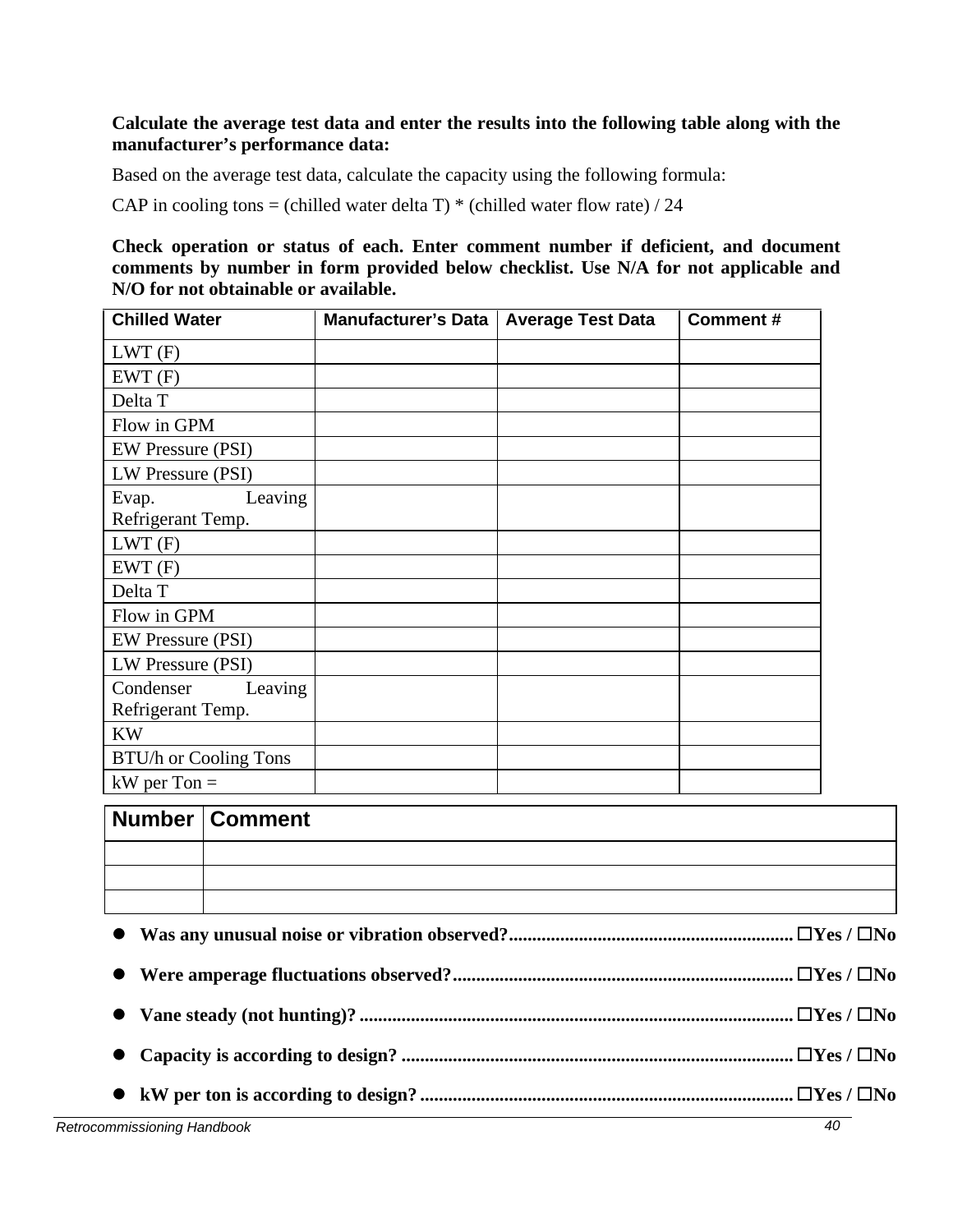**Calculate the average test data and enter the results into the following table along with the manufacturer's performance data:**

Based on the average test data, calculate the capacity using the following formula:

CAP in cooling tons = (chilled water delta T) * (chilled water flow rate) / 24

**Check operation or status of each. Enter comment number if deficient, and document comments by number in form provided below checklist. Use N/A for not applicable and N/O for not obtainable or available.**

| Chilled Water | Manufacturer's Data | Average Test Data | Comment # |
|---|---|---|---|
| LWT (F) | | | |
| EWT (F) | | | |
| Delta T | | | |
| Flow in GPM | | | |
| EW Pressure (PSI) | | | |
| LW Pressure (PSI) | | | |
| Evap. Leaving Refrigerant Temp. | | | |
| LWT (F) | | | |
| EWT (F) | | | |
| Delta T | | | |
| Flow in GPM | | | |
| EW Pressure (PSI) | | | |
| LW Pressure (PSI) | | | |
| Condenser Leaving Refrigerant Temp. | | | |
| KW | | | |
| BTU/h or Cooling Tons | | | |
| kW per Ton = | | | |

| Number | Comment |
|---|---|
| | |
| | |
| | |

- **Was any unusual noise or vibration observed?............................................................ ☐Yes / ☐No**
- **Were amperage fluctuations observed?........................................................................ ☐Yes / ☐No**
- **Vane steady (not hunting)? ............................................................................................ ☐Yes / ☐No**
- **Capacity is according to design? ................................................................................... ☐Yes / ☐No**
- **kW per ton is according to design? ............................................................................... ☐Yes / ☐No**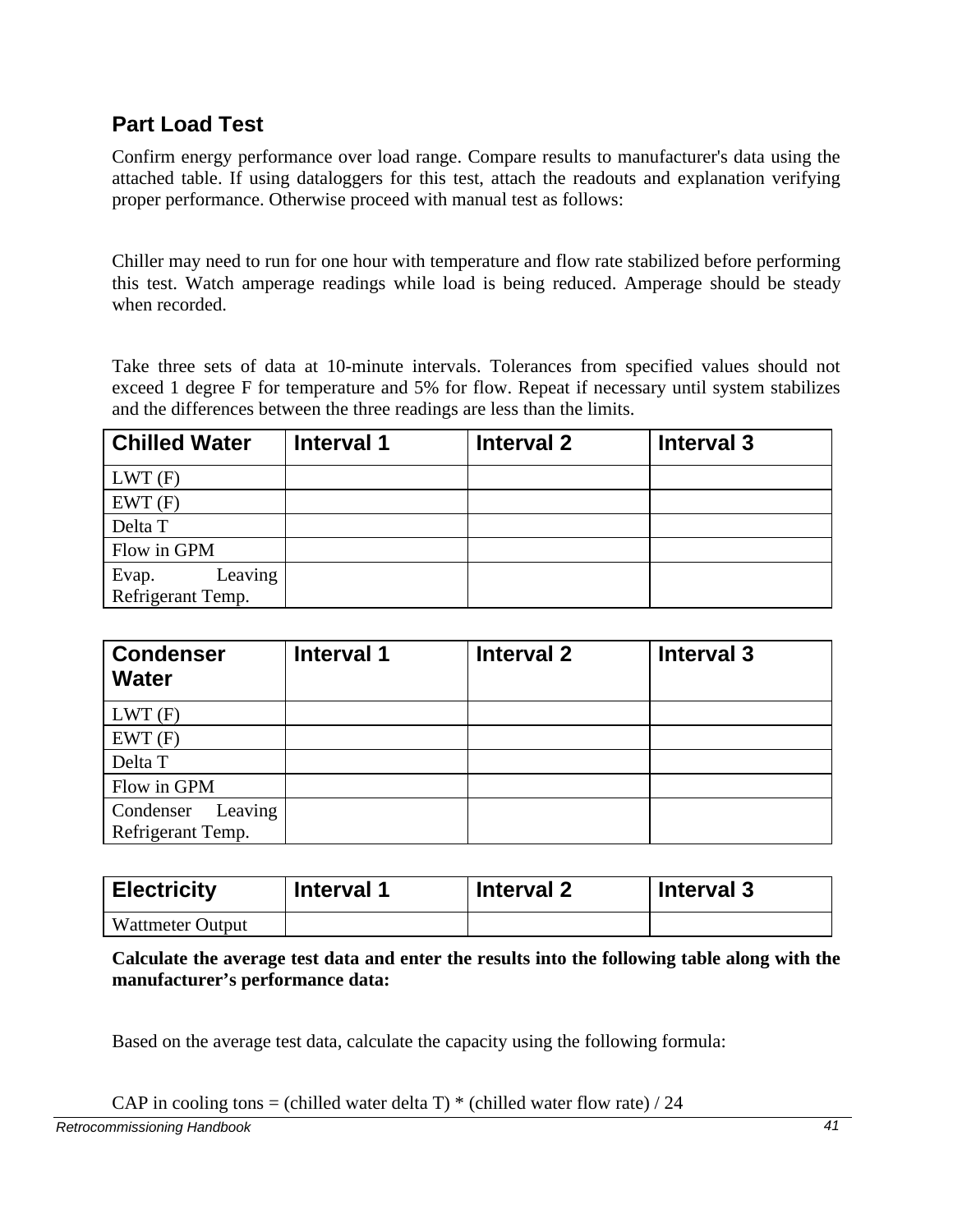## Part Load Test

Confirm energy performance over load range. Compare results to manufacturer's data using the attached table. If using dataloggers for this test, attach the readouts and explanation verifying proper performance. Otherwise proceed with manual test as follows:

Chiller may need to run for one hour with temperature and flow rate stabilized before performing this test. Watch amperage readings while load is being reduced. Amperage should be steady when recorded.

Take three sets of data at 10-minute intervals. Tolerances from specified values should not exceed 1 degree F for temperature and 5% for flow. Repeat if necessary until system stabilizes and the differences between the three readings are less than the limits.

| Chilled Water | Interval 1 | Interval 2 | Interval 3 |
|---|---|---|---|
| LWT (F) | | | |
| EWT (F) | | | |
| Delta T | | | |
| Flow in GPM | | | |
| Evap. Leaving Refrigerant Temp. | | | |

| Condenser Water | Interval 1 | Interval 2 | Interval 3 |
|---|---|---|---|
| LWT (F) | | | |
| EWT (F) | | | |
| Delta T | | | |
| Flow in GPM | | | |
| Condenser Leaving Refrigerant Temp. | | | |

| Electricity | Interval 1 | Interval 2 | Interval 3 |
|---|---|---|---|
| Wattmeter Output | | | |

**Calculate the average test data and enter the results into the following table along with the manufacturer's performance data:**

Based on the average test data, calculate the capacity using the following formula:

CAP in cooling tons = (chilled water delta T) * (chilled water flow rate) / 24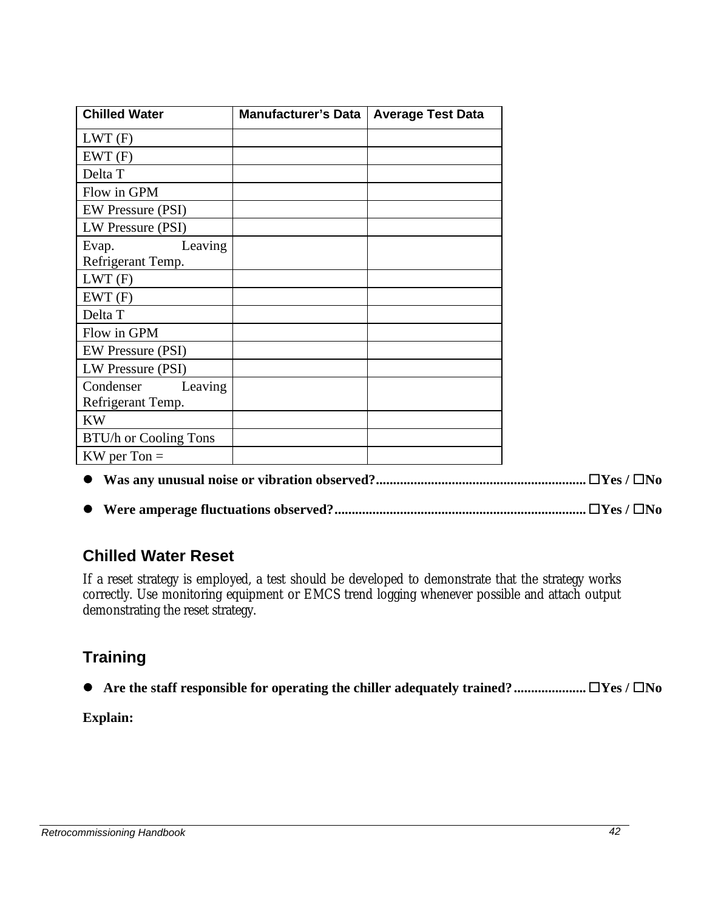| Chilled Water | Manufacturer's Data | Average Test Data |
|---|---|---|
| LWT (F) | | |
| EWT (F) | | |
| Delta T | | |
| Flow in GPM | | |
| EW Pressure (PSI) | | |
| LW Pressure (PSI) | | |
| Evap. Leaving Refrigerant Temp. | | |
| LWT (F) | | |
| EWT (F) | | |
| Delta T | | |
| Flow in GPM | | |
| EW Pressure (PSI) | | |
| LW Pressure (PSI) | | |
| Condenser Leaving Refrigerant Temp. | | |
| KW | | |
| BTU/h or Cooling Tons | | |
| KW per Ton = | | |

- **Was any unusual noise or vibration observed?............................................................. ☐Yes / ☐No**
- **Were amperage fluctuations observed?........................................................................ ☐Yes / ☐No**

## Chilled Water Reset

If a reset strategy is employed, a test should be developed to demonstrate that the strategy works correctly. Use monitoring equipment or EMCS trend logging whenever possible and attach output demonstrating the reset strategy.

## Training

- **Are the staff responsible for operating the chiller adequately trained?..................... ☐Yes / ☐No**

**Explain:**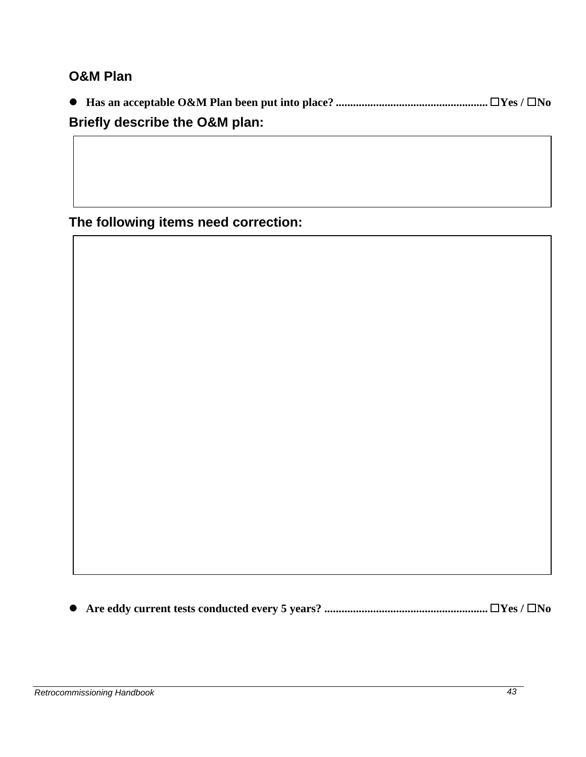## O&M Plan

- **Has an acceptable O&M Plan been put into place? .................................................... ☐Yes / ☐No**

### Briefly describe the O&M plan:

|  |
|---|
|  |

### The following items need correction:

|  |
|---|
|  |

- **Are eddy current tests conducted every 5 years? ........................................................ ☐Yes / ☐No**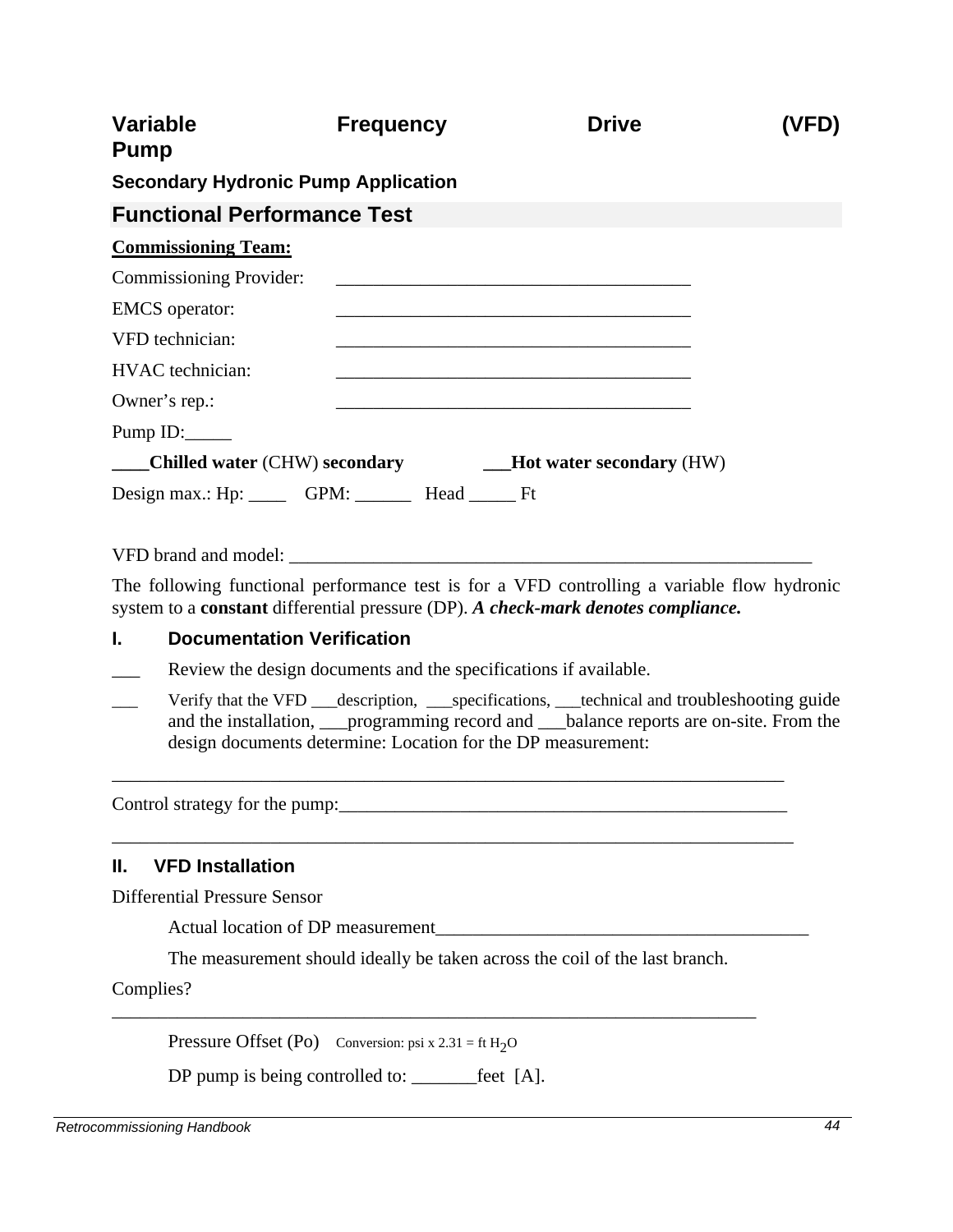# Variable Frequency Drive (VFD) Pump

### Secondary Hydronic Pump Application

## Functional Performance Test

**Commissioning Team:**

Commissioning Provider: ______________________________________

EMCS operator: ______________________________________

VFD technician: ______________________________________

HVAC technician: ______________________________________

Owner's rep.: ______________________________________

Pump ID:_____

**____Chilled water** (CHW) **secondary** **___Hot water secondary** (HW)

Design max.: Hp: ____ GPM: ______ Head _____ Ft

VFD brand and model: _________________________________________________________

The following functional performance test is for a VFD controlling a variable flow hydronic system to a **constant** differential pressure (DP). ***A check-mark denotes compliance.***

## I. Documentation Verification

___ Review the design documents and the specifications if available.

___ Verify that the VFD ___description, ___specifications, ___technical and troubleshooting guide and the installation, ___programming record and ___balance reports are on-site. From the design documents determine: Location for the DP measurement:

__________________________________________________________________________

Control strategy for the pump:_________________________________________________

__________________________________________________________________________

## II. VFD Installation

Differential Pressure Sensor

Actual location of DP measurement________________________________________

The measurement should ideally be taken across the coil of the last branch.

Complies? _______________________________________________________________

Pressure Offset (Po) Conversion: psi x 2.31 = ft $H_2O$

DP pump is being controlled to: _______feet [A].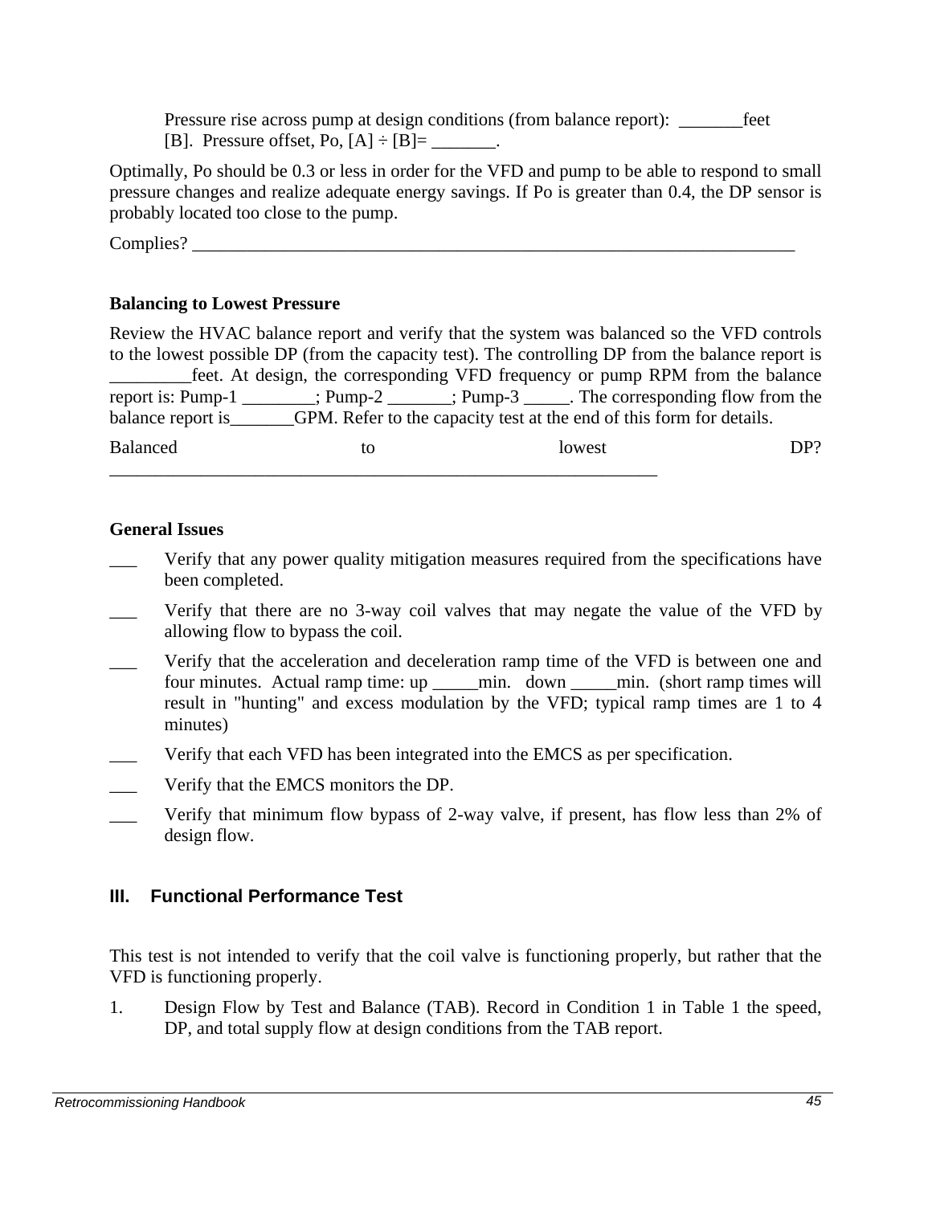Pressure rise across pump at design conditions (from balance report): _______feet [B]. Pressure offset, Po, [A] ÷ [B]= _______.

Optimally, Po should be 0.3 or less in order for the VFD and pump to be able to respond to small pressure changes and realize adequate energy savings. If Po is greater than 0.4, the DP sensor is probably located too close to the pump.

Complies? ______________________________________________________________________

**Balancing to Lowest Pressure**

Review the HVAC balance report and verify that the system was balanced so the VFD controls to the lowest possible DP (from the capacity test). The controlling DP from the balance report is _________feet. At design, the corresponding VFD frequency or pump RPM from the balance report is: Pump-1 ________; Pump-2 _______; Pump-3 _____. The corresponding flow from the balance report is_______GPM. Refer to the capacity test at the end of this form for details.

Balanced to lowest DP? ______________________________________________________________

**General Issues**

- ___ Verify that any power quality mitigation measures required from the specifications have been completed.
- ___ Verify that there are no 3-way coil valves that may negate the value of the VFD by allowing flow to bypass the coil.
- ___ Verify that the acceleration and deceleration ramp time of the VFD is between one and four minutes. Actual ramp time: up _____min. down _____min. (short ramp times will result in "hunting" and excess modulation by the VFD; typical ramp times are 1 to 4 minutes)
- ___ Verify that each VFD has been integrated into the EMCS as per specification.
- ___ Verify that the EMCS monitors the DP.
- ___ Verify that minimum flow bypass of 2-way valve, if present, has flow less than 2% of design flow.

## III. Functional Performance Test

This test is not intended to verify that the coil valve is functioning properly, but rather that the VFD is functioning properly.

1. Design Flow by Test and Balance (TAB). Record in Condition 1 in Table 1 the speed, DP, and total supply flow at design conditions from the TAB report.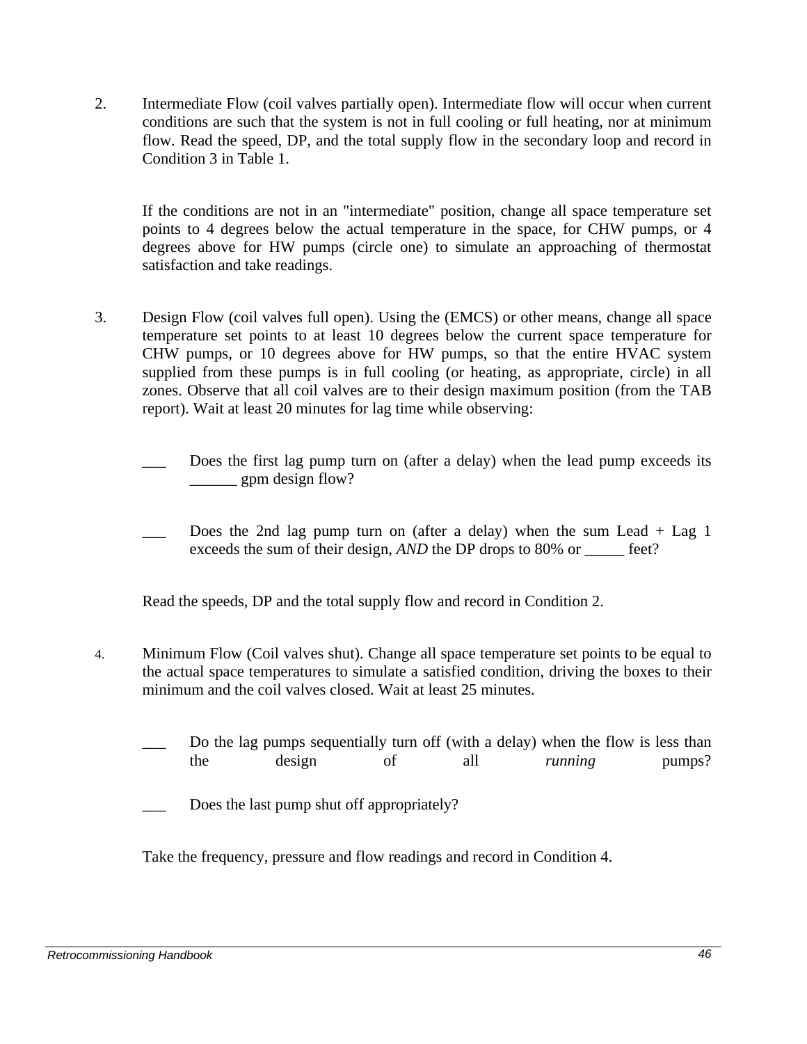2. Intermediate Flow (coil valves partially open). Intermediate flow will occur when current conditions are such that the system is not in full cooling or full heating, nor at minimum flow. Read the speed, DP, and the total supply flow in the secondary loop and record in Condition 3 in Table 1.

   If the conditions are not in an "intermediate" position, change all space temperature set points to 4 degrees below the actual temperature in the space, for CHW pumps, or 4 degrees above for HW pumps (circle one) to simulate an approaching of thermostat satisfaction and take readings.

3. Design Flow (coil valves full open). Using the (EMCS) or other means, change all space temperature set points to at least 10 degrees below the current space temperature for CHW pumps, or 10 degrees above for HW pumps, so that the entire HVAC system supplied from these pumps is in full cooling (or heating, as appropriate, circle) in all zones. Observe that all coil valves are to their design maximum position (from the TAB report). Wait at least 20 minutes for lag time while observing:

   ___ Does the first lag pump turn on (after a delay) when the lead pump exceeds its ______ gpm design flow?

   ___ Does the 2nd lag pump turn on (after a delay) when the sum Lead + Lag 1 exceeds the sum of their design, *AND* the DP drops to 80% or _____ feet?

   Read the speeds, DP and the total supply flow and record in Condition 2.

4. Minimum Flow (Coil valves shut). Change all space temperature set points to be equal to the actual space temperatures to simulate a satisfied condition, driving the boxes to their minimum and the coil valves closed. Wait at least 25 minutes.

   ___ Do the lag pumps sequentially turn off (with a delay) when the flow is less than the design of all *running* pumps?

   ___ Does the last pump shut off appropriately?

   Take the frequency, pressure and flow readings and record in Condition 4.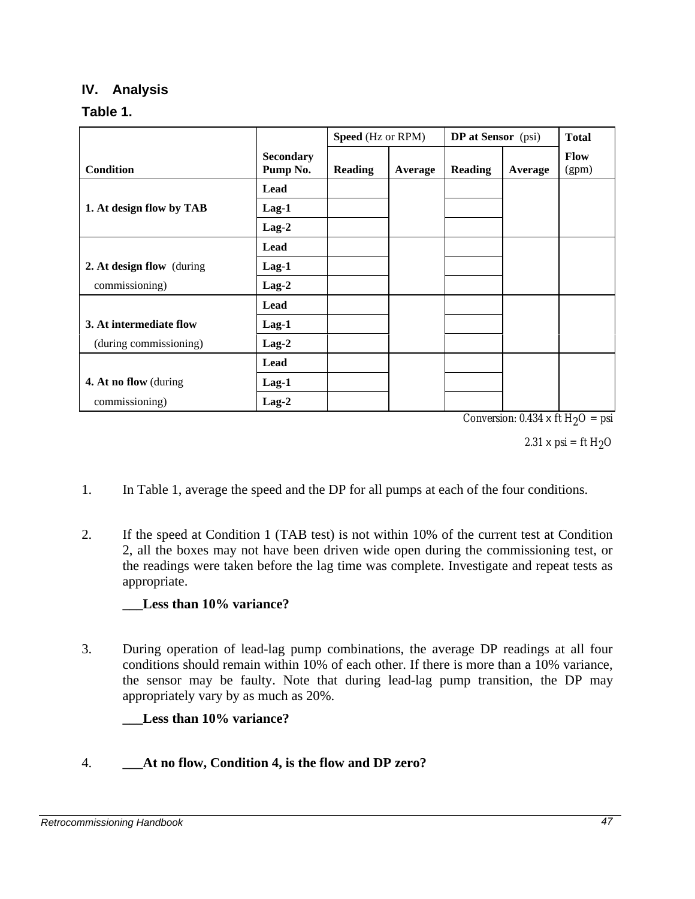## IV. Analysis

### Table 1.

| Condition | Secondary Pump No. | Speed (Hz or RPM) | | DP at Sensor (psi) | | Total Flow (gpm) |
|---|---|---|---|---|---|---|
| | | Reading | Average | Reading | Average | |
| 1. At design flow by TAB | Lead | | | | | |
| | Lag-1 | | | | | |
| | Lag-2 | | | | | |
| 2. At design flow (during commissioning) | Lead | | | | | |
| | Lag-1 | | | | | |
| | Lag-2 | | | | | |
| 3. At intermediate flow (during commissioning) | Lead | | | | | |
| | Lag-1 | | | | | |
| | Lag-2 | | | | | |
| 4. At no flow (during commissioning) | Lead | | | | | |
| | Lag-1 | | | | | |
| | Lag-2 | | | | | |

Conversion: 0.434 x ft $H_2O$ = psi

2.31 x psi = ft $H_2O$

1. In Table 1, average the speed and the DP for all pumps at each of the four conditions.

2. If the speed at Condition 1 (TAB test) is not within 10% of the current test at Condition 2, all the boxes may not have been driven wide open during the commissioning test, or the readings were taken before the lag time was complete. Investigate and repeat tests as appropriate.

   **___Less than 10% variance?**

3. During operation of lead-lag pump combinations, the average DP readings at all four conditions should remain within 10% of each other. If there is more than a 10% variance, the sensor may be faulty. Note that during lead-lag pump transition, the DP may appropriately vary by as much as 20%.

   **___Less than 10% variance?**

4. **___At no flow, Condition 4, is the flow and DP zero?**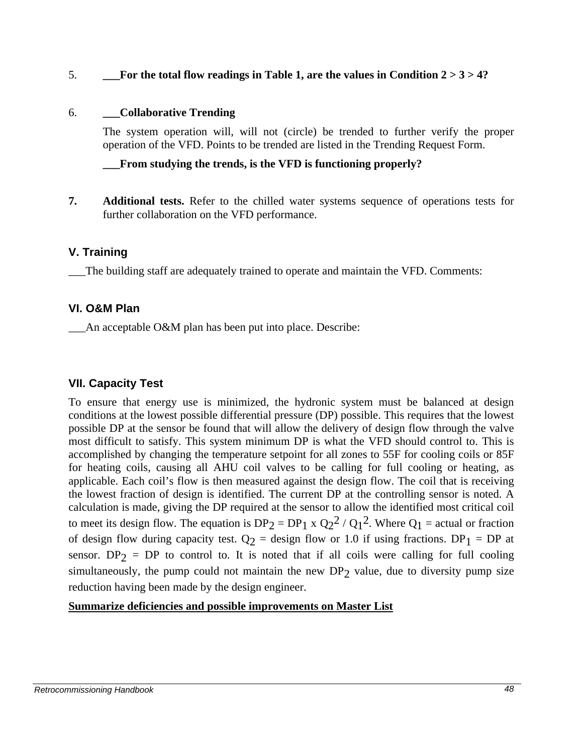5. **___For the total flow readings in Table 1, are the values in Condition 2 > 3 > 4?**

6. **___Collaborative Trending**

   The system operation will, will not (circle) be trended to further verify the proper operation of the VFD. Points to be trended are listed in the Trending Request Form.

   **___From studying the trends, is the VFD is functioning properly?**

7. **Additional tests.** Refer to the chilled water systems sequence of operations tests for further collaboration on the VFD performance.

### V. Training

___The building staff are adequately trained to operate and maintain the VFD. Comments:

### VI. O&M Plan

___An acceptable O&M plan has been put into place. Describe:

### VII. Capacity Test

To ensure that energy use is minimized, the hydronic system must be balanced at design conditions at the lowest possible differential pressure (DP) possible. This requires that the lowest possible DP at the sensor be found that will allow the delivery of design flow through the valve most difficult to satisfy. This system minimum DP is what the VFD should control to. This is accomplished by changing the temperature setpoint for all zones to 55F for cooling coils or 85F for heating coils, causing all AHU coil valves to be calling for full cooling or heating, as applicable. Each coil's flow is then measured against the design flow. The coil that is receiving the lowest fraction of design is identified. The current DP at the controlling sensor is noted. A calculation is made, giving the DP required at the sensor to allow the identified most critical coil to meet its design flow. The equation is $DP_2 = DP_1 \times Q_2^2 / Q_1^2$. Where $Q_1$ = actual or fraction of design flow during capacity test. $Q_2$ = design flow or 1.0 if using fractions. $DP_1$ = DP at sensor. $DP_2$ = DP to control to. It is noted that if all coils were calling for full cooling simultaneously, the pump could not maintain the new $DP_2$ value, due to diversity pump size reduction having been made by the design engineer.

<u>**Summarize deficiencies and possible improvements on Master List**</u>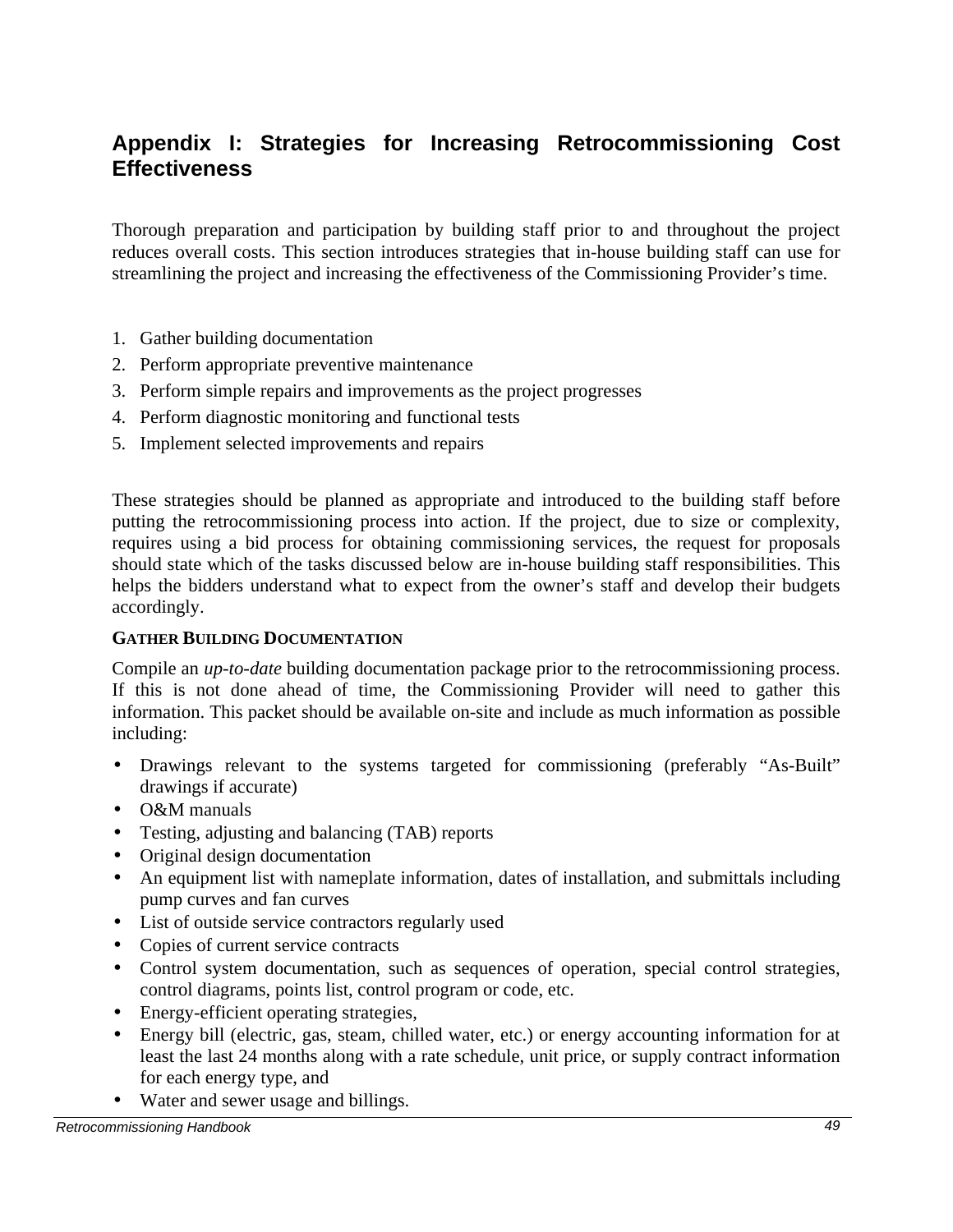## Appendix I: Strategies for Increasing Retrocommissioning Cost Effectiveness

Thorough preparation and participation by building staff prior to and throughout the project reduces overall costs. This section introduces strategies that in-house building staff can use for streamlining the project and increasing the effectiveness of the Commissioning Provider's time.

1. Gather building documentation
2. Perform appropriate preventive maintenance
3. Perform simple repairs and improvements as the project progresses
4. Perform diagnostic monitoring and functional tests
5. Implement selected improvements and repairs

These strategies should be planned as appropriate and introduced to the building staff before putting the retrocommissioning process into action. If the project, due to size or complexity, requires using a bid process for obtaining commissioning services, the request for proposals should state which of the tasks discussed below are in-house building staff responsibilities. This helps the bidders understand what to expect from the owner's staff and develop their budgets accordingly.

### GATHER BUILDING DOCUMENTATION

Compile an *up-to-date* building documentation package prior to the retrocommissioning process. If this is not done ahead of time, the Commissioning Provider will need to gather this information. This packet should be available on-site and include as much information as possible including:

- Drawings relevant to the systems targeted for commissioning (preferably "As-Built" drawings if accurate)
- O&M manuals
- Testing, adjusting and balancing (TAB) reports
- Original design documentation
- An equipment list with nameplate information, dates of installation, and submittals including pump curves and fan curves
- List of outside service contractors regularly used
- Copies of current service contracts
- Control system documentation, such as sequences of operation, special control strategies, control diagrams, points list, control program or code, etc.
- Energy-efficient operating strategies,
- Energy bill (electric, gas, steam, chilled water, etc.) or energy accounting information for at least the last 24 months along with a rate schedule, unit price, or supply contract information for each energy type, and
- Water and sewer usage and billings.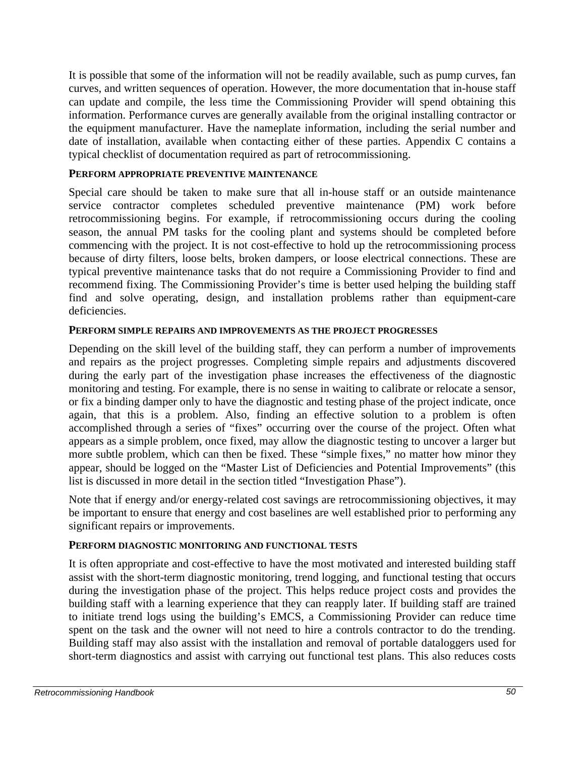It is possible that some of the information will not be readily available, such as pump curves, fan curves, and written sequences of operation. However, the more documentation that in-house staff can update and compile, the less time the Commissioning Provider will spend obtaining this information. Performance curves are generally available from the original installing contractor or the equipment manufacturer. Have the nameplate information, including the serial number and date of installation, available when contacting either of these parties. Appendix C contains a typical checklist of documentation required as part of retrocommissioning.

#### PERFORM APPROPRIATE PREVENTIVE MAINTENANCE

Special care should be taken to make sure that all in-house staff or an outside maintenance service contractor completes scheduled preventive maintenance (PM) work before retrocommissioning begins. For example, if retrocommissioning occurs during the cooling season, the annual PM tasks for the cooling plant and systems should be completed before commencing with the project. It is not cost-effective to hold up the retrocommissioning process because of dirty filters, loose belts, broken dampers, or loose electrical connections. These are typical preventive maintenance tasks that do not require a Commissioning Provider to find and recommend fixing. The Commissioning Provider's time is better used helping the building staff find and solve operating, design, and installation problems rather than equipment-care deficiencies.

#### PERFORM SIMPLE REPAIRS AND IMPROVEMENTS AS THE PROJECT PROGRESSES

Depending on the skill level of the building staff, they can perform a number of improvements and repairs as the project progresses. Completing simple repairs and adjustments discovered during the early part of the investigation phase increases the effectiveness of the diagnostic monitoring and testing. For example, there is no sense in waiting to calibrate or relocate a sensor, or fix a binding damper only to have the diagnostic and testing phase of the project indicate, once again, that this is a problem. Also, finding an effective solution to a problem is often accomplished through a series of "fixes" occurring over the course of the project. Often what appears as a simple problem, once fixed, may allow the diagnostic testing to uncover a larger but more subtle problem, which can then be fixed. These "simple fixes," no matter how minor they appear, should be logged on the "Master List of Deficiencies and Potential Improvements" (this list is discussed in more detail in the section titled "Investigation Phase").

Note that if energy and/or energy-related cost savings are retrocommissioning objectives, it may be important to ensure that energy and cost baselines are well established prior to performing any significant repairs or improvements.

#### PERFORM DIAGNOSTIC MONITORING AND FUNCTIONAL TESTS

It is often appropriate and cost-effective to have the most motivated and interested building staff assist with the short-term diagnostic monitoring, trend logging, and functional testing that occurs during the investigation phase of the project. This helps reduce project costs and provides the building staff with a learning experience that they can reapply later. If building staff are trained to initiate trend logs using the building's EMCS, a Commissioning Provider can reduce time spent on the task and the owner will not need to hire a controls contractor to do the trending. Building staff may also assist with the installation and removal of portable dataloggers used for short-term diagnostics and assist with carrying out functional test plans. This also reduces costs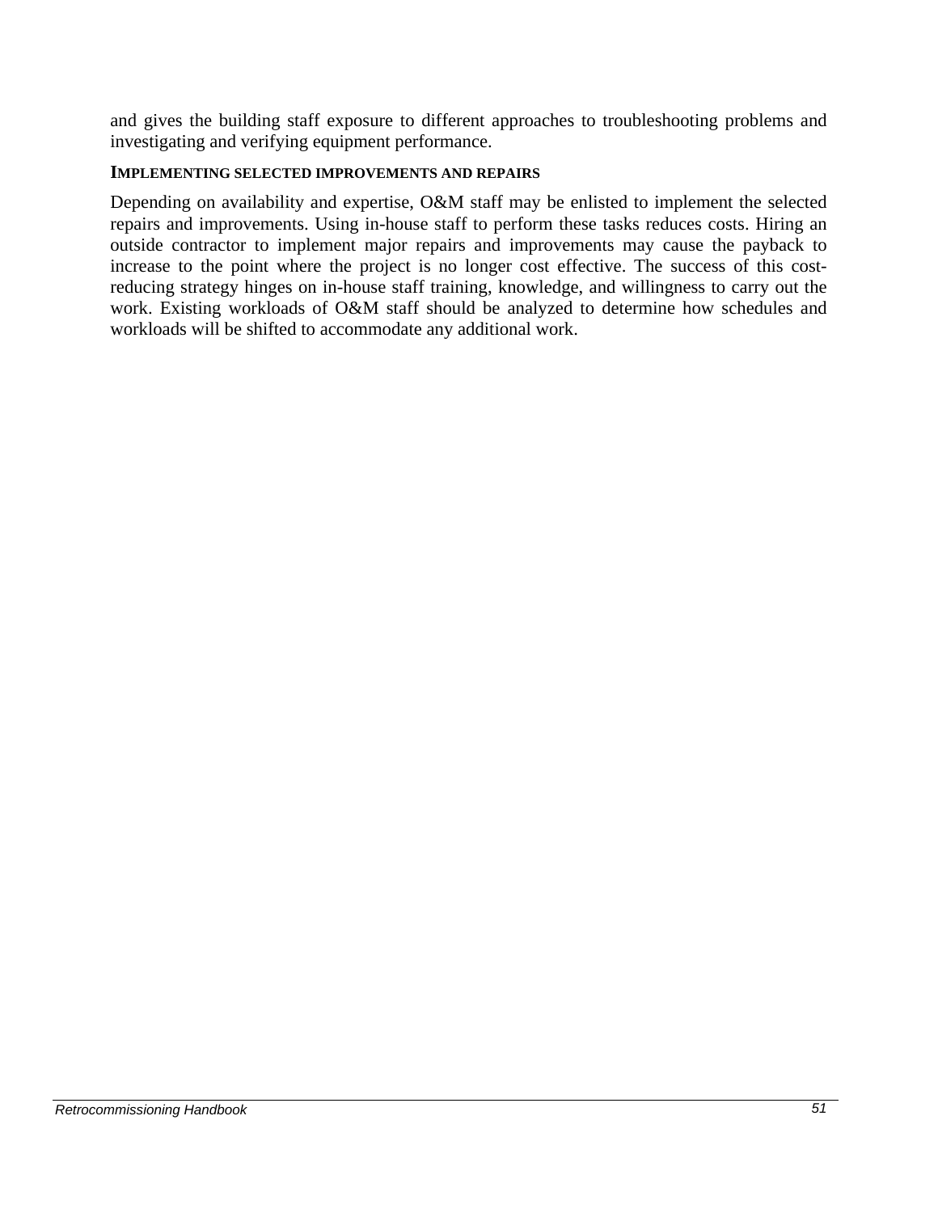and gives the building staff exposure to different approaches to troubleshooting problems and investigating and verifying equipment performance.

#### IMPLEMENTING SELECTED IMPROVEMENTS AND REPAIRS

Depending on availability and expertise, O&M staff may be enlisted to implement the selected repairs and improvements. Using in-house staff to perform these tasks reduces costs. Hiring an outside contractor to implement major repairs and improvements may cause the payback to increase to the point where the project is no longer cost effective. The success of this cost-reducing strategy hinges on in-house staff training, knowledge, and willingness to carry out the work. Existing workloads of O&M staff should be analyzed to determine how schedules and workloads will be shifted to accommodate any additional work.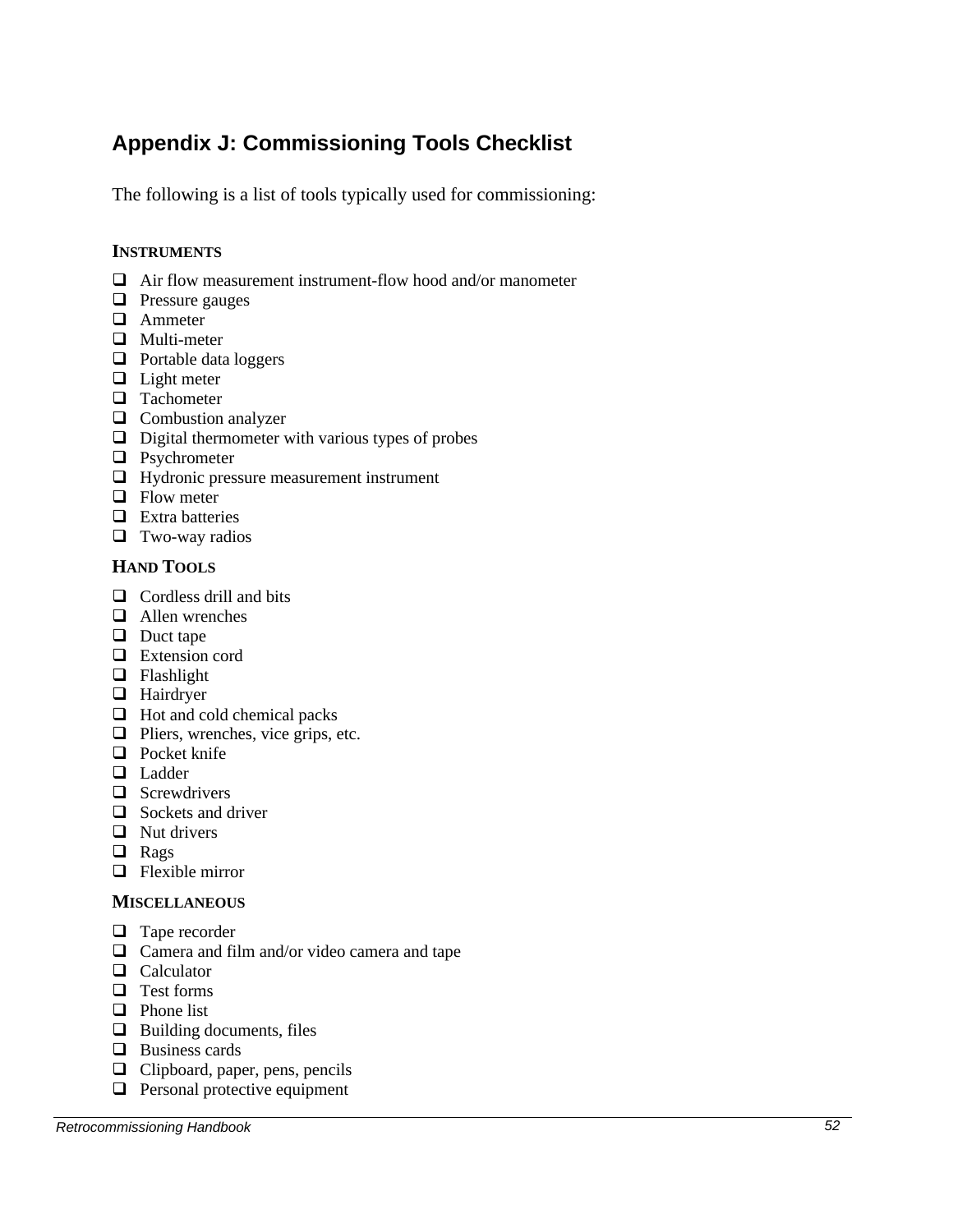## Appendix J: Commissioning Tools Checklist

The following is a list of tools typically used for commissioning:

### INSTRUMENTS

- ❑ Air flow measurement instrument-flow hood and/or manometer
- ❑ Pressure gauges
- ❑ Ammeter
- ❑ Multi-meter
- ❑ Portable data loggers
- ❑ Light meter
- ❑ Tachometer
- ❑ Combustion analyzer
- ❑ Digital thermometer with various types of probes
- ❑ Psychrometer
- ❑ Hydronic pressure measurement instrument
- ❑ Flow meter
- ❑ Extra batteries
- ❑ Two-way radios

### HAND TOOLS

- ❑ Cordless drill and bits
- ❑ Allen wrenches
- ❑ Duct tape
- ❑ Extension cord
- ❑ Flashlight
- ❑ Hairdryer
- ❑ Hot and cold chemical packs
- ❑ Pliers, wrenches, vice grips, etc.
- ❑ Pocket knife
- ❑ Ladder
- ❑ Screwdrivers
- ❑ Sockets and driver
- ❑ Nut drivers
- ❑ Rags
- ❑ Flexible mirror

### MISCELLANEOUS

- ❑ Tape recorder
- ❑ Camera and film and/or video camera and tape
- ❑ Calculator
- ❑ Test forms
- ❑ Phone list
- ❑ Building documents, files
- ❑ Business cards
- ❑ Clipboard, paper, pens, pencils
- ❑ Personal protective equipment